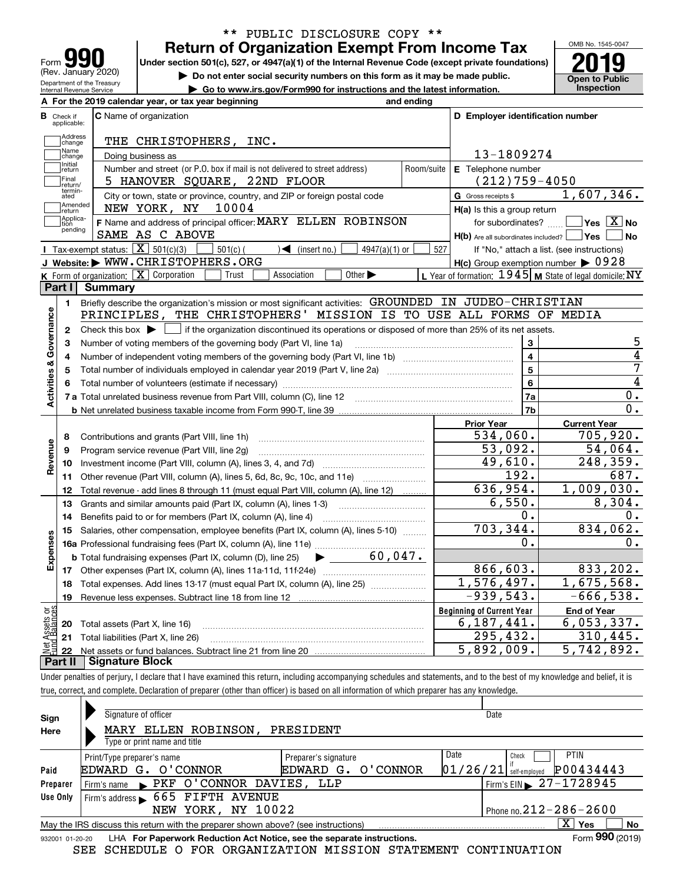\*\* PUBLIC DISCLOSURE COPY \*\*

# Form 990 Return of Organization Exempt From Income Tax

Form 990 (Rev. January 2020)
Department of the Treasury
Internal Revenue Service

Under section 501(c), 527, or 4947(a)(1) of the Internal Revenue Code (except private foundations)

▶ Do not enter social security numbers on this form as it may be made public.

▶ Go to www.irs.gov/Form990 for instructions and the latest information.

OMB No. 1545-0047

**2019**

**Open to Public Inspection**

**A** For the 2019 calendar year, or tax year beginning                    and ending

**B** Check if applicable: Address change, Name change, Initial return, Final return/terminated, Amended return, Application pending

**C** Name of organization: THE CHRISTOPHERS, INC.

Doing business as

Number and street (or P.O. box if mail is not delivered to street address) / Room/suite: 5 HANOVER SQUARE, 22ND FLOOR

City or town, state or province, country, and ZIP or foreign postal code: NEW YORK, NY 10004

**D** Employer identification number: 13-1809274

**E** Telephone number: (212)759-4050

**G** Gross receipts $ 1,607,346.

**F** Name and address of principal officer: MARY ELLEN ROBINSON
SAME AS C ABOVE

**H(a)** Is this a group return for subordinates? Yes [ ] No [X]

**H(b)** Are all subordinates included? Yes [ ] No [ ]
If "No," attach a list. (see instructions)

**H(c)** Group exemption number ▶ 0928

**I** Tax-exempt status: [X] 501(c)(3) [ ] 501(c) ( ) ◀ (insert no.) [ ] 4947(a)(1) or [ ] 527

**J** Website: ▶ WWW.CHRISTOPHERS.ORG

**K** Form of organization: [X] Corporation [ ] Trust [ ] Association [ ] Other ▶

**L** Year of formation: 1945 **M** State of legal domicile: NY

## Part I Summary

**Activities & Governance**

1 Briefly describe the organization's mission or most significant activities: GROUNDED IN JUDEO-CHRISTIAN PRINCIPLES, THE CHRISTOPHERS' MISSION IS TO USE ALL FORMS OF MEDIA

2 Check this box ▶ [ ] if the organization discontinued its operations or disposed of more than 25% of its net assets.

| | | | |
|---|---|---|---|
| 3 | Number of voting members of the governing body (Part VI, line 1a) | 3 | 5 |
| 4 | Number of independent voting members of the governing body (Part VI, line 1b) | 4 | 4 |
| 5 | Total number of individuals employed in calendar year 2019 (Part V, line 2a) | 5 | 7 |
| 6 | Total number of volunteers (estimate if necessary) | 6 | 4 |
| 7a | Total unrelated business revenue from Part VIII, column (C), line 12 | 7a | 0. |
| b | Net unrelated business taxable income from Form 990-T, line 39 | 7b | 0. |

| | | Prior Year | Current Year |
|---|---|---|---|
| **Revenue** | | | |
| 8 | Contributions and grants (Part VIII, line 1h) | 534,060. | 705,920. |
| 9 | Program service revenue (Part VIII, line 2g) | 53,092. | 54,064. |
| 10 | Investment income (Part VIII, column (A), lines 3, 4, and 7d) | 49,610. | 248,359. |
| 11 | Other revenue (Part VIII, column (A), lines 5, 6d, 8c, 9c, 10c, and 11e) | 192. | 687. |
| 12 | Total revenue - add lines 8 through 11 (must equal Part VIII, column (A), line 12) | 636,954. | 1,009,030. |
| **Expenses** | | | |
| 13 | Grants and similar amounts paid (Part IX, column (A), lines 1-3) | 6,550. | 8,304. |
| 14 | Benefits paid to or for members (Part IX, column (A), line 4) | 0. | 0. |
| 15 | Salaries, other compensation, employee benefits (Part IX, column (A), lines 5-10) | 703,344. | 834,062. |
| 16a | Professional fundraising fees (Part IX, column (A), line 11e) | 0. | 0. |
| b | Total fundraising expenses (Part IX, column (D), line 25) ▶ 60,047. | | |
| 17 | Other expenses (Part IX, column (A), lines 11a-11d, 11f-24e) | 866,603. | 833,202. |
| 18 | Total expenses. Add lines 13-17 (must equal Part IX, column (A), line 25) | 1,576,497. | 1,675,568. |
| 19 | Revenue less expenses. Subtract line 18 from line 12 | -939,543. | -666,538. |

| **Net Assets or Fund Balances** | | Beginning of Current Year | End of Year |
|---|---|---|---|
| 20 | Total assets (Part X, line 16) | 6,187,441. | 6,053,337. |
| 21 | Total liabilities (Part X, line 26) | 295,432. | 310,445. |
| 22 | Net assets or fund balances. Subtract line 21 from line 20 | 5,892,009. | 5,742,892. |

## Part II Signature Block

Under penalties of perjury, I declare that I have examined this return, including accompanying schedules and statements, and to the best of my knowledge and belief, it is true, correct, and complete. Declaration of preparer (other than officer) is based on all information of which preparer has any knowledge.

**Sign Here**

Signature of officer                                                            Date

MARY ELLEN ROBINSON, PRESIDENT
Type or print name and title

**Paid Preparer Use Only**

| Print/Type preparer's name | Preparer's signature | Date | Check [ ] if self-employed | PTIN |
|---|---|---|---|---|
| EDWARD G. O'CONNOR | EDWARD G. O'CONNOR | 01/26/21 | | P00434443 |

Firm's name ▶ PKF O'CONNOR DAVIES, LLP — Firm's EIN ▶ 27-1728945

Firm's address ▶ 665 FIFTH AVENUE, NEW YORK, NY 10022 — Phone no. 212-286-2600

May the IRS discuss this return with the preparer shown above? (see instructions) [X] Yes [ ] No

932001 01-20-20 LHA For Paperwork Reduction Act Notice, see the separate instructions. Form **990** (2019)

SEE SCHEDULE O FOR ORGANIZATION MISSION STATEMENT CONTINUATION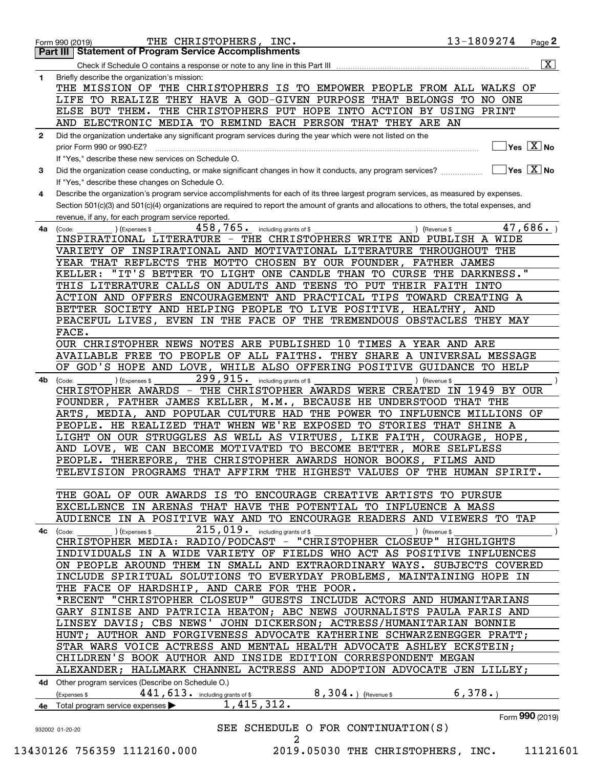Form 990 (2019) THE CHRISTOPHERS, INC. 13-1809274 Page **2**

## Part III Statement of Program Service Accomplishments

Check if Schedule O contains a response or note to any line in this Part III .......... [X]

**1** Briefly describe the organization's mission:

THE MISSION OF THE CHRISTOPHERS IS TO EMPOWER PEOPLE FROM ALL WALKS OF LIFE TO REALIZE THEY HAVE A GOD-GIVEN PURPOSE THAT BELONGS TO NO ONE ELSE BUT THEM. THE CHRISTOPHERS PUT HOPE INTO ACTION BY USING PRINT AND ELECTRONIC MEDIA TO REMIND EACH PERSON THAT THEY ARE AN

**2** Did the organization undertake any significant program services during the year which were not listed on the prior Form 990 or 990-EZ? .......... [ ] Yes [X] No

If "Yes," describe these new services on Schedule O.

**3** Did the organization cease conducting, or make significant changes in how it conducts, any program services? .......... [ ] Yes [X] No

If "Yes," describe these changes on Schedule O.

**4** Describe the organization's program service accomplishments for each of its three largest program services, as measured by expenses. Section 501(c)(3) and 501(c)(4) organizations are required to report the amount of grants and allocations to others, the total expenses, and revenue, if any, for each program service reported.

**4a** (Code: ) (Expenses $ 458,765. including grants of $ ) (Revenue $ 47,686. )

INSPIRATIONAL LITERATURE - THE CHRISTOPHERS WRITE AND PUBLISH A WIDE VARIETY OF INSPIRATIONAL AND MOTIVATIONAL LITERATURE THROUGHOUT THE YEAR THAT REFLECTS THE MOTTO CHOSEN BY OUR FOUNDER, FATHER JAMES KELLER: "IT'S BETTER TO LIGHT ONE CANDLE THAN TO CURSE THE DARKNESS." THIS LITERATURE CALLS ON ADULTS AND TEENS TO PUT THEIR FAITH INTO ACTION AND OFFERS ENCOURAGEMENT AND PRACTICAL TIPS TOWARD CREATING A BETTER SOCIETY AND HELPING PEOPLE TO LIVE POSITIVE, HEALTHY, AND PEACEFUL LIVES, EVEN IN THE FACE OF THE TREMENDOUS OBSTACLES THEY MAY FACE.

OUR CHRISTOPHER NEWS NOTES ARE PUBLISHED 10 TIMES A YEAR AND ARE AVAILABLE FREE TO PEOPLE OF ALL FAITHS. THEY SHARE A UNIVERSAL MESSAGE OF GOD'S HOPE AND LOVE, WHILE ALSO OFFERING POSITIVE GUIDANCE TO HELP

**4b** (Code: ) (Expenses $ 299,915. including grants of $ ) (Revenue $ )

CHRISTOPHER AWARDS - THE CHRISTOPHER AWARDS WERE CREATED IN 1949 BY OUR FOUNDER, FATHER JAMES KELLER, M.M., BECAUSE HE UNDERSTOOD THAT THE ARTS, MEDIA, AND POPULAR CULTURE HAD THE POWER TO INFLUENCE MILLIONS OF PEOPLE. HE REALIZED THAT WHEN WE'RE EXPOSED TO STORIES THAT SHINE A LIGHT ON OUR STRUGGLES AS WELL AS VIRTUES, LIKE FAITH, COURAGE, HOPE, AND LOVE, WE CAN BECOME MOTIVATED TO BECOME BETTER, MORE SELFLESS PEOPLE. THEREFORE, THE CHRISTOPHER AWARDS HONOR BOOKS, FILMS AND TELEVISION PROGRAMS THAT AFFIRM THE HIGHEST VALUES OF THE HUMAN SPIRIT.

THE GOAL OF OUR AWARDS IS TO ENCOURAGE CREATIVE ARTISTS TO PURSUE EXCELLENCE IN ARENAS THAT HAVE THE POTENTIAL TO INFLUENCE A MASS AUDIENCE IN A POSITIVE WAY AND TO ENCOURAGE READERS AND VIEWERS TO TAP

**4c** (Code: ) (Expenses $ 215,019. including grants of $ ) (Revenue $ )

CHRISTOPHER MEDIA: RADIO/PODCAST - "CHRISTOPHER CLOSEUP" HIGHLIGHTS INDIVIDUALS IN A WIDE VARIETY OF FIELDS WHO ACT AS POSITIVE INFLUENCES ON PEOPLE AROUND THEM IN SMALL AND EXTRAORDINARY WAYS. SUBJECTS COVERED INCLUDE SPIRITUAL SOLUTIONS TO EVERYDAY PROBLEMS, MAINTAINING HOPE IN THE FACE OF HARDSHIP, AND CARE FOR THE POOR.

*RECENT "CHRISTOPHER CLOSEUP" GUESTS INCLUDE ACTORS AND HUMANITARIANS GARY SINISE AND PATRICIA HEATON; ABC NEWS JOURNALISTS PAULA FARIS AND LINSEY DAVIS; CBS NEWS' JOHN DICKERSON; ACTRESS/HUMANITARIAN BONNIE HUNT; AUTHOR AND FORGIVENESS ADVOCATE KATHERINE SCHWARZENEGGER PRATT; STAR WARS VOICE ACTRESS AND MENTAL HEALTH ADVOCATE ASHLEY ECKSTEIN; CHILDREN'S BOOK AUTHOR AND INSIDE EDITION CORRESPONDENT MEGAN ALEXANDER; HALLMARK CHANNEL ACTRESS AND ADOPTION ADVOCATE JEN LILLEY;

**4d** Other program services (Describe on Schedule O.)

(Expenses $ 441,613. including grants of $ 8,304.) (Revenue $ 6,378.)

**4e** Total program service expenses ▶ 1,415,312.

Form **990** (2019)

932002 01-20-20

SEE SCHEDULE O FOR CONTINUATION(S)

13430126 756359 1112160.000 2019.05030 THE CHRISTOPHERS, INC. 11121601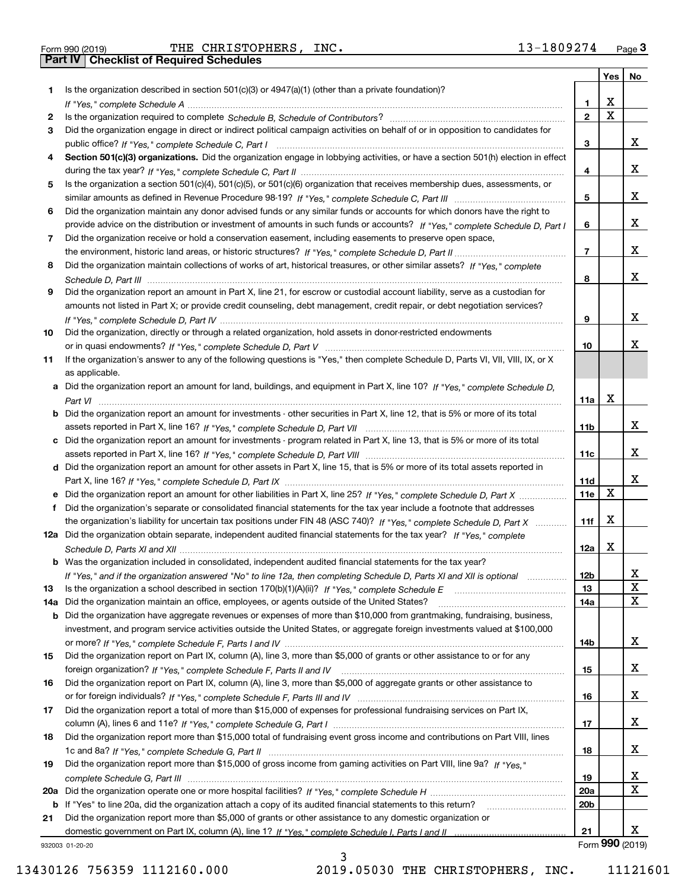Form 990 (2019) THE CHRISTOPHERS, INC. 13-1809274 Page 3

## Part IV Checklist of Required Schedules

| | | | Yes | No |
|---|---|---|---|---|
| 1 | Is the organization described in section 501(c)(3) or 4947(a)(1) (other than a private foundation)? *If "Yes," complete Schedule A* | 1 | X | |
| 2 | Is the organization required to complete *Schedule B, Schedule of Contributors*? | 2 | X | |
| 3 | Did the organization engage in direct or indirect political campaign activities on behalf of or in opposition to candidates for public office? *If "Yes," complete Schedule C, Part I* | 3 | | X |
| 4 | **Section 501(c)(3) organizations.** Did the organization engage in lobbying activities, or have a section 501(h) election in effect during the tax year? *If "Yes," complete Schedule C, Part II* | 4 | | X |
| 5 | Is the organization a section 501(c)(4), 501(c)(5), or 501(c)(6) organization that receives membership dues, assessments, or similar amounts as defined in Revenue Procedure 98-19? *If "Yes," complete Schedule C, Part III* | 5 | | X |
| 6 | Did the organization maintain any donor advised funds or any similar funds or accounts for which donors have the right to provide advice on the distribution or investment of amounts in such funds or accounts? *If "Yes," complete Schedule D, Part I* | 6 | | X |
| 7 | Did the organization receive or hold a conservation easement, including easements to preserve open space, the environment, historic land areas, or historic structures? *If "Yes," complete Schedule D, Part II* | 7 | | X |
| 8 | Did the organization maintain collections of works of art, historical treasures, or other similar assets? *If "Yes," complete Schedule D, Part III* | 8 | | X |
| 9 | Did the organization report an amount in Part X, line 21, for escrow or custodial account liability, serve as a custodian for amounts not listed in Part X; or provide credit counseling, debt management, credit repair, or debt negotiation services? *If "Yes," complete Schedule D, Part IV* | 9 | | X |
| 10 | Did the organization, directly or through a related organization, hold assets in donor-restricted endowments or in quasi endowments? *If "Yes," complete Schedule D, Part V* | 10 | | X |
| 11 | If the organization's answer to any of the following questions is "Yes," then complete Schedule D, Parts VI, VII, VIII, IX, or X as applicable. | | | |
| a | Did the organization report an amount for land, buildings, and equipment in Part X, line 10? *If "Yes," complete Schedule D, Part VI* | 11a | X | |
| b | Did the organization report an amount for investments - other securities in Part X, line 12, that is 5% or more of its total assets reported in Part X, line 16? *If "Yes," complete Schedule D, Part VII* | 11b | | X |
| c | Did the organization report an amount for investments - program related in Part X, line 13, that is 5% or more of its total assets reported in Part X, line 16? *If "Yes," complete Schedule D, Part VIII* | 11c | | X |
| d | Did the organization report an amount for other assets in Part X, line 15, that is 5% or more of its total assets reported in Part X, line 16? *If "Yes," complete Schedule D, Part IX* | 11d | | X |
| e | Did the organization report an amount for other liabilities in Part X, line 25? *If "Yes," complete Schedule D, Part X* | 11e | X | |
| f | Did the organization's separate or consolidated financial statements for the tax year include a footnote that addresses the organization's liability for uncertain tax positions under FIN 48 (ASC 740)? *If "Yes," complete Schedule D, Part X* | 11f | X | |
| 12a | Did the organization obtain separate, independent audited financial statements for the tax year? *If "Yes," complete Schedule D, Parts XI and XII* | 12a | X | |
| b | Was the organization included in consolidated, independent audited financial statements for the tax year? *If "Yes," and if the organization answered "No" to line 12a, then completing Schedule D, Parts XI and XII is optional* | 12b | | X |
| 13 | Is the organization a school described in section 170(b)(1)(A)(ii)? *If "Yes," complete Schedule E* | 13 | | X |
| 14a | Did the organization maintain an office, employees, or agents outside of the United States? | 14a | | X |
| b | Did the organization have aggregate revenues or expenses of more than $10,000 from grantmaking, fundraising, business, investment, and program service activities outside the United States, or aggregate foreign investments valued at $100,000 or more? *If "Yes," complete Schedule F, Parts I and IV* | 14b | | X |
| 15 | Did the organization report on Part IX, column (A), line 3, more than $5,000 of grants or other assistance to or for any foreign organization? *If "Yes," complete Schedule F, Parts II and IV* | 15 | | X |
| 16 | Did the organization report on Part IX, column (A), line 3, more than $5,000 of aggregate grants or other assistance to or for foreign individuals? *If "Yes," complete Schedule F, Parts III and IV* | 16 | | X |
| 17 | Did the organization report a total of more than $15,000 of expenses for professional fundraising services on Part IX, column (A), lines 6 and 11e? *If "Yes," complete Schedule G, Part I* | 17 | | X |
| 18 | Did the organization report more than $15,000 total of fundraising event gross income and contributions on Part VIII, lines 1c and 8a? *If "Yes," complete Schedule G, Part II* | 18 | | X |
| 19 | Did the organization report more than $15,000 of gross income from gaming activities on Part VIII, line 9a? *If "Yes," complete Schedule G, Part III* | 19 | | X |
| 20a | Did the organization operate one or more hospital facilities? *If "Yes," complete Schedule H* | 20a | | X |
| b | If "Yes" to line 20a, did the organization attach a copy of its audited financial statements to this return? | 20b | | |
| 21 | Did the organization report more than $5,000 of grants or other assistance to any domestic organization or domestic government on Part IX, column (A), line 1? *If "Yes," complete Schedule I, Parts I and II* | 21 | | X |

932003 01-20-20 Form **990** (2019)

13430126 756359 1112160.000 2019.05030 THE CHRISTOPHERS, INC. 11121601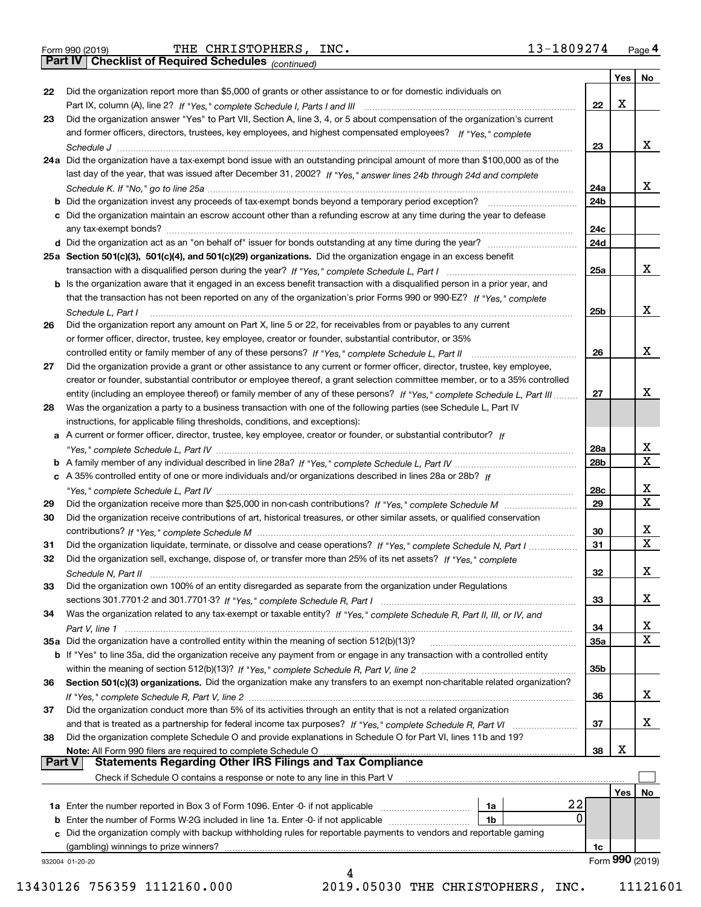Form 990 (2019) THE CHRISTOPHERS, INC. 13-1809274 Page **4**

**Part IV | Checklist of Required Schedules** *(continued)*

| | | | Yes | No |
|---|---|---|---|---|
| **22** | Did the organization report more than $5,000 of grants or other assistance to or for domestic individuals on Part IX, column (A), line 2? *If "Yes," complete Schedule I, Parts I and III* | 22 | X | |
| **23** | Did the organization answer "Yes" to Part VII, Section A, line 3, 4, or 5 about compensation of the organization's current and former officers, directors, trustees, key employees, and highest compensated employees? *If "Yes," complete Schedule J* | 23 | | X |
| **24a** | Did the organization have a tax-exempt bond issue with an outstanding principal amount of more than $100,000 as of the last day of the year, that was issued after December 31, 2002? *If "Yes," answer lines 24b through 24d and complete Schedule K. If "No," go to line 25a* | 24a | | X |
| **b** | Did the organization invest any proceeds of tax-exempt bonds beyond a temporary period exception? | 24b | | |
| **c** | Did the organization maintain an escrow account other than a refunding escrow at any time during the year to defease any tax-exempt bonds? | 24c | | |
| **d** | Did the organization act as an "on behalf of" issuer for bonds outstanding at any time during the year? | 24d | | |
| **25a** | **Section 501(c)(3), 501(c)(4), and 501(c)(29) organizations.** Did the organization engage in an excess benefit transaction with a disqualified person during the year? *If "Yes," complete Schedule L, Part I* | 25a | | X |
| **b** | Is the organization aware that it engaged in an excess benefit transaction with a disqualified person in a prior year, and that the transaction has not been reported on any of the organization's prior Forms 990 or 990-EZ? *If "Yes," complete Schedule L, Part I* | 25b | | X |
| **26** | Did the organization report any amount on Part X, line 5 or 22, for receivables from or payables to any current or former officer, director, trustee, key employee, creator or founder, substantial contributor, or 35% controlled entity or family member of any of these persons? *If "Yes," complete Schedule L, Part II* | 26 | | X |
| **27** | Did the organization provide a grant or other assistance to any current or former officer, director, trustee, key employee, creator or founder, substantial contributor or employee thereof, a grant selection committee member, or to a 35% controlled entity (including an employee thereof) or family member of any of these persons? *If "Yes," complete Schedule L, Part III* | 27 | | X |
| **28** | Was the organization a party to a business transaction with one of the following parties (see Schedule L, Part IV instructions, for applicable filing thresholds, conditions, and exceptions): | | | |
| **a** | A current or former officer, director, trustee, key employee, creator or founder, or substantial contributor? *If "Yes," complete Schedule L, Part IV* | 28a | | X |
| **b** | A family member of any individual described in line 28a? *If "Yes," complete Schedule L, Part IV* | 28b | | X |
| **c** | A 35% controlled entity of one or more individuals and/or organizations described in lines 28a or 28b? *If "Yes," complete Schedule L, Part IV* | 28c | | X |
| **29** | Did the organization receive more than $25,000 in non-cash contributions? *If "Yes," complete Schedule M* | 29 | | X |
| **30** | Did the organization receive contributions of art, historical treasures, or other similar assets, or qualified conservation contributions? *If "Yes," complete Schedule M* | 30 | | X |
| **31** | Did the organization liquidate, terminate, or dissolve and cease operations? *If "Yes," complete Schedule N, Part I* | 31 | | X |
| **32** | Did the organization sell, exchange, dispose of, or transfer more than 25% of its net assets? *If "Yes," complete Schedule N, Part II* | 32 | | X |
| **33** | Did the organization own 100% of an entity disregarded as separate from the organization under Regulations sections 301.7701-2 and 301.7701-3? *If "Yes," complete Schedule R, Part I* | 33 | | X |
| **34** | Was the organization related to any tax-exempt or taxable entity? *If "Yes," complete Schedule R, Part II, III, or IV, and Part V, line 1* | 34 | | X |
| **35a** | Did the organization have a controlled entity within the meaning of section 512(b)(13)? | 35a | | X |
| **b** | If "Yes" to line 35a, did the organization receive any payment from or engage in any transaction with a controlled entity within the meaning of section 512(b)(13)? *If "Yes," complete Schedule R, Part V, line 2* | 35b | | |
| **36** | **Section 501(c)(3) organizations.** Did the organization make any transfers to an exempt non-charitable related organization? *If "Yes," complete Schedule R, Part V, line 2* | 36 | | X |
| **37** | Did the organization conduct more than 5% of its activities through an entity that is not a related organization and that is treated as a partnership for federal income tax purposes? *If "Yes," complete Schedule R, Part VI* | 37 | | X |
| **38** | Did the organization complete Schedule O and provide explanations in Schedule O for Part VI, lines 11b and 19? **Note:** All Form 990 filers are required to complete Schedule O | 38 | X | |

**Part V | Statements Regarding Other IRS Filings and Tax Compliance**

Check if Schedule O contains a response or note to any line in this Part V ☐

| | | | | | Yes | No |
|---|---|---|---|---|---|---|
| **1a** | Enter the number reported in Box 3 of Form 1096. Enter -0- if not applicable | 1a | 22 | | | |
| **b** | Enter the number of Forms W-2G included in line 1a. Enter -0- if not applicable | 1b | 0 | | | |
| **c** | Did the organization comply with backup withholding rules for reportable payments to vendors and reportable gaming (gambling) winnings to prize winners? | | | 1c | | |

932004 01-20-20 Form **990** (2019)

13430126 756359 1112160.000 2019.05030 THE CHRISTOPHERS, INC. 11121601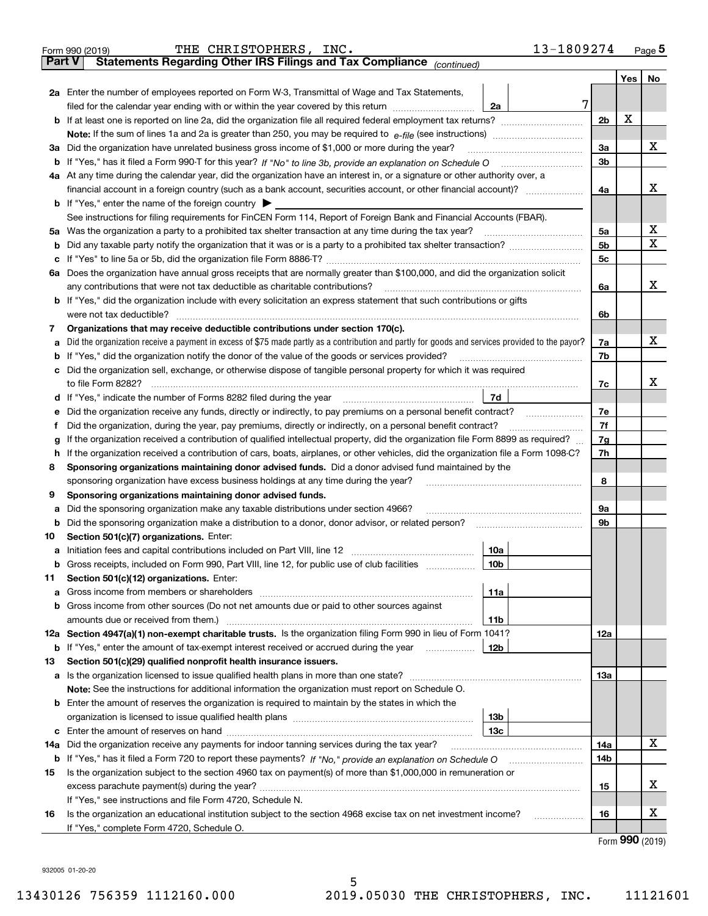Form 990 (2019) THE CHRISTOPHERS, INC. 13-1809274 Page **5**

## Part V Statements Regarding Other IRS Filings and Tax Compliance *(continued)*

| | | | | Yes | No |
|---|---|---|---|---|---|
| **2a** | Enter the number of employees reported on Form W-3, Transmittal of Wage and Tax Statements, filed for the calendar year ending with or within the year covered by this return | 2a | 7 | | |
| **b** | If at least one is reported on line 2a, did the organization file all required federal employment tax returns? | 2b | | X | |
| | **Note:** If the sum of lines 1a and 2a is greater than 250, you may be required to *e-file* (see instructions) | | | | |
| **3a** | Did the organization have unrelated business gross income of $1,000 or more during the year? | 3a | | | X |
| **b** | If "Yes," has it filed a Form 990-T for this year? *If "No" to line 3b, provide an explanation on Schedule O* | 3b | | | |
| **4a** | At any time during the calendar year, did the organization have an interest in, or a signature or other authority over, a financial account in a foreign country (such as a bank account, securities account, or other financial account)? | 4a | | | X |
| **b** | If "Yes," enter the name of the foreign country ▶ | | | | |
| | See instructions for filing requirements for FinCEN Form 114, Report of Foreign Bank and Financial Accounts (FBAR). | | | | |
| **5a** | Was the organization a party to a prohibited tax shelter transaction at any time during the tax year? | 5a | | | X |
| **b** | Did any taxable party notify the organization that it was or is a party to a prohibited tax shelter transaction? | 5b | | | X |
| **c** | If "Yes" to line 5a or 5b, did the organization file Form 8886-T? | 5c | | | |
| **6a** | Does the organization have annual gross receipts that are normally greater than $100,000, and did the organization solicit any contributions that were not tax deductible as charitable contributions? | 6a | | | X |
| **b** | If "Yes," did the organization include with every solicitation an express statement that such contributions or gifts were not tax deductible? | 6b | | | |
| **7** | **Organizations that may receive deductible contributions under section 170(c).** | | | | |
| **a** | Did the organization receive a payment in excess of $75 made partly as a contribution and partly for goods and services provided to the payor? | 7a | | | X |
| **b** | If "Yes," did the organization notify the donor of the value of the goods or services provided? | 7b | | | |
| **c** | Did the organization sell, exchange, or otherwise dispose of tangible personal property for which it was required to file Form 8282? | 7c | | | X |
| **d** | If "Yes," indicate the number of Forms 8282 filed during the year | 7d | | | |
| **e** | Did the organization receive any funds, directly or indirectly, to pay premiums on a personal benefit contract? | 7e | | | |
| **f** | Did the organization, during the year, pay premiums, directly or indirectly, on a personal benefit contract? | 7f | | | |
| **g** | If the organization received a contribution of qualified intellectual property, did the organization file Form 8899 as required? | 7g | | | |
| **h** | If the organization received a contribution of cars, boats, airplanes, or other vehicles, did the organization file a Form 1098-C? | 7h | | | |
| **8** | **Sponsoring organizations maintaining donor advised funds.** Did a donor advised fund maintained by the sponsoring organization have excess business holdings at any time during the year? | 8 | | | |
| **9** | **Sponsoring organizations maintaining donor advised funds.** | | | | |
| **a** | Did the sponsoring organization make any taxable distributions under section 4966? | 9a | | | |
| **b** | Did the sponsoring organization make a distribution to a donor, donor advisor, or related person? | 9b | | | |
| **10** | **Section 501(c)(7) organizations.** Enter: | | | | |
| **a** | Initiation fees and capital contributions included on Part VIII, line 12 | 10a | | | |
| **b** | Gross receipts, included on Form 990, Part VIII, line 12, for public use of club facilities | 10b | | | |
| **11** | **Section 501(c)(12) organizations.** Enter: | | | | |
| **a** | Gross income from members or shareholders | 11a | | | |
| **b** | Gross income from other sources (Do not net amounts due or paid to other sources against amounts due or received from them.) | 11b | | | |
| **12a** | **Section 4947(a)(1) non-exempt charitable trusts.** Is the organization filing Form 990 in lieu of Form 1041? | 12a | | | |
| **b** | If "Yes," enter the amount of tax-exempt interest received or accrued during the year | 12b | | | |
| **13** | **Section 501(c)(29) qualified nonprofit health insurance issuers.** | | | | |
| **a** | Is the organization licensed to issue qualified health plans in more than one state? | 13a | | | |
| | **Note:** See the instructions for additional information the organization must report on Schedule O. | | | | |
| **b** | Enter the amount of reserves the organization is required to maintain by the states in which the organization is licensed to issue qualified health plans | 13b | | | |
| **c** | Enter the amount of reserves on hand | 13c | | | |
| **14a** | Did the organization receive any payments for indoor tanning services during the tax year? | 14a | | | X |
| **b** | If "Yes," has it filed a Form 720 to report these payments? *If "No," provide an explanation on Schedule O* | 14b | | | |
| **15** | Is the organization subject to the section 4960 tax on payment(s) of more than $1,000,000 in remuneration or excess parachute payment(s) during the year? | 15 | | | X |
| | If "Yes," see instructions and file Form 4720, Schedule N. | | | | |
| **16** | Is the organization an educational institution subject to the section 4968 excise tax on net investment income? | 16 | | | X |
| | If "Yes," complete Form 4720, Schedule O. | | | | |

Form **990** (2019)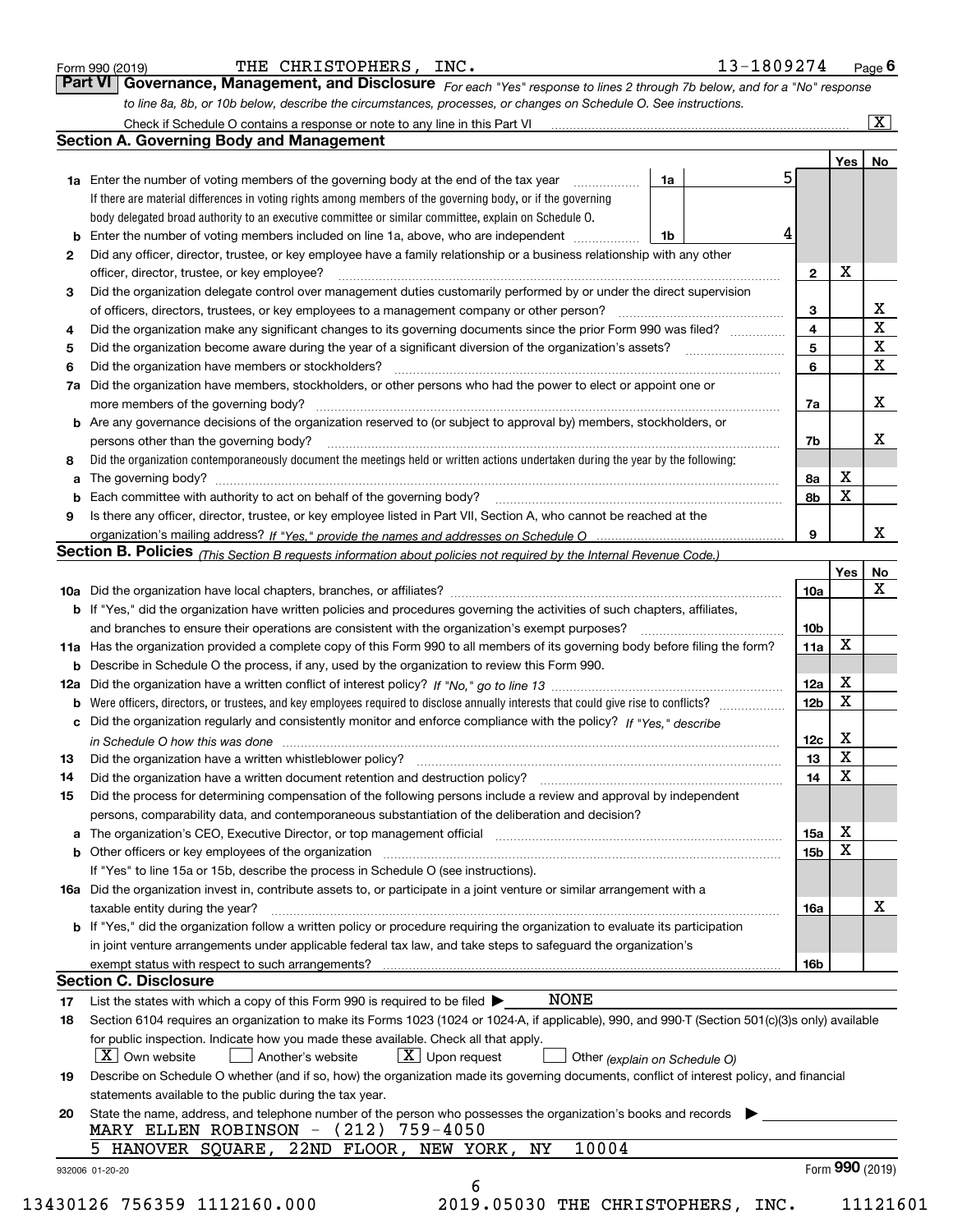Form 990 (2019) THE CHRISTOPHERS, INC. 13-1809274 Page **6**

## Part VI Governance, Management, and Disclosure

*For each "Yes" response to lines 2 through 7b below, and for a "No" response to line 8a, 8b, or 10b below, describe the circumstances, processes, or changes on Schedule O. See instructions.*

Check if Schedule O contains a response or note to any line in this Part VI [X]

### Section A. Governing Body and Management

| | | | | Yes | No |
|---|---|---|---|---|---|
| **1a** | Enter the number of voting members of the governing body at the end of the tax year. If there are material differences in voting rights among members of the governing body, or if the governing body delegated broad authority to an executive committee or similar committee, explain on Schedule O. | 1a: 5 | | | |
| **b** | Enter the number of voting members included on line 1a, above, who are independent | 1b: 4 | | | |
| **2** | Did any officer, director, trustee, or key employee have a family relationship or a business relationship with any other officer, director, trustee, or key employee? | | 2 | X | |
| **3** | Did the organization delegate control over management duties customarily performed by or under the direct supervision of officers, directors, trustees, or key employees to a management company or other person? | | 3 | | X |
| **4** | Did the organization make any significant changes to its governing documents since the prior Form 990 was filed? | | 4 | | X |
| **5** | Did the organization become aware during the year of a significant diversion of the organization's assets? | | 5 | | X |
| **6** | Did the organization have members or stockholders? | | 6 | | X |
| **7a** | Did the organization have members, stockholders, or other persons who had the power to elect or appoint one or more members of the governing body? | | 7a | | X |
| **b** | Are any governance decisions of the organization reserved to (or subject to approval by) members, stockholders, or persons other than the governing body? | | 7b | | X |
| **8** | Did the organization contemporaneously document the meetings held or written actions undertaken during the year by the following: | | | | |
| **a** | The governing body? | | 8a | X | |
| **b** | Each committee with authority to act on behalf of the governing body? | | 8b | X | |
| **9** | Is there any officer, director, trustee, or key employee listed in Part VII, Section A, who cannot be reached at the organization's mailing address? *If "Yes," provide the names and addresses on Schedule O* | | 9 | | X |

### Section B. Policies *(This Section B requests information about policies not required by the Internal Revenue Code.)*

| | | | Yes | No |
|---|---|---|---|---|
| **10a** | Did the organization have local chapters, branches, or affiliates? | 10a | | X |
| **b** | If "Yes," did the organization have written policies and procedures governing the activities of such chapters, affiliates, and branches to ensure their operations are consistent with the organization's exempt purposes? | 10b | | |
| **11a** | Has the organization provided a complete copy of this Form 990 to all members of its governing body before filing the form? | 11a | X | |
| **b** | Describe in Schedule O the process, if any, used by the organization to review this Form 990. | | | |
| **12a** | Did the organization have a written conflict of interest policy? *If "No," go to line 13* | 12a | X | |
| **b** | Were officers, directors, or trustees, and key employees required to disclose annually interests that could give rise to conflicts? | 12b | X | |
| **c** | Did the organization regularly and consistently monitor and enforce compliance with the policy? *If "Yes," describe in Schedule O how this was done* | 12c | X | |
| **13** | Did the organization have a written whistleblower policy? | 13 | X | |
| **14** | Did the organization have a written document retention and destruction policy? | 14 | X | |
| **15** | Did the process for determining compensation of the following persons include a review and approval by independent persons, comparability data, and contemporaneous substantiation of the deliberation and decision? | | | |
| **a** | The organization's CEO, Executive Director, or top management official | 15a | X | |
| **b** | Other officers or key employees of the organization | 15b | X | |
| | If "Yes" to line 15a or 15b, describe the process in Schedule O (see instructions). | | | |
| **16a** | Did the organization invest in, contribute assets to, or participate in a joint venture or similar arrangement with a taxable entity during the year? | 16a | | X |
| **b** | If "Yes," did the organization follow a written policy or procedure requiring the organization to evaluate its participation in joint venture arrangements under applicable federal tax law, and take steps to safeguard the organization's exempt status with respect to such arrangements? | 16b | | |

### Section C. Disclosure

**17** List the states with which a copy of this Form 990 is required to be filed ▶ NONE

**18** Section 6104 requires an organization to make its Forms 1023 (1024 or 1024-A, if applicable), 990, and 990-T (Section 501(c)(3)s only) available for public inspection. Indicate how you made these available. Check all that apply.

[X] Own website [ ] Another's website [X] Upon request [ ] Other *(explain on Schedule O)*

**19** Describe on Schedule O whether (and if so, how) the organization made its governing documents, conflict of interest policy, and financial statements available to the public during the tax year.

**20** State the name, address, and telephone number of the person who possesses the organization's books and records ▶

MARY ELLEN ROBINSON - (212) 759-4050
5 HANOVER SQUARE, 22ND FLOOR, NEW YORK, NY 10004

932006 01-20-20 Form **990** (2019)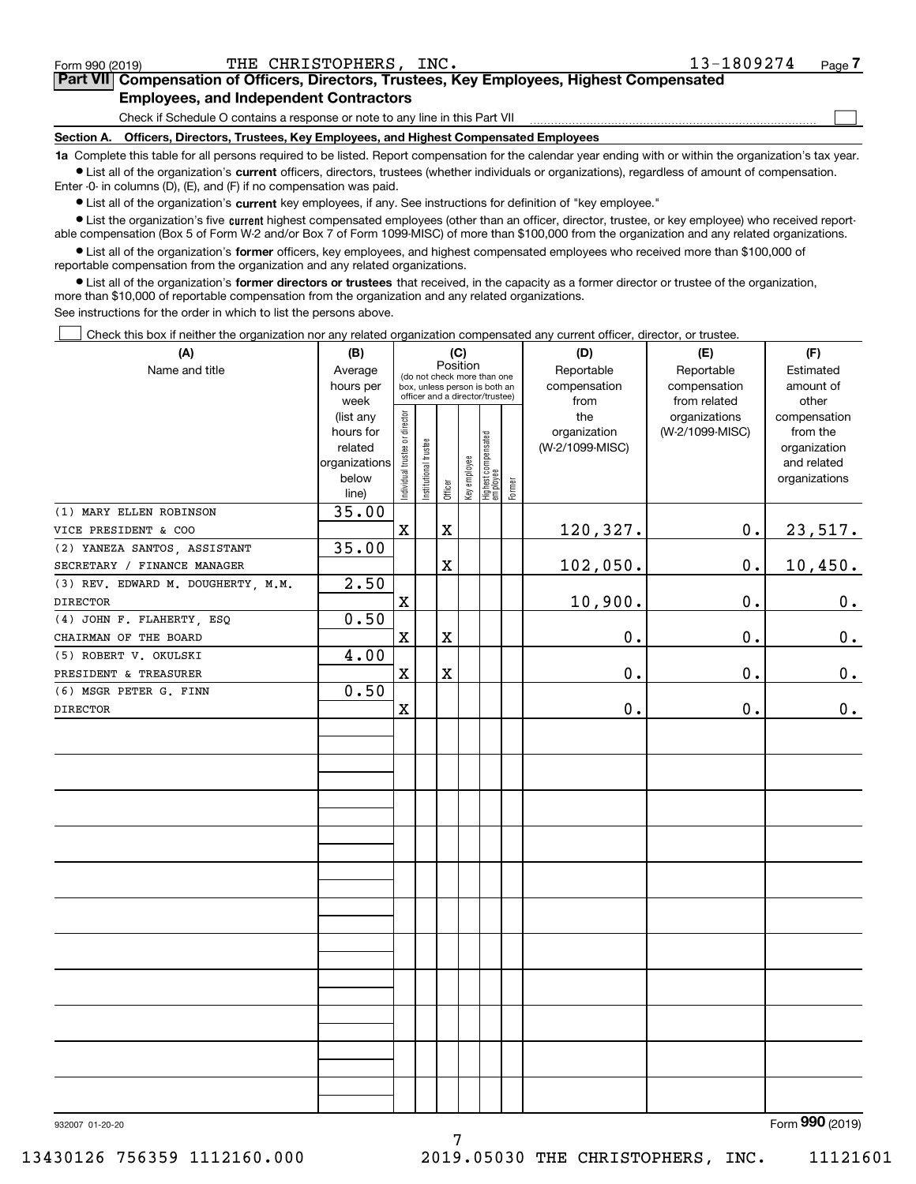Form 990 (2019) THE CHRISTOPHERS, INC. 13-1809274 Page 7

## Part VII Compensation of Officers, Directors, Trustees, Key Employees, Highest Compensated Employees, and Independent Contractors

Check if Schedule O contains a response or note to any line in this Part VII ☐

### Section A. Officers, Directors, Trustees, Key Employees, and Highest Compensated Employees

**1a** Complete this table for all persons required to be listed. Report compensation for the calendar year ending with or within the organization's tax year.

- List all of the organization's **current** officers, directors, trustees (whether individuals or organizations), regardless of amount of compensation. Enter -0- in columns (D), (E), and (F) if no compensation was paid.
- List all of the organization's **current** key employees, if any. See instructions for definition of "key employee."
- List the organization's five **current** highest compensated employees (other than an officer, director, trustee, or key employee) who received reportable compensation (Box 5 of Form W-2 and/or Box 7 of Form 1099-MISC) of more than $100,000 from the organization and any related organizations.
- List all of the organization's **former** officers, key employees, and highest compensated employees who received more than $100,000 of reportable compensation from the organization and any related organizations.
- List all of the organization's **former directors or trustees** that received, in the capacity as a former director or trustee of the organization, more than $10,000 of reportable compensation from the organization and any related organizations.

See instructions for the order in which to list the persons above.

☐ Check this box if neither the organization nor any related organization compensated any current officer, director, or trustee.

| (A) Name and title | (B) Average hours per week (list any hours for related organizations below line) | (C) Position: Individual trustee or director | Institutional trustee | Officer | Key employee | Highest compensated employee | Former | (D) Reportable compensation from the organization (W-2/1099-MISC) | (E) Reportable compensation from related organizations (W-2/1099-MISC) | (F) Estimated amount of other compensation from the organization and related organizations |
|---|---|---|---|---|---|---|---|---|---|---|
| (1) MARY ELLEN ROBINSON<br>VICE PRESIDENT & COO | 35.00 | X | | X | | | | 120,327. | 0. | 23,517. |
| (2) YANEZA SANTOS, ASSISTANT<br>SECRETARY / FINANCE MANAGER | 35.00 | | | X | | | | 102,050. | 0. | 10,450. |
| (3) REV. EDWARD M. DOUGHERTY, M.M.<br>DIRECTOR | 2.50 | X | | | | | | 10,900. | 0. | 0. |
| (4) JOHN F. FLAHERTY, ESQ<br>CHAIRMAN OF THE BOARD | 0.50 | X | | X | | | | 0. | 0. | 0. |
| (5) ROBERT V. OKULSKI<br>PRESIDENT & TREASURER | 4.00 | X | | X | | | | 0. | 0. | 0. |
| (6) MSGR PETER G. FINN<br>DIRECTOR | 0.50 | X | | | | | | 0. | 0. | 0. |

932007 01-20-20 Form 990 (2019)

13430126 756359 1112160.000 2019.05030 THE CHRISTOPHERS, INC. 11121601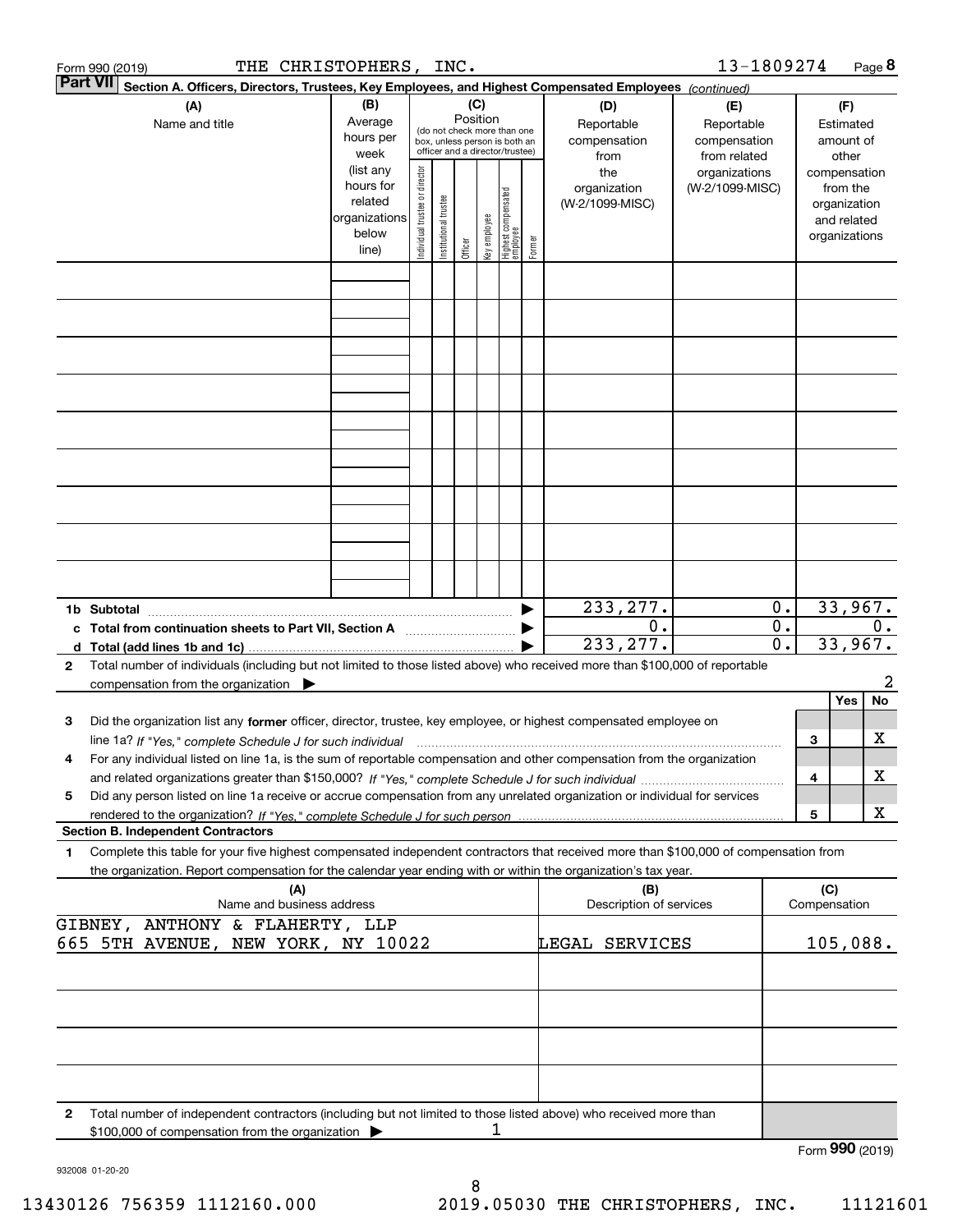Form 990 (2019) THE CHRISTOPHERS, INC. 13-1809274 Page 8

**Part VII Section A. Officers, Directors, Trustees, Key Employees, and Highest Compensated Employees** *(continued)*

| (A) Name and title | (B) Average hours per week (list any hours for related organizations below line) | (C) Position (do not check more than one box, unless person is both an officer and a director/trustee): Individual trustee or director | Institutional trustee | Officer | Key employee | Highest compensated employee | Former | (D) Reportable compensation from the organization (W-2/1099-MISC) | (E) Reportable compensation from related organizations (W-2/1099-MISC) | (F) Estimated amount of other compensation from the organization and related organizations |
|---|---|---|---|---|---|---|---|---|---|---|
| | | | | | | | | | | |
| | | | | | | | | | | |
| | | | | | | | | | | |
| | | | | | | | | | | |
| | | | | | | | | | | |
| | | | | | | | | | | |
| | | | | | | | | | | |
| | | | | | | | | | | |
| | | | | | | | | | | |

| | (D) | (E) | (F) |
|---|---|---|---|
| **1b Subtotal** ▶ | 233,277. | 0. | 33,967. |
| **c Total from continuation sheets to Part VII, Section A** ▶ | 0. | 0. | 0. |
| **d Total (add lines 1b and 1c)** ▶ | 233,277. | 0. | 33,967. |

**2** Total number of individuals (including but not limited to those listed above) who received more than $100,000 of reportable compensation from the organization ▶ 2

| | | Yes | No |
|---|---|---|---|
| **3** Did the organization list any **former** officer, director, trustee, key employee, or highest compensated employee on line 1a? *If "Yes," complete Schedule J for such individual* | 3 | | X |
| **4** For any individual listed on line 1a, is the sum of reportable compensation and other compensation from the organization and related organizations greater than $150,000? *If "Yes," complete Schedule J for such individual* | 4 | | X |
| **5** Did any person listed on line 1a receive or accrue compensation from any unrelated organization or individual for services rendered to the organization? *If "Yes," complete Schedule J for such person* | 5 | | X |

**Section B. Independent Contractors**

**1** Complete this table for your five highest compensated independent contractors that received more than $100,000 of compensation from the organization. Report compensation for the calendar year ending with or within the organization's tax year.

| (A) Name and business address | (B) Description of services | (C) Compensation |
|---|---|---|
| GIBNEY, ANTHONY & FLAHERTY, LLP<br>665 5TH AVENUE, NEW YORK, NY 10022 | LEGAL SERVICES | 105,088. |
| | | |
| | | |
| | | |
| | | |

**2** Total number of independent contractors (including but not limited to those listed above) who received more than $100,000 of compensation from the organization ▶ 1

Form **990** (2019)

932008 01-20-20

13430126 756359 1112160.000 2019.05030 THE CHRISTOPHERS, INC. 11121601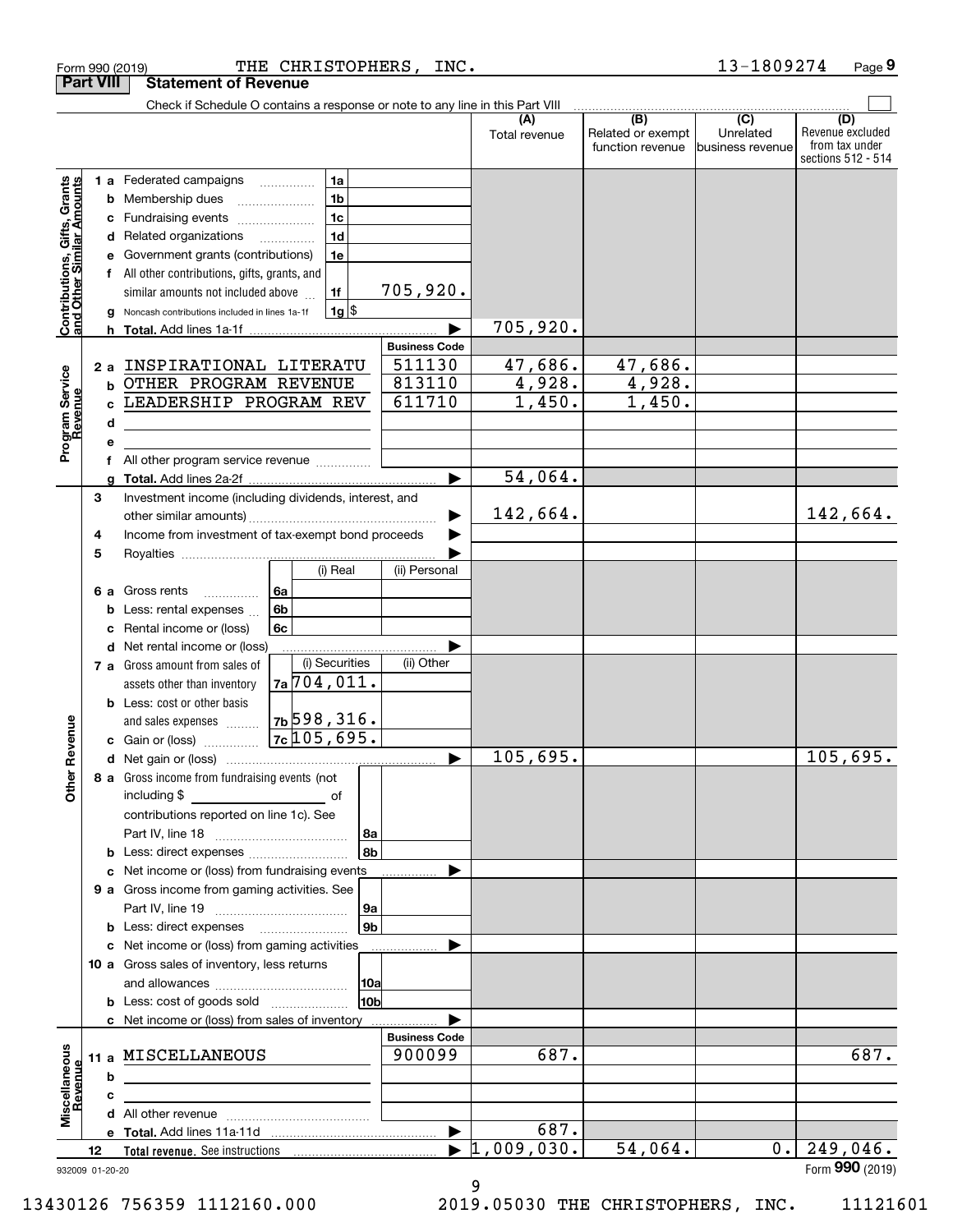Form 990 (2019) THE CHRISTOPHERS, INC. 13-1809274 Page **9**

## Part VIII Statement of Revenue

Check if Schedule O contains a response or note to any line in this Part VIII

| | | | | (A) Total revenue | (B) Related or exempt function revenue | (C) Unrelated business revenue | (D) Revenue excluded from tax under sections 512 - 514 |
|---|---|---|---|---|---|---|---|
| **Contributions, Gifts, Grants and Other Similar Amounts** | 1 a Federated campaigns | 1a | | | | | |
| | b Membership dues | 1b | | | | | |
| | c Fundraising events | 1c | | | | | |
| | d Related organizations | 1d | | | | | |
| | e Government grants (contributions) | 1e | | | | | |
| | f All other contributions, gifts, grants, and similar amounts not included above | 1f | 705,920. | | | | |
| | g Noncash contributions included in lines 1a-1f | 1g | $ | | | | |
| | h **Total.** Add lines 1a-1f | | ▶ | 705,920. | | | |
| | | | **Business Code** | | | | |
| **Program Service Revenue** | 2 a INSPIRATIONAL LITERATU | | 511130 | 47,686. | 47,686. | | |
| | b OTHER PROGRAM REVENUE | | 813110 | 4,928. | 4,928. | | |
| | c LEADERSHIP PROGRAM REV | | 611710 | 1,450. | 1,450. | | |
| | d | | | | | | |
| | e | | | | | | |
| | f All other program service revenue | | | | | | |
| | g **Total.** Add lines 2a-2f | | ▶ | 54,064. | | | |
| **Other Revenue** | 3 Investment income (including dividends, interest, and other similar amounts) | | ▶ | 142,664. | | | 142,664. |
| | 4 Income from investment of tax-exempt bond proceeds | | ▶ | | | | |
| | 5 Royalties | | ▶ | | | | |
| | | (i) Real | (ii) Personal | | | | |
| | 6 a Gross rents 6a | | | | | | |
| | b Less: rental expenses 6b | | | | | | |
| | c Rental income or (loss) 6c | | | | | | |
| | d Net rental income or (loss) | | ▶ | | | | |
| | | (i) Securities | (ii) Other | | | | |
| | 7 a Gross amount from sales of assets other than inventory 7a | 704,011. | | | | | |
| | b Less: cost or other basis and sales expenses 7b | 598,316. | | | | | |
| | c Gain or (loss) 7c | 105,695. | | | | | |
| | d Net gain or (loss) | | ▶ | 105,695. | | | 105,695. |
| | 8 a Gross income from fundraising events (not including $ ____ of contributions reported on line 1c). See Part IV, line 18 | 8a | | | | | |
| | b Less: direct expenses | 8b | | | | | |
| | c Net income or (loss) from fundraising events | | ▶ | | | | |
| | 9 a Gross income from gaming activities. See Part IV, line 19 | 9a | | | | | |
| | b Less: direct expenses | 9b | | | | | |
| | c Net income or (loss) from gaming activities | | ▶ | | | | |
| | 10 a Gross sales of inventory, less returns and allowances | 10a | | | | | |
| | b Less: cost of goods sold | 10b | | | | | |
| | c Net income or (loss) from sales of inventory | | ▶ | | | | |
| | | | **Business Code** | | | | |
| **Miscellaneous Revenue** | 11 a MISCELLANEOUS | | 900099 | 687. | | | 687. |
| | b | | | | | | |
| | c | | | | | | |
| | d All other revenue | | | | | | |
| | e **Total.** Add lines 11a-11d | | ▶ | 687. | | | |
| | 12 **Total revenue.** See instructions | | ▶ | 1,009,030. | 54,064. | 0. | 249,046. |

932009 01-20-20 Form **990** (2019)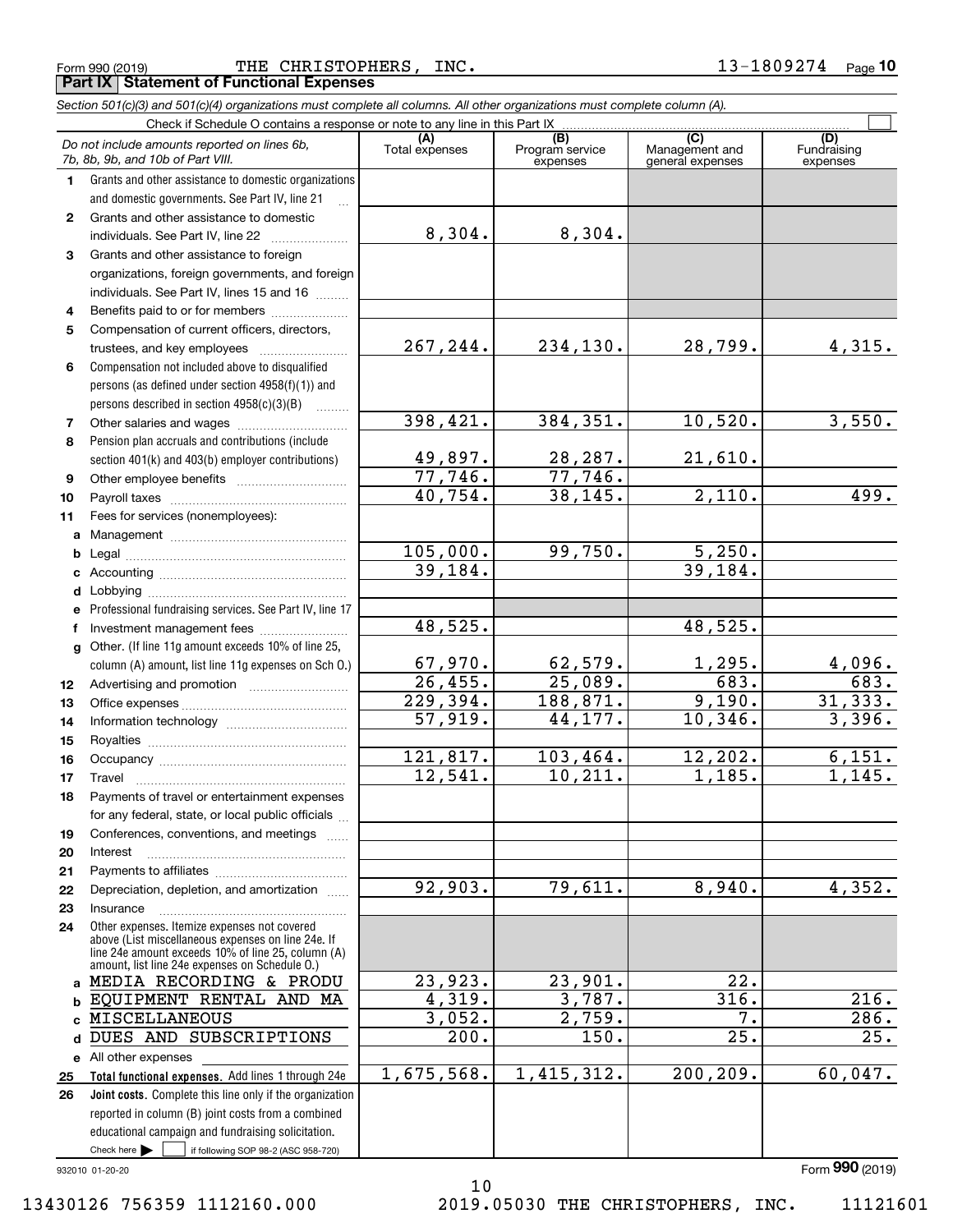Form 990 (2019) THE CHRISTOPHERS, INC. 13-1809274 Page 10

**Part IX Statement of Functional Expenses**

*Section 501(c)(3) and 501(c)(4) organizations must complete all columns. All other organizations must complete column (A).*

Check if Schedule O contains a response or note to any line in this Part IX

| | *Do not include amounts reported on lines 6b, 7b, 8b, 9b, and 10b of Part VIII.* | (A) Total expenses | (B) Program service expenses | (C) Management and general expenses | (D) Fundraising expenses |
|---|---|---|---|---|---|
| 1 | Grants and other assistance to domestic organizations and domestic governments. See Part IV, line 21 | | | | |
| 2 | Grants and other assistance to domestic individuals. See Part IV, line 22 | 8,304. | 8,304. | | |
| 3 | Grants and other assistance to foreign organizations, foreign governments, and foreign individuals. See Part IV, lines 15 and 16 | | | | |
| 4 | Benefits paid to or for members | | | | |
| 5 | Compensation of current officers, directors, trustees, and key employees | 267,244. | 234,130. | 28,799. | 4,315. |
| 6 | Compensation not included above to disqualified persons (as defined under section 4958(f)(1)) and persons described in section 4958(c)(3)(B) | | | | |
| 7 | Other salaries and wages | 398,421. | 384,351. | 10,520. | 3,550. |
| 8 | Pension plan accruals and contributions (include section 401(k) and 403(b) employer contributions) | 49,897. | 28,287. | 21,610. | |
| 9 | Other employee benefits | 77,746. | 77,746. | | |
| 10 | Payroll taxes | 40,754. | 38,145. | 2,110. | 499. |
| 11 | Fees for services (nonemployees): | | | | |
| a | Management | | | | |
| b | Legal | 105,000. | 99,750. | 5,250. | |
| c | Accounting | 39,184. | | 39,184. | |
| d | Lobbying | | | | |
| e | Professional fundraising services. See Part IV, line 17 | | | | |
| f | Investment management fees | 48,525. | | 48,525. | |
| g | Other. (If line 11g amount exceeds 10% of line 25, column (A) amount, list line 11g expenses on Sch O.) | 67,970. | 62,579. | 1,295. | 4,096. |
| 12 | Advertising and promotion | 26,455. | 25,089. | 683. | 683. |
| 13 | Office expenses | 229,394. | 188,871. | 9,190. | 31,333. |
| 14 | Information technology | 57,919. | 44,177. | 10,346. | 3,396. |
| 15 | Royalties | | | | |
| 16 | Occupancy | 121,817. | 103,464. | 12,202. | 6,151. |
| 17 | Travel | 12,541. | 10,211. | 1,185. | 1,145. |
| 18 | Payments of travel or entertainment expenses for any federal, state, or local public officials | | | | |
| 19 | Conferences, conventions, and meetings | | | | |
| 20 | Interest | | | | |
| 21 | Payments to affiliates | | | | |
| 22 | Depreciation, depletion, and amortization | 92,903. | 79,611. | 8,940. | 4,352. |
| 23 | Insurance | | | | |
| 24 | Other expenses. Itemize expenses not covered above (List miscellaneous expenses on line 24e. If line 24e amount exceeds 10% of line 25, column (A) amount, list line 24e expenses on Schedule O.) | | | | |
| a | MEDIA RECORDING & PRODU | 23,923. | 23,901. | 22. | |
| b | EQUIPMENT RENTAL AND MA | 4,319. | 3,787. | 316. | 216. |
| c | MISCELLANEOUS | 3,052. | 2,759. | 7. | 286. |
| d | DUES AND SUBSCRIPTIONS | 200. | 150. | 25. | 25. |
| e | All other expenses | | | | |
| 25 | **Total functional expenses.** Add lines 1 through 24e | 1,675,568. | 1,415,312. | 200,209. | 60,047. |
| 26 | **Joint costs.** Complete this line only if the organization reported in column (B) joint costs from a combined educational campaign and fundraising solicitation. Check here ☐ if following SOP 98-2 (ASC 958-720) | | | | |

932010 01-20-20 Form **990** (2019)

13430126 756359 1112160.000 2019.05030 THE CHRISTOPHERS, INC. 11121601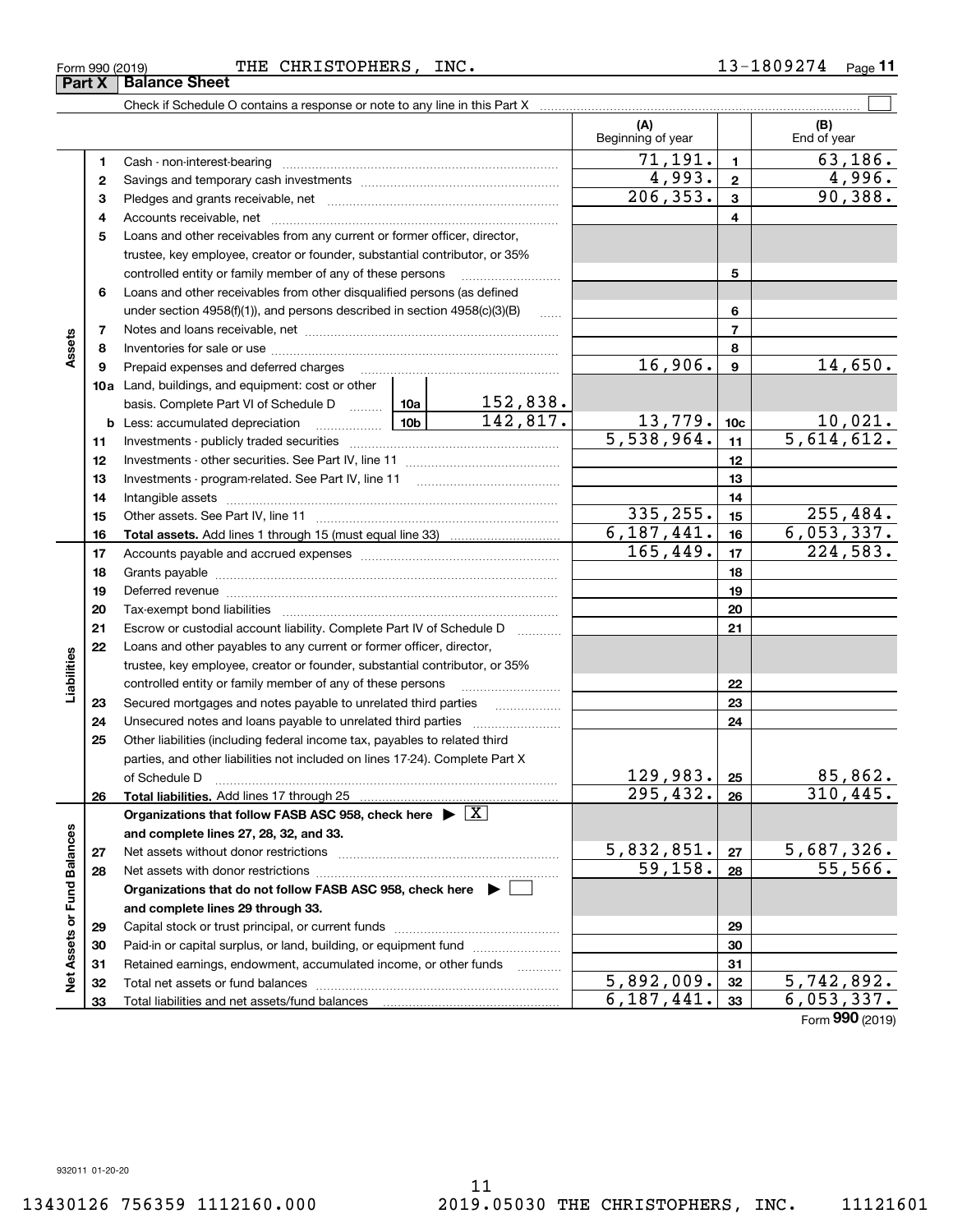Form 990 (2019) THE CHRISTOPHERS, INC. 13-1809274 Page 11

**Part X Balance Sheet**

Check if Schedule O contains a response or note to any line in this Part X ☐

| | | | (A) Beginning of year | | (B) End of year |
|---|---|---|---|---|---|
| **Assets** | 1 | Cash - non-interest-bearing | 71,191. | 1 | 63,186. |
| | 2 | Savings and temporary cash investments | 4,993. | 2 | 4,996. |
| | 3 | Pledges and grants receivable, net | 206,353. | 3 | 90,388. |
| | 4 | Accounts receivable, net | | 4 | |
| | 5 | Loans and other receivables from any current or former officer, director, trustee, key employee, creator or founder, substantial contributor, or 35% controlled entity or family member of any of these persons | | 5 | |
| | 6 | Loans and other receivables from other disqualified persons (as defined under section 4958(f)(1)), and persons described in section 4958(c)(3)(B) | | 6 | |
| | 7 | Notes and loans receivable, net | | 7 | |
| | 8 | Inventories for sale or use | | 8 | |
| | 9 | Prepaid expenses and deferred charges | 16,906. | 9 | 14,650. |
| | 10a | Land, buildings, and equipment: cost or other basis. Complete Part VI of Schedule D ... 10a 152,838. | | | |
| | b | Less: accumulated depreciation ... 10b 142,817. | 13,779. | 10c | 10,021. |
| | 11 | Investments - publicly traded securities | 5,538,964. | 11 | 5,614,612. |
| | 12 | Investments - other securities. See Part IV, line 11 | | 12 | |
| | 13 | Investments - program-related. See Part IV, line 11 | | 13 | |
| | 14 | Intangible assets | | 14 | |
| | 15 | Other assets. See Part IV, line 11 | 335,255. | 15 | 255,484. |
| | 16 | **Total assets.** Add lines 1 through 15 (must equal line 33) | 6,187,441. | 16 | 6,053,337. |
| **Liabilities** | 17 | Accounts payable and accrued expenses | 165,449. | 17 | 224,583. |
| | 18 | Grants payable | | 18 | |
| | 19 | Deferred revenue | | 19 | |
| | 20 | Tax-exempt bond liabilities | | 20 | |
| | 21 | Escrow or custodial account liability. Complete Part IV of Schedule D | | 21 | |
| | 22 | Loans and other payables to any current or former officer, director, trustee, key employee, creator or founder, substantial contributor, or 35% controlled entity or family member of any of these persons | | 22 | |
| | 23 | Secured mortgages and notes payable to unrelated third parties | | 23 | |
| | 24 | Unsecured notes and loans payable to unrelated third parties | | 24 | |
| | 25 | Other liabilities (including federal income tax, payables to related third parties, and other liabilities not included on lines 17-24). Complete Part X of Schedule D | 129,983. | 25 | 85,862. |
| | 26 | **Total liabilities.** Add lines 17 through 25 | 295,432. | 26 | 310,445. |
| **Net Assets or Fund Balances** | | **Organizations that follow FASB ASC 958, check here ▶ ☒ and complete lines 27, 28, 32, and 33.** | | | |
| | 27 | Net assets without donor restrictions | 5,832,851. | 27 | 5,687,326. |
| | 28 | Net assets with donor restrictions | 59,158. | 28 | 55,566. |
| | | **Organizations that do not follow FASB ASC 958, check here ▶ ☐ and complete lines 29 through 33.** | | | |
| | 29 | Capital stock or trust principal, or current funds | | 29 | |
| | 30 | Paid-in or capital surplus, or land, building, or equipment fund | | 30 | |
| | 31 | Retained earnings, endowment, accumulated income, or other funds | | 31 | |
| | 32 | Total net assets or fund balances | 5,892,009. | 32 | 5,742,892. |
| | 33 | Total liabilities and net assets/fund balances | 6,187,441. | 33 | 6,053,337. |

Form **990** (2019)

932011 01-20-20

13430126 756359 1112160.000 2019.05030 THE CHRISTOPHERS, INC. 11121601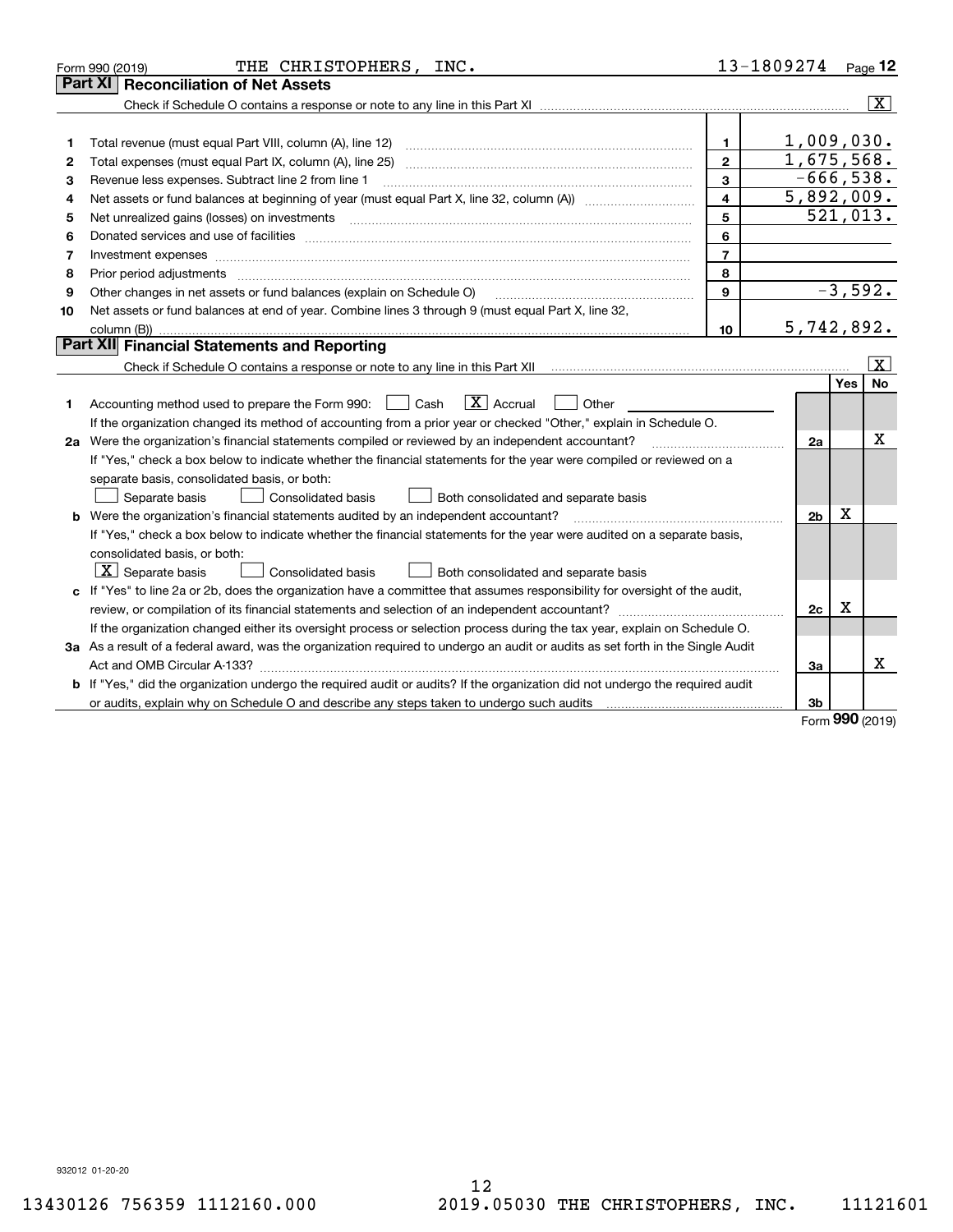Form 990 (2019) THE CHRISTOPHERS, INC. 13-1809274 Page 12

## Part XI Reconciliation of Net Assets

Check if Schedule O contains a response or note to any line in this Part XI ..... [X]

| | | | |
|---|---|---|---|
| 1 | Total revenue (must equal Part VIII, column (A), line 12) | 1 | 1,009,030. |
| 2 | Total expenses (must equal Part IX, column (A), line 25) | 2 | 1,675,568. |
| 3 | Revenue less expenses. Subtract line 2 from line 1 | 3 | -666,538. |
| 4 | Net assets or fund balances at beginning of year (must equal Part X, line 32, column (A)) | 4 | 5,892,009. |
| 5 | Net unrealized gains (losses) on investments | 5 | 521,013. |
| 6 | Donated services and use of facilities | 6 | |
| 7 | Investment expenses | 7 | |
| 8 | Prior period adjustments | 8 | |
| 9 | Other changes in net assets or fund balances (explain on Schedule O) | 9 | -3,592. |
| 10 | Net assets or fund balances at end of year. Combine lines 3 through 9 (must equal Part X, line 32, column (B)) | 10 | 5,742,892. |

## Part XII Financial Statements and Reporting

Check if Schedule O contains a response or note to any line in this Part XII ..... [X]

| | | | Yes | No |
|---|---|---|---|---|
| 1 | Accounting method used to prepare the Form 990: [ ] Cash [X] Accrual [ ] Other<br>If the organization changed its method of accounting from a prior year or checked "Other," explain in Schedule O. | | | |
| 2a | Were the organization's financial statements compiled or reviewed by an independent accountant?<br>If "Yes," check a box below to indicate whether the financial statements for the year were compiled or reviewed on a separate basis, consolidated basis, or both:<br>[ ] Separate basis [ ] Consolidated basis [ ] Both consolidated and separate basis | 2a | | X |
| b | Were the organization's financial statements audited by an independent accountant?<br>If "Yes," check a box below to indicate whether the financial statements for the year were audited on a separate basis, consolidated basis, or both:<br>[X] Separate basis [ ] Consolidated basis [ ] Both consolidated and separate basis | 2b | X | |
| c | If "Yes" to line 2a or 2b, does the organization have a committee that assumes responsibility for oversight of the audit, review, or compilation of its financial statements and selection of an independent accountant?<br>If the organization changed either its oversight process or selection process during the tax year, explain on Schedule O. | 2c | X | |
| 3a | As a result of a federal award, was the organization required to undergo an audit or audits as set forth in the Single Audit Act and OMB Circular A-133? | 3a | | X |
| b | If "Yes," did the organization undergo the required audit or audits? If the organization did not undergo the required audit or audits, explain why on Schedule O and describe any steps taken to undergo such audits | 3b | | |

Form 990 (2019)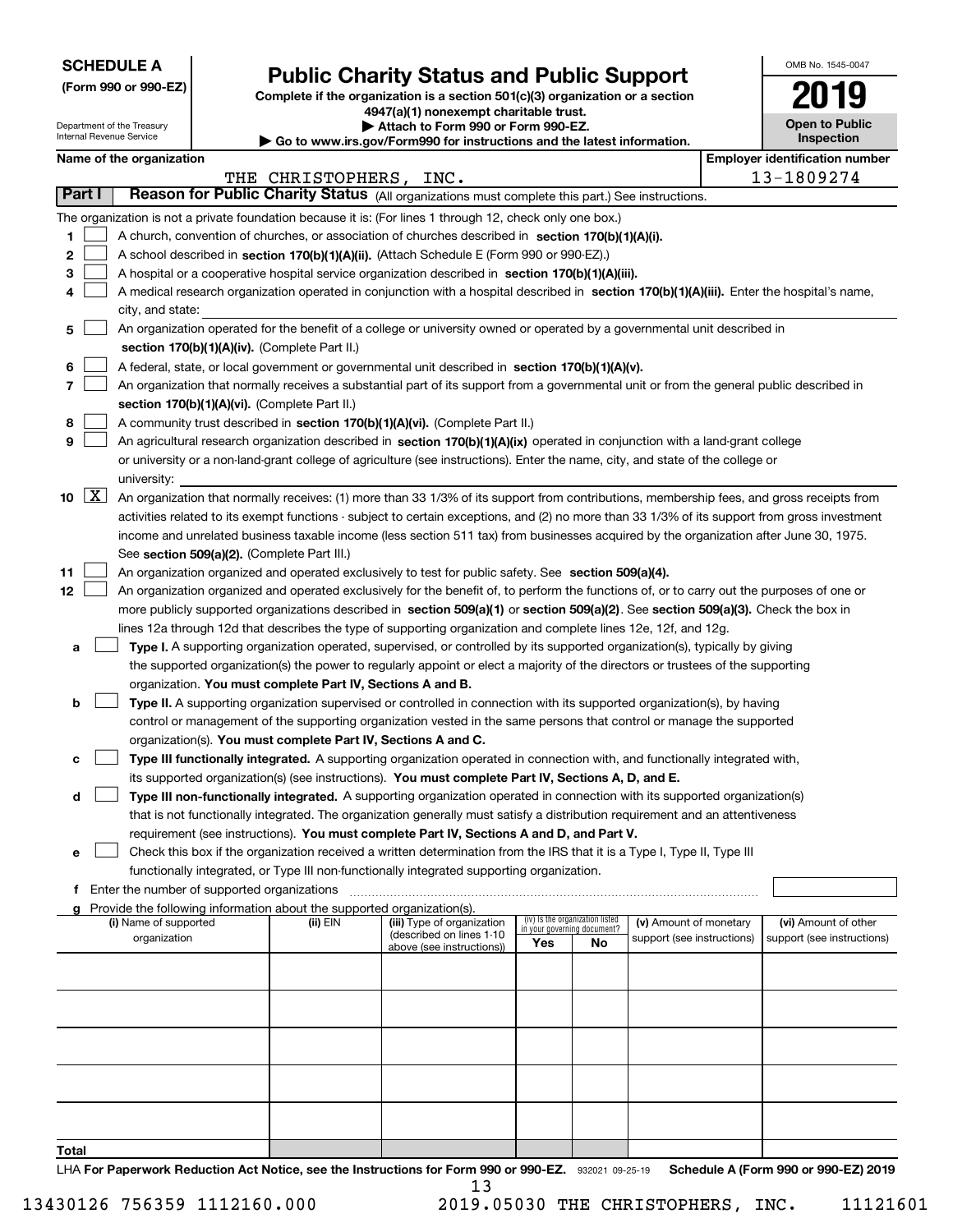**SCHEDULE A**
**(Form 990 or 990-EZ)**

Department of the Treasury
Internal Revenue Service

# Public Charity Status and Public Support

**Complete if the organization is a section 501(c)(3) organization or a section 4947(a)(1) nonexempt charitable trust.**
**▶ Attach to Form 990 or Form 990-EZ.**
**▶ Go to www.irs.gov/Form990 for instructions and the latest information.**

OMB No. 1545-0047

**2019**

**Open to Public Inspection**

**Name of the organization:** THE CHRISTOPHERS, INC.
**Employer identification number:** 13-1809274

## Part I Reason for Public Charity Status (All organizations must complete this part.) See instructions.

The organization is not a private foundation because it is: (For lines 1 through 12, check only one box.)

1. [ ] A church, convention of churches, or association of churches described in **section 170(b)(1)(A)(i).**
2. [ ] A school described in **section 170(b)(1)(A)(ii).** (Attach Schedule E (Form 990 or 990-EZ).)
3. [ ] A hospital or a cooperative hospital service organization described in **section 170(b)(1)(A)(iii).**
4. [ ] A medical research organization operated in conjunction with a hospital described in **section 170(b)(1)(A)(iii).** Enter the hospital's name, city, and state:
5. [ ] An organization operated for the benefit of a college or university owned or operated by a governmental unit described in **section 170(b)(1)(A)(iv).** (Complete Part II.)
6. [ ] A federal, state, or local government or governmental unit described in **section 170(b)(1)(A)(v).**
7. [ ] An organization that normally receives a substantial part of its support from a governmental unit or from the general public described in **section 170(b)(1)(A)(vi).** (Complete Part II.)
8. [ ] A community trust described in **section 170(b)(1)(A)(vi).** (Complete Part II.)
9. [ ] An agricultural research organization described in **section 170(b)(1)(A)(ix)** operated in conjunction with a land-grant college or university or a non-land-grant college of agriculture (see instructions). Enter the name, city, and state of the college or university:
10. [X] An organization that normally receives: (1) more than 33 1/3% of its support from contributions, membership fees, and gross receipts from activities related to its exempt functions - subject to certain exceptions, and (2) no more than 33 1/3% of its support from gross investment income and unrelated business taxable income (less section 511 tax) from businesses acquired by the organization after June 30, 1975. See **section 509(a)(2).** (Complete Part III.)
11. [ ] An organization organized and operated exclusively to test for public safety. See **section 509(a)(4).**
12. [ ] An organization organized and operated exclusively for the benefit of, to perform the functions of, or to carry out the purposes of one or more publicly supported organizations described in **section 509(a)(1)** or **section 509(a)(2).** See **section 509(a)(3).** Check the box in lines 12a through 12d that describes the type of supporting organization and complete lines 12e, 12f, and 12g.
   - **a** [ ] **Type I.** A supporting organization operated, supervised, or controlled by its supported organization(s), typically by giving the supported organization(s) the power to regularly appoint or elect a majority of the directors or trustees of the supporting organization. **You must complete Part IV, Sections A and B.**
   - **b** [ ] **Type II.** A supporting organization supervised or controlled in connection with its supported organization(s), by having control or management of the supporting organization vested in the same persons that control or manage the supported organization(s). **You must complete Part IV, Sections A and C.**
   - **c** [ ] **Type III functionally integrated.** A supporting organization operated in connection with, and functionally integrated with, its supported organization(s) (see instructions). **You must complete Part IV, Sections A, D, and E.**
   - **d** [ ] **Type III non-functionally integrated.** A supporting organization operated in connection with its supported organization(s) that is not functionally integrated. The organization generally must satisfy a distribution requirement and an attentiveness requirement (see instructions). **You must complete Part IV, Sections A and D, and Part V.**
   - **e** [ ] Check this box if the organization received a written determination from the IRS that it is a Type I, Type II, Type III functionally integrated, or Type III non-functionally integrated supporting organization.
   - **f** Enter the number of supported organizations
   - **g** Provide the following information about the supported organization(s).

| (i) Name of supported organization | (ii) EIN | (iii) Type of organization (described on lines 1-10 above (see instructions)) | (iv) Is the organization listed in your governing document? Yes | No | (v) Amount of monetary support (see instructions) | (vi) Amount of other support (see instructions) |
|---|---|---|---|---|---|---|
| | | | | | | |
| | | | | | | |
| | | | | | | |
| | | | | | | |
| | | | | | | |
| **Total** | | | | | | |

LHA **For Paperwork Reduction Act Notice, see the Instructions for Form 990 or 990-EZ.** 932021 09-25-19 **Schedule A (Form 990 or 990-EZ) 2019**

13430126 756359 1112160.000 2019.05030 THE CHRISTOPHERS, INC. 11121601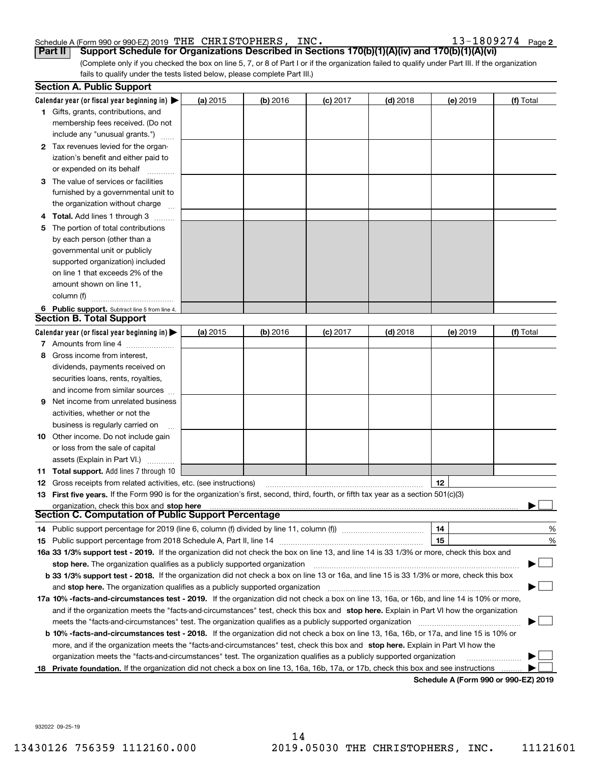Schedule A (Form 990 or 990-EZ) 2019 THE CHRISTOPHERS, INC. 13-1809274 Page 2

**Part II** **Support Schedule for Organizations Described in Sections 170(b)(1)(A)(iv) and 170(b)(1)(A)(vi)**

(Complete only if you checked the box on line 5, 7, or 8 of Part I or if the organization failed to qualify under Part III. If the organization fails to qualify under the tests listed below, please complete Part III.)

**Section A. Public Support**

| Calendar year (or fiscal year beginning in) ▶ | (a) 2015 | (b) 2016 | (c) 2017 | (d) 2018 | (e) 2019 | (f) Total |
|---|---|---|---|---|---|---|
| 1 Gifts, grants, contributions, and membership fees received. (Do not include any "unusual grants.") | | | | | | |
| 2 Tax revenues levied for the organization's benefit and either paid to or expended on its behalf | | | | | | |
| 3 The value of services or facilities furnished by a governmental unit to the organization without charge | | | | | | |
| 4 **Total.** Add lines 1 through 3 | | | | | | |
| 5 The portion of total contributions by each person (other than a governmental unit or publicly supported organization) included on line 1 that exceeds 2% of the amount shown on line 11, column (f) | | | | | | |
| 6 **Public support.** Subtract line 5 from line 4. | | | | | | |

**Section B. Total Support**

| Calendar year (or fiscal year beginning in) ▶ | (a) 2015 | (b) 2016 | (c) 2017 | (d) 2018 | (e) 2019 | (f) Total |
|---|---|---|---|---|---|---|
| 7 Amounts from line 4 | | | | | | |
| 8 Gross income from interest, dividends, payments received on securities loans, rents, royalties, and income from similar sources | | | | | | |
| 9 Net income from unrelated business activities, whether or not the business is regularly carried on | | | | | | |
| 10 Other income. Do not include gain or loss from the sale of capital assets (Explain in Part VI.) | | | | | | |
| 11 **Total support.** Add lines 7 through 10 | | | | | | |

12 Gross receipts from related activities, etc. (see instructions) | 12 |

13 **First five years.** If the Form 990 is for the organization's first, second, third, fourth, or fifth tax year as a section 501(c)(3) organization, check this box and **stop here** ▶ ☐

**Section C. Computation of Public Support Percentage**

14 Public support percentage for 2019 (line 6, column (f) divided by line 11, column (f)) | 14 | %

15 Public support percentage from 2018 Schedule A, Part II, line 14 | 15 | %

**16a 33 1/3% support test - 2019.** If the organization did not check the box on line 13, and line 14 is 33 1/3% or more, check this box and **stop here.** The organization qualifies as a publicly supported organization ▶ ☐

**b 33 1/3% support test - 2018.** If the organization did not check a box on line 13 or 16a, and line 15 is 33 1/3% or more, check this box and **stop here.** The organization qualifies as a publicly supported organization ▶ ☐

**17a 10% -facts-and-circumstances test - 2019.** If the organization did not check a box on line 13, 16a, or 16b, and line 14 is 10% or more, and if the organization meets the "facts-and-circumstances" test, check this box and **stop here.** Explain in Part VI how the organization meets the "facts-and-circumstances" test. The organization qualifies as a publicly supported organization ▶ ☐

**b 10% -facts-and-circumstances test - 2018.** If the organization did not check a box on line 13, 16a, 16b, or 17a, and line 15 is 10% or more, and if the organization meets the "facts-and-circumstances" test, check this box and **stop here.** Explain in Part VI how the organization meets the "facts-and-circumstances" test. The organization qualifies as a publicly supported organization ▶ ☐

**18 Private foundation.** If the organization did not check a box on line 13, 16a, 16b, 17a, or 17b, check this box and see instructions ▶ ☐

**Schedule A (Form 990 or 990-EZ) 2019**

932022 09-25-19

13430126 756359 1112160.000 2019.05030 THE CHRISTOPHERS, INC. 11121601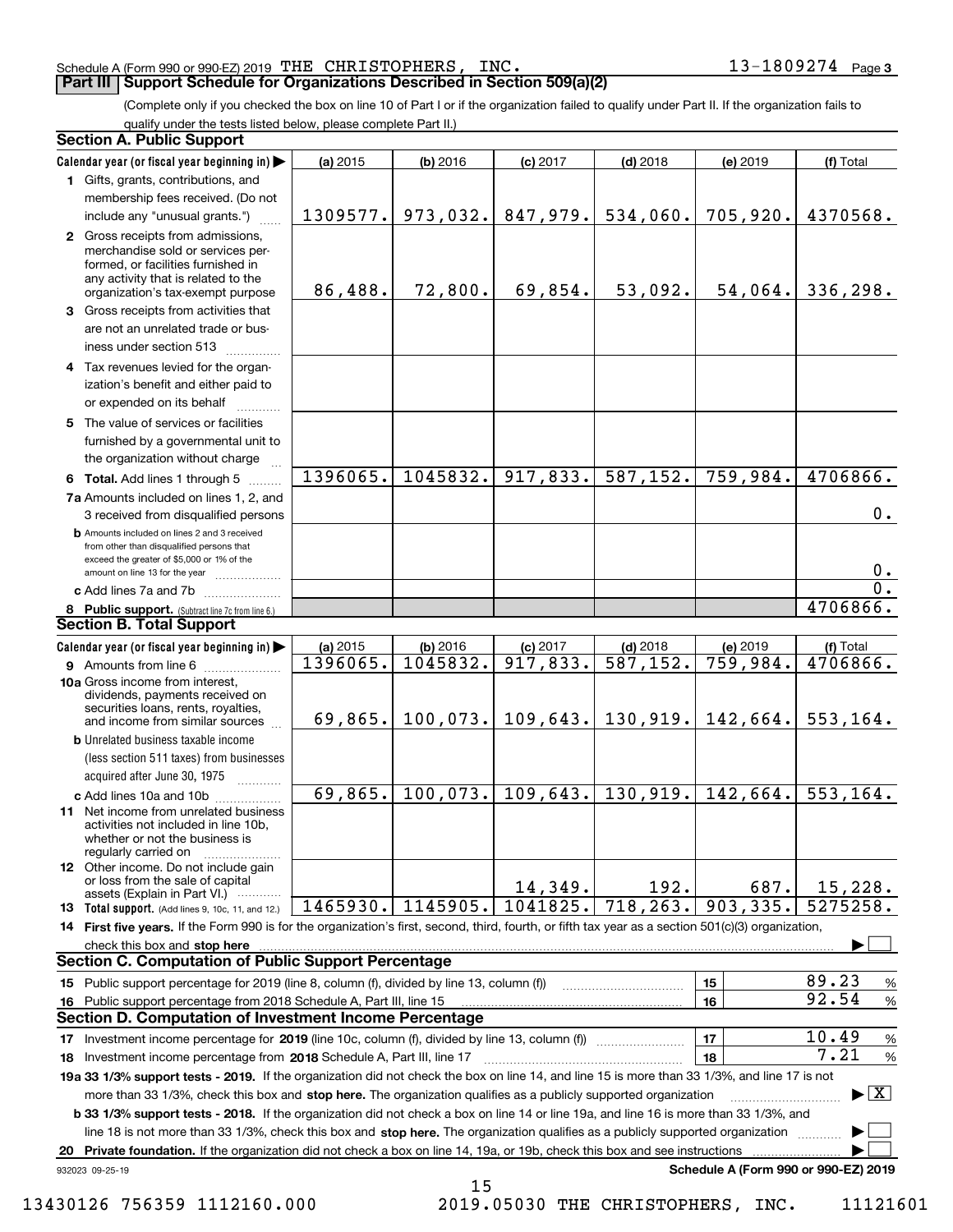Schedule A (Form 990 or 990-EZ) 2019 THE CHRISTOPHERS, INC. 13-1809274 Page 3

## Part III Support Schedule for Organizations Described in Section 509(a)(2)

(Complete only if you checked the box on line 10 of Part I or if the organization failed to qualify under Part II. If the organization fails to qualify under the tests listed below, please complete Part II.)

### Section A. Public Support

| Calendar year (or fiscal year beginning in) | (a) 2015 | (b) 2016 | (c) 2017 | (d) 2018 | (e) 2019 | (f) Total |
|---|---|---|---|---|---|---|
| 1 Gifts, grants, contributions, and membership fees received. (Do not include any "unusual grants.") | 1309577. | 973,032. | 847,979. | 534,060. | 705,920. | 4370568. |
| 2 Gross receipts from admissions, merchandise sold or services performed, or facilities furnished in any activity that is related to the organization's tax-exempt purpose | 86,488. | 72,800. | 69,854. | 53,092. | 54,064. | 336,298. |
| 3 Gross receipts from activities that are not an unrelated trade or business under section 513 | | | | | | |
| 4 Tax revenues levied for the organization's benefit and either paid to or expended on its behalf | | | | | | |
| 5 The value of services or facilities furnished by a governmental unit to the organization without charge | | | | | | |
| 6 **Total.** Add lines 1 through 5 | 1396065. | 1045832. | 917,833. | 587,152. | 759,984. | 4706866. |
| 7a Amounts included on lines 1, 2, and 3 received from disqualified persons | | | | | | 0. |
| b Amounts included on lines 2 and 3 received from other than disqualified persons that exceed the greater of $5,000 or 1% of the amount on line 13 for the year | | | | | | 0. |
| c Add lines 7a and 7b | | | | | | 0. |
| 8 **Public support.** (Subtract line 7c from line 6.) | | | | | | 4706866. |

### Section B. Total Support

| Calendar year (or fiscal year beginning in) | (a) 2015 | (b) 2016 | (c) 2017 | (d) 2018 | (e) 2019 | (f) Total |
|---|---|---|---|---|---|---|
| 9 Amounts from line 6 | 1396065. | 1045832. | 917,833. | 587,152. | 759,984. | 4706866. |
| 10a Gross income from interest, dividends, payments received on securities loans, rents, royalties, and income from similar sources | 69,865. | 100,073. | 109,643. | 130,919. | 142,664. | 553,164. |
| b Unrelated business taxable income (less section 511 taxes) from businesses acquired after June 30, 1975 | | | | | | |
| c Add lines 10a and 10b | 69,865. | 100,073. | 109,643. | 130,919. | 142,664. | 553,164. |
| 11 Net income from unrelated business activities not included in line 10b, whether or not the business is regularly carried on | | | | | | |
| 12 Other income. Do not include gain or loss from the sale of capital assets (Explain in Part VI.) | | | 14,349. | 192. | 687. | 15,228. |
| 13 **Total support.** (Add lines 9, 10c, 11, and 12.) | 1465930. | 1145905. | 1041825. | 718,263. | 903,335. | 5275258. |

14 **First five years.** If the Form 990 is for the organization's first, second, third, fourth, or fifth tax year as a section 501(c)(3) organization, check this box and **stop here** ☐

### Section C. Computation of Public Support Percentage

| | | | |
|---|---|---|---|
| 15 Public support percentage for 2019 (line 8, column (f), divided by line 13, column (f)) | 15 | 89.23 | % |
| 16 Public support percentage from 2018 Schedule A, Part III, line 15 | 16 | 92.54 | % |

### Section D. Computation of Investment Income Percentage

| | | | |
|---|---|---|---|
| 17 Investment income percentage for **2019** (line 10c, column (f), divided by line 13, column (f)) | 17 | 10.49 | % |
| 18 Investment income percentage from **2018** Schedule A, Part III, line 17 | 18 | 7.21 | % |

**19a 33 1/3% support tests - 2019.** If the organization did not check the box on line 14, and line 15 is more than 33 1/3%, and line 17 is not more than 33 1/3%, check this box and **stop here.** The organization qualifies as a publicly supported organization ☒

**b 33 1/3% support tests - 2018.** If the organization did not check a box on line 14 or line 19a, and line 16 is more than 33 1/3%, and line 18 is not more than 33 1/3%, check this box and **stop here.** The organization qualifies as a publicly supported organization ☐

**20 Private foundation.** If the organization did not check a box on line 14, 19a, or 19b, check this box and see instructions ☐

932023 09-25-19 **Schedule A (Form 990 or 990-EZ) 2019**

13430126 756359 1112160.000 2019.05030 THE CHRISTOPHERS, INC. 11121601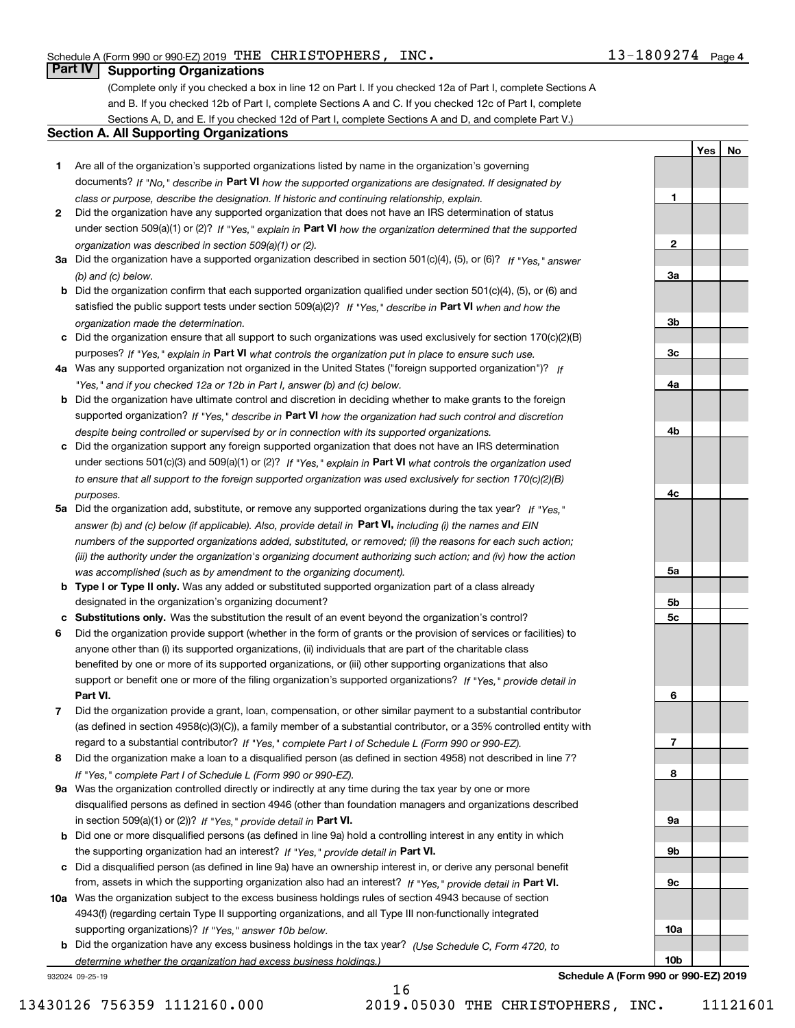Schedule A (Form 990 or 990-EZ) 2019 THE CHRISTOPHERS, INC. 13-1809274 Page 4

## Part IV Supporting Organizations

(Complete only if you checked a box in line 12 on Part I. If you checked 12a of Part I, complete Sections A and B. If you checked 12b of Part I, complete Sections A and C. If you checked 12c of Part I, complete Sections A, D, and E. If you checked 12d of Part I, complete Sections A and D, and complete Part V.)

### Section A. All Supporting Organizations

| | | | Yes | No |
|---|---|---|---|---|
| **1** | Are all of the organization's supported organizations listed by name in the organization's governing documents? *If "No," describe in* **Part VI** *how the supported organizations are designated. If designated by class or purpose, describe the designation. If historic and continuing relationship, explain.* | 1 | | |
| **2** | Did the organization have any supported organization that does not have an IRS determination of status under section 509(a)(1) or (2)? *If "Yes," explain in* **Part VI** *how the organization determined that the supported organization was described in section 509(a)(1) or (2).* | 2 | | |
| **3a** | Did the organization have a supported organization described in section 501(c)(4), (5), or (6)? *If "Yes," answer (b) and (c) below.* | 3a | | |
| **b** | Did the organization confirm that each supported organization qualified under section 501(c)(4), (5), or (6) and satisfied the public support tests under section 509(a)(2)? *If "Yes," describe in* **Part VI** *when and how the organization made the determination.* | 3b | | |
| **c** | Did the organization ensure that all support to such organizations was used exclusively for section 170(c)(2)(B) purposes? *If "Yes," explain in* **Part VI** *what controls the organization put in place to ensure such use.* | 3c | | |
| **4a** | Was any supported organization not organized in the United States ("foreign supported organization")? *If "Yes," and if you checked 12a or 12b in Part I, answer (b) and (c) below.* | 4a | | |
| **b** | Did the organization have ultimate control and discretion in deciding whether to make grants to the foreign supported organization? *If "Yes," describe in* **Part VI** *how the organization had such control and discretion despite being controlled or supervised by or in connection with its supported organizations.* | 4b | | |
| **c** | Did the organization support any foreign supported organization that does not have an IRS determination under sections 501(c)(3) and 509(a)(1) or (2)? *If "Yes," explain in* **Part VI** *what controls the organization used to ensure that all support to the foreign supported organization was used exclusively for section 170(c)(2)(B) purposes.* | 4c | | |
| **5a** | Did the organization add, substitute, or remove any supported organizations during the tax year? *If "Yes," answer (b) and (c) below (if applicable). Also, provide detail in* **Part VI,** *including (i) the names and EIN numbers of the supported organizations added, substituted, or removed; (ii) the reasons for each such action; (iii) the authority under the organization's organizing document authorizing such action; and (iv) how the action was accomplished (such as by amendment to the organizing document).* | 5a | | |
| **b** | **Type I or Type II only.** Was any added or substituted supported organization part of a class already designated in the organization's organizing document? | 5b | | |
| **c** | **Substitutions only.** Was the substitution the result of an event beyond the organization's control? | 5c | | |
| **6** | Did the organization provide support (whether in the form of grants or the provision of services or facilities) to anyone other than (i) its supported organizations, (ii) individuals that are part of the charitable class benefited by one or more of its supported organizations, or (iii) other supporting organizations that also support or benefit one or more of the filing organization's supported organizations? *If "Yes," provide detail in* **Part VI.** | 6 | | |
| **7** | Did the organization provide a grant, loan, compensation, or other similar payment to a substantial contributor (as defined in section 4958(c)(3)(C)), a family member of a substantial contributor, or a 35% controlled entity with regard to a substantial contributor? *If "Yes," complete Part I of Schedule L (Form 990 or 990-EZ).* | 7 | | |
| **8** | Did the organization make a loan to a disqualified person (as defined in section 4958) not described in line 7? *If "Yes," complete Part I of Schedule L (Form 990 or 990-EZ).* | 8 | | |
| **9a** | Was the organization controlled directly or indirectly at any time during the tax year by one or more disqualified persons as defined in section 4946 (other than foundation managers and organizations described in section 509(a)(1) or (2))? *If "Yes," provide detail in* **Part VI.** | 9a | | |
| **b** | Did one or more disqualified persons (as defined in line 9a) hold a controlling interest in any entity in which the supporting organization had an interest? *If "Yes," provide detail in* **Part VI.** | 9b | | |
| **c** | Did a disqualified person (as defined in line 9a) have an ownership interest in, or derive any personal benefit from, assets in which the supporting organization also had an interest? *If "Yes," provide detail in* **Part VI.** | 9c | | |
| **10a** | Was the organization subject to the excess business holdings rules of section 4943 because of section 4943(f) (regarding certain Type II supporting organizations, and all Type III non-functionally integrated supporting organizations)? *If "Yes," answer 10b below.* | 10a | | |
| **b** | Did the organization have any excess business holdings in the tax year? *(Use Schedule C, Form 4720, to determine whether the organization had excess business holdings.)* | 10b | | |

932024 09-25-19 **Schedule A (Form 990 or 990-EZ) 2019**

13430126 756359 1112160.000 2019.05030 THE CHRISTOPHERS, INC. 11121601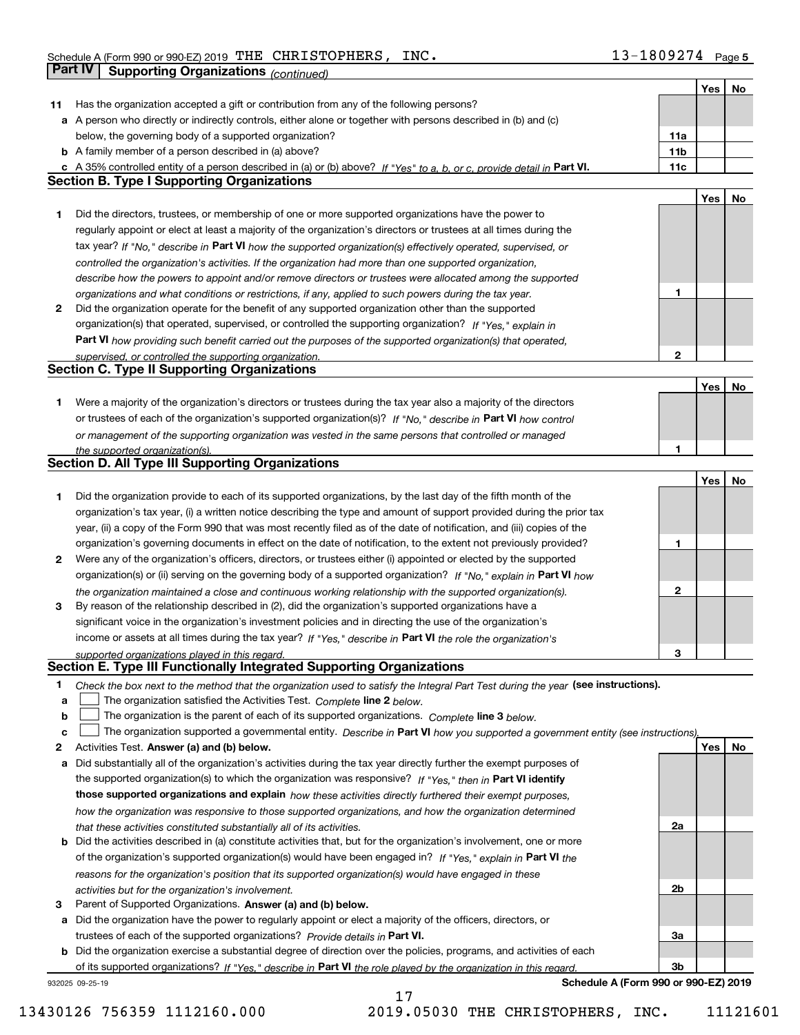Schedule A (Form 990 or 990-EZ) 2019 THE CHRISTOPHERS, INC. 13-1809274 Page 5

## Part IV Supporting Organizations *(continued)*

| | | | Yes | No |
|---|---|---|---|---|
| **11** | Has the organization accepted a gift or contribution from any of the following persons? | | | |
| **a** | A person who directly or indirectly controls, either alone or together with persons described in (b) and (c) below, the governing body of a supported organization? | 11a | | |
| **b** | A family member of a person described in (a) above? | 11b | | |
| **c** | A 35% controlled entity of a person described in (a) or (b) above? *If "Yes" to a, b, or c, provide detail in* **Part VI.** | 11c | | |

### Section B. Type I Supporting Organizations

| | | | Yes | No |
|---|---|---|---|---|
| **1** | Did the directors, trustees, or membership of one or more supported organizations have the power to regularly appoint or elect at least a majority of the organization's directors or trustees at all times during the tax year? *If "No," describe in* **Part VI** *how the supported organization(s) effectively operated, supervised, or controlled the organization's activities. If the organization had more than one supported organization, describe how the powers to appoint and/or remove directors or trustees were allocated among the supported organizations and what conditions or restrictions, if any, applied to such powers during the tax year.* | 1 | | |
| **2** | Did the organization operate for the benefit of any supported organization other than the supported organization(s) that operated, supervised, or controlled the supporting organization? *If "Yes," explain in* **Part VI** *how providing such benefit carried out the purposes of the supported organization(s) that operated, supervised, or controlled the supporting organization.* | 2 | | |

### Section C. Type II Supporting Organizations

| | | | Yes | No |
|---|---|---|---|---|
| **1** | Were a majority of the organization's directors or trustees during the tax year also a majority of the directors or trustees of each of the organization's supported organization(s)? *If "No," describe in* **Part VI** *how control or management of the supporting organization was vested in the same persons that controlled or managed the supported organization(s).* | 1 | | |

### Section D. All Type III Supporting Organizations

| | | | Yes | No |
|---|---|---|---|---|
| **1** | Did the organization provide to each of its supported organizations, by the last day of the fifth month of the organization's tax year, (i) a written notice describing the type and amount of support provided during the prior tax year, (ii) a copy of the Form 990 that was most recently filed as of the date of notification, and (iii) copies of the organization's governing documents in effect on the date of notification, to the extent not previously provided? | 1 | | |
| **2** | Were any of the organization's officers, directors, or trustees either (i) appointed or elected by the supported organization(s) or (ii) serving on the governing body of a supported organization? *If "No," explain in* **Part VI** *how the organization maintained a close and continuous working relationship with the supported organization(s).* | 2 | | |
| **3** | By reason of the relationship described in (2), did the organization's supported organizations have a significant voice in the organization's investment policies and in directing the use of the organization's income or assets at all times during the tax year? *If "Yes," describe in* **Part VI** *the role the organization's supported organizations played in this regard.* | 3 | | |

### Section E. Type III Functionally Integrated Supporting Organizations

**1** *Check the box next to the method that the organization used to satisfy the Integral Part Test during the year* **(see instructions).**

- **a** ☐ The organization satisfied the Activities Test. *Complete* **line 2** *below.*
- **b** ☐ The organization is the parent of each of its supported organizations. *Complete* **line 3** *below.*
- **c** ☐ The organization supported a governmental entity. *Describe in* **Part VI** *how you supported a government entity (see instructions).*

| | | | Yes | No |
|---|---|---|---|---|
| **2** | Activities Test. **Answer (a) and (b) below.** | | | |
| **a** | Did substantially all of the organization's activities during the tax year directly further the exempt purposes of the supported organization(s) to which the organization was responsive? *If "Yes," then in* **Part VI identify those supported organizations and explain** *how these activities directly furthered their exempt purposes, how the organization was responsive to those supported organizations, and how the organization determined that these activities constituted substantially all of its activities.* | 2a | | |
| **b** | Did the activities described in (a) constitute activities that, but for the organization's involvement, one or more of the organization's supported organization(s) would have been engaged in? *If "Yes," explain in* **Part VI** *the reasons for the organization's position that its supported organization(s) would have engaged in these activities but for the organization's involvement.* | 2b | | |
| **3** | Parent of Supported Organizations. **Answer (a) and (b) below.** | | | |
| **a** | Did the organization have the power to regularly appoint or elect a majority of the officers, directors, or trustees of each of the supported organizations? *Provide details in* **Part VI.** | 3a | | |
| **b** | Did the organization exercise a substantial degree of direction over the policies, programs, and activities of each of its supported organizations? *If "Yes," describe in* **Part VI** *the role played by the organization in this regard.* | 3b | | |

932025 09-25-19 **Schedule A (Form 990 or 990-EZ) 2019**

13430126 756359 1112160.000 2019.05030 THE CHRISTOPHERS, INC. 11121601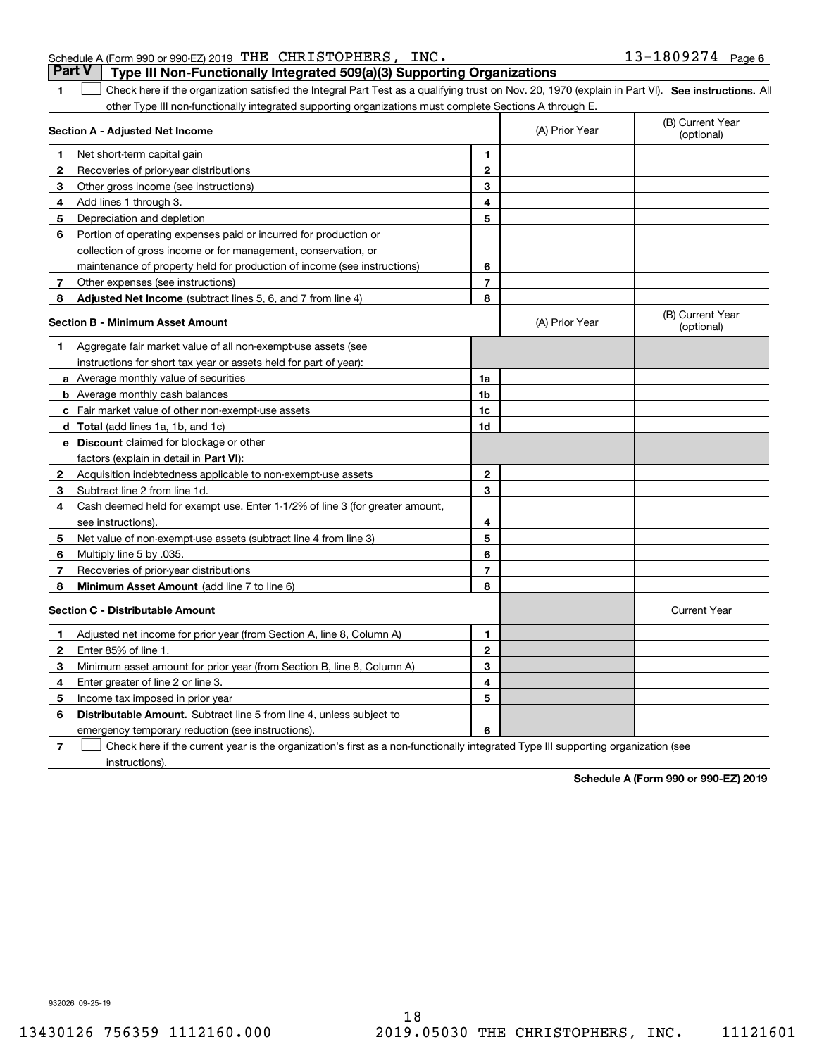Schedule A (Form 990 or 990-EZ) 2019 THE CHRISTOPHERS, INC. 13-1809274 Page 6

## Part V Type III Non-Functionally Integrated 509(a)(3) Supporting Organizations

1 ☐ Check here if the organization satisfied the Integral Part Test as a qualifying trust on Nov. 20, 1970 (explain in Part VI). **See instructions.** All other Type III non-functionally integrated supporting organizations must complete Sections A through E.

| **Section A - Adjusted Net Income** | | (A) Prior Year | (B) Current Year (optional) |
|---|---|---|---|
| **1** Net short-term capital gain | 1 | | |
| **2** Recoveries of prior-year distributions | 2 | | |
| **3** Other gross income (see instructions) | 3 | | |
| **4** Add lines 1 through 3. | 4 | | |
| **5** Depreciation and depletion | 5 | | |
| **6** Portion of operating expenses paid or incurred for production or collection of gross income or for management, conservation, or maintenance of property held for production of income (see instructions) | 6 | | |
| **7** Other expenses (see instructions) | 7 | | |
| **8** **Adjusted Net Income** (subtract lines 5, 6, and 7 from line 4) | 8 | | |

| **Section B - Minimum Asset Amount** | | (A) Prior Year | (B) Current Year (optional) |
|---|---|---|---|
| **1** Aggregate fair market value of all non-exempt-use assets (see instructions for short tax year or assets held for part of year): | | | |
| **a** Average monthly value of securities | 1a | | |
| **b** Average monthly cash balances | 1b | | |
| **c** Fair market value of other non-exempt-use assets | 1c | | |
| **d** **Total** (add lines 1a, 1b, and 1c) | 1d | | |
| **e** **Discount** claimed for blockage or other factors (explain in detail in **Part VI**): | | | |
| **2** Acquisition indebtedness applicable to non-exempt-use assets | 2 | | |
| **3** Subtract line 2 from line 1d. | 3 | | |
| **4** Cash deemed held for exempt use. Enter 1-1/2% of line 3 (for greater amount, see instructions). | 4 | | |
| **5** Net value of non-exempt-use assets (subtract line 4 from line 3) | 5 | | |
| **6** Multiply line 5 by .035. | 6 | | |
| **7** Recoveries of prior-year distributions | 7 | | |
| **8** **Minimum Asset Amount** (add line 7 to line 6) | 8 | | |

| **Section C - Distributable Amount** | | | Current Year |
|---|---|---|---|
| **1** Adjusted net income for prior year (from Section A, line 8, Column A) | 1 | | |
| **2** Enter 85% of line 1. | 2 | | |
| **3** Minimum asset amount for prior year (from Section B, line 8, Column A) | 3 | | |
| **4** Enter greater of line 2 or line 3. | 4 | | |
| **5** Income tax imposed in prior year | 5 | | |
| **6** **Distributable Amount.** Subtract line 5 from line 4, unless subject to emergency temporary reduction (see instructions). | 6 | | |

7 ☐ Check here if the current year is the organization's first as a non-functionally integrated Type III supporting organization (see instructions).

**Schedule A (Form 990 or 990-EZ) 2019**

932026 09-25-19

13430126 756359 1112160.000 2019.05030 THE CHRISTOPHERS, INC. 11121601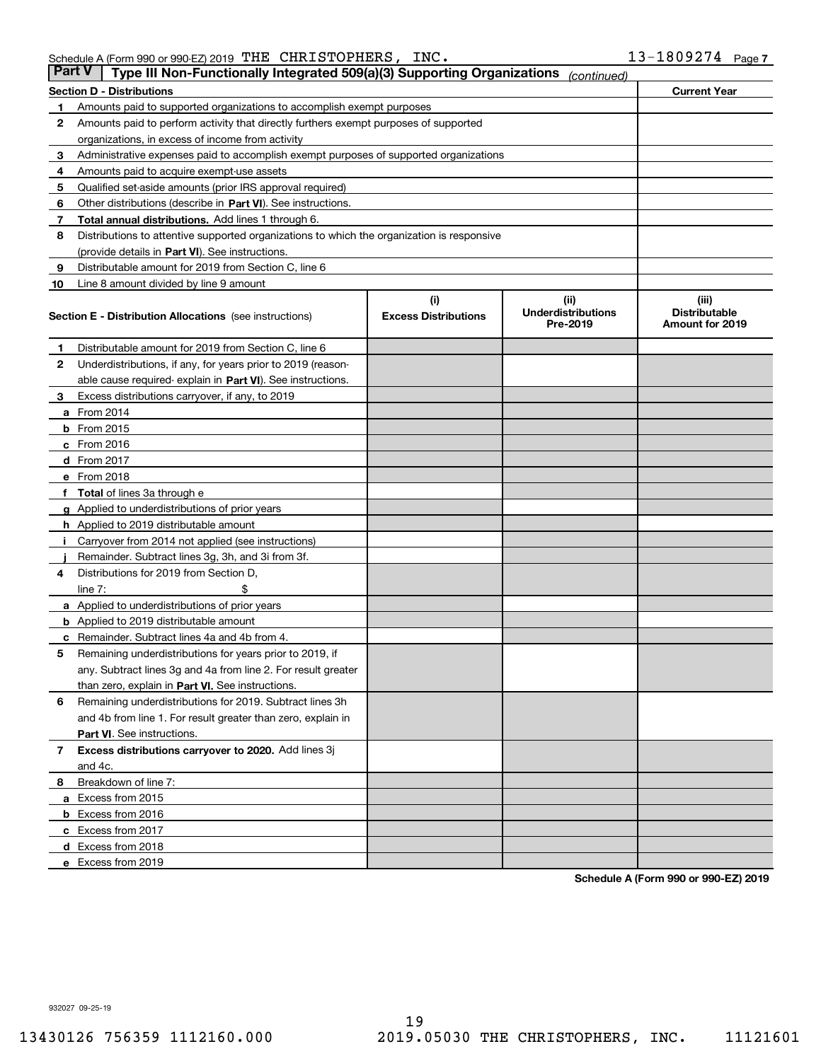Schedule A (Form 990 or 990-EZ) 2019 THE CHRISTOPHERS, INC. 13-1809274 Page 7

## Part V Type III Non-Functionally Integrated 509(a)(3) Supporting Organizations *(continued)*

| Section D - Distributions | | Current Year |
|---|---|---|
| 1 | Amounts paid to supported organizations to accomplish exempt purposes | |
| 2 | Amounts paid to perform activity that directly furthers exempt purposes of supported organizations, in excess of income from activity | |
| 3 | Administrative expenses paid to accomplish exempt purposes of supported organizations | |
| 4 | Amounts paid to acquire exempt-use assets | |
| 5 | Qualified set-aside amounts (prior IRS approval required) | |
| 6 | Other distributions (describe in **Part VI**). See instructions. | |
| 7 | **Total annual distributions.** Add lines 1 through 6. | |
| 8 | Distributions to attentive supported organizations to which the organization is responsive (provide details in **Part VI**). See instructions. | |
| 9 | Distributable amount for 2019 from Section C, line 6 | |
| 10 | Line 8 amount divided by line 9 amount | |

| Section E - Distribution Allocations (see instructions) | (i) Excess Distributions | (ii) Underdistributions Pre-2019 | (iii) Distributable Amount for 2019 |
|---|---|---|---|
| 1 Distributable amount for 2019 from Section C, line 6 | | | |
| 2 Underdistributions, if any, for years prior to 2019 (reasonable cause required- explain in **Part VI**). See instructions. | | | |
| 3 Excess distributions carryover, if any, to 2019 | | | |
| a From 2014 | | | |
| b From 2015 | | | |
| c From 2016 | | | |
| d From 2017 | | | |
| e From 2018 | | | |
| f **Total** of lines 3a through e | | | |
| g Applied to underdistributions of prior years | | | |
| h Applied to 2019 distributable amount | | | |
| i Carryover from 2014 not applied (see instructions) | | | |
| j Remainder. Subtract lines 3g, 3h, and 3i from 3f. | | | |
| 4 Distributions for 2019 from Section D, line 7: $ | | | |
| a Applied to underdistributions of prior years | | | |
| b Applied to 2019 distributable amount | | | |
| c Remainder. Subtract lines 4a and 4b from 4. | | | |
| 5 Remaining underdistributions for years prior to 2019, if any. Subtract lines 3g and 4a from line 2. For result greater than zero, explain in **Part VI.** See instructions. | | | |
| 6 Remaining underdistributions for 2019. Subtract lines 3h and 4b from line 1. For result greater than zero, explain in **Part VI**. See instructions. | | | |
| 7 **Excess distributions carryover to 2020.** Add lines 3j and 4c. | | | |
| 8 Breakdown of line 7: | | | |
| a Excess from 2015 | | | |
| b Excess from 2016 | | | |
| c Excess from 2017 | | | |
| d Excess from 2018 | | | |
| e Excess from 2019 | | | |

**Schedule A (Form 990 or 990-EZ) 2019**

932027 09-25-19

13430126 756359 1112160.000 2019.05030 THE CHRISTOPHERS, INC. 11121601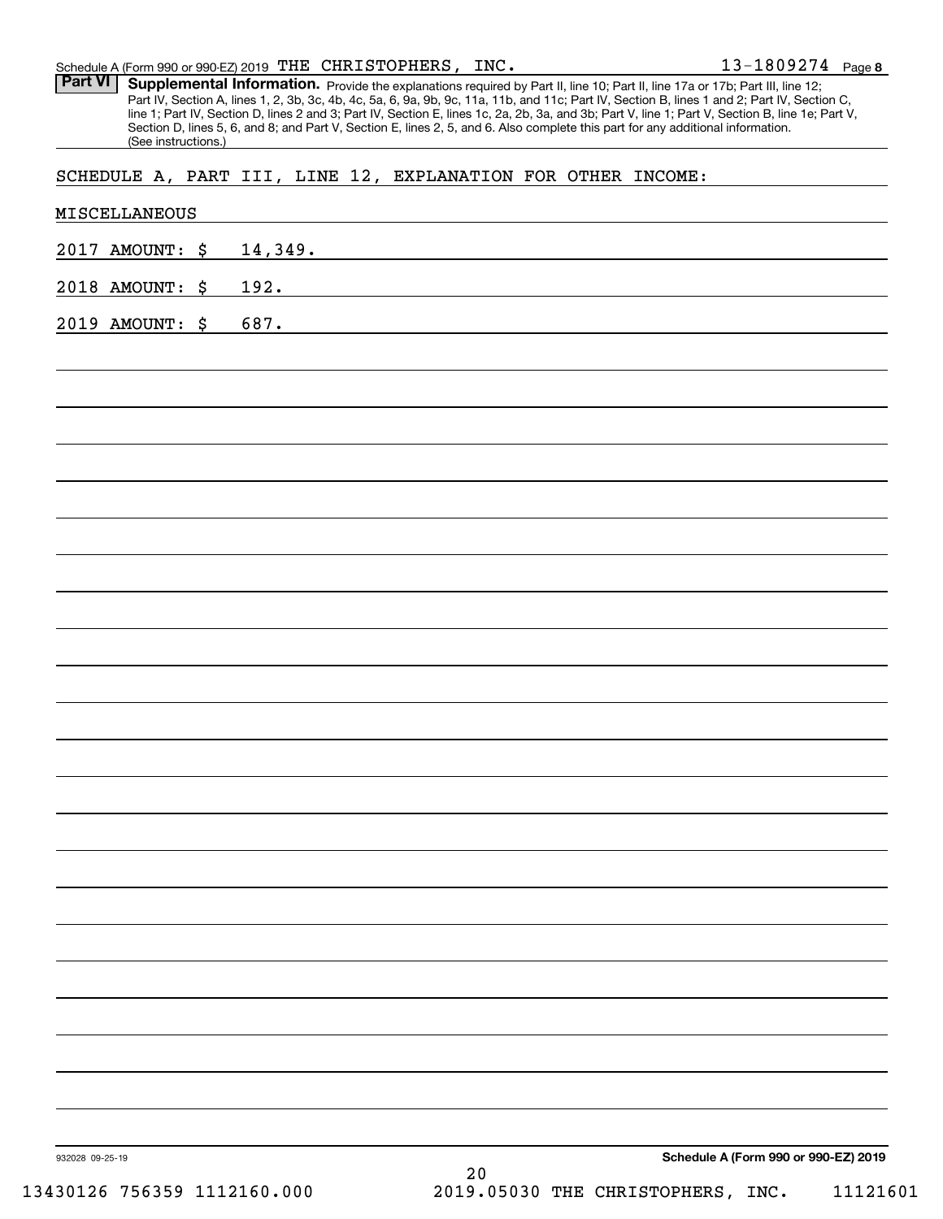**Part VI** **Supplemental Information.** Provide the explanations required by Part II, line 10; Part II, line 17a or 17b; Part III, line 12; Part IV, Section A, lines 1, 2, 3b, 3c, 4b, 4c, 5a, 6, 9a, 9b, 9c, 11a, 11b, and 11c; Part IV, Section B, lines 1 and 2; Part IV, Section C, line 1; Part IV, Section D, lines 2 and 3; Part IV, Section E, lines 1c, 2a, 2b, 3a, and 3b; Part V, line 1; Part V, Section B, line 1e; Part V, Section D, lines 5, 6, and 8; and Part V, Section E, lines 2, 5, and 6. Also complete this part for any additional information. (See instructions.)

SCHEDULE A, PART III, LINE 12, EXPLANATION FOR OTHER INCOME:

MISCELLANEOUS

2017 AMOUNT: $ 14,349.

2018 AMOUNT: $ 192.

2019 AMOUNT: $ 687.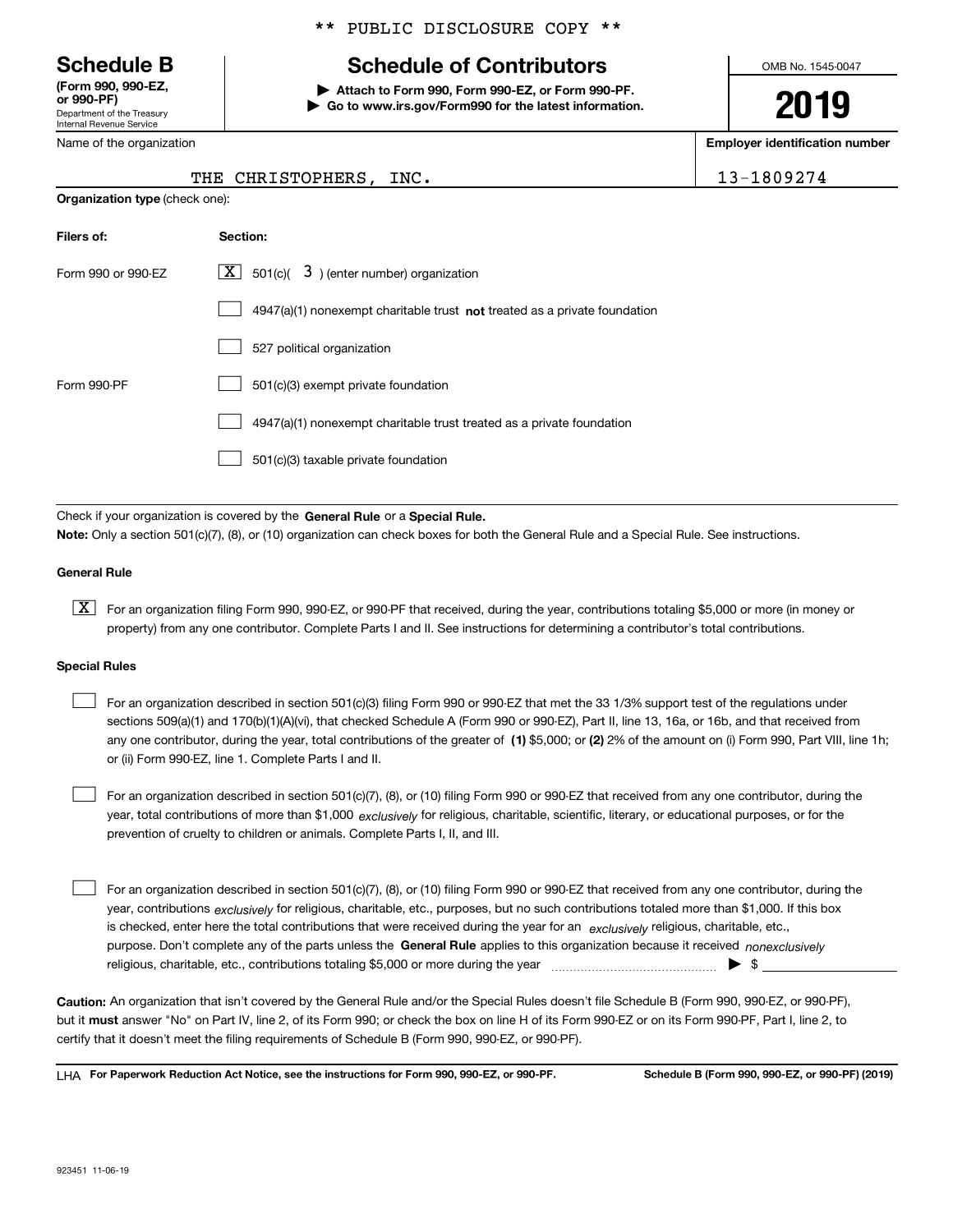** PUBLIC DISCLOSURE COPY **

# Schedule B

**(Form 990, 990-EZ, or 990-PF)**
Department of the Treasury
Internal Revenue Service

## Schedule of Contributors

▶ **Attach to Form 990, Form 990-EZ, or Form 990-PF.**
▶ **Go to www.irs.gov/Form990 for the latest information.**

OMB No. 1545-0047

**2019**

| Name of the organization | Employer identification number |
|---|---|
| THE CHRISTOPHERS, INC. | 13-1809274 |

**Organization type** (check one):

| Filers of: | Section: |
|---|---|
| Form 990 or 990-EZ | [X] 501(c)( 3 ) (enter number) organization |
| | [ ] 4947(a)(1) nonexempt charitable trust **not** treated as a private foundation |
| | [ ] 527 political organization |
| Form 990-PF | [ ] 501(c)(3) exempt private foundation |
| | [ ] 4947(a)(1) nonexempt charitable trust treated as a private foundation |
| | [ ] 501(c)(3) taxable private foundation |

Check if your organization is covered by the **General Rule** or a **Special Rule.**

**Note:** Only a section 501(c)(7), (8), or (10) organization can check boxes for both the General Rule and a Special Rule. See instructions.

**General Rule**

[X] For an organization filing Form 990, 990-EZ, or 990-PF that received, during the year, contributions totaling $5,000 or more (in money or property) from any one contributor. Complete Parts I and II. See instructions for determining a contributor's total contributions.

**Special Rules**

[ ] For an organization described in section 501(c)(3) filing Form 990 or 990-EZ that met the 33 1/3% support test of the regulations under sections 509(a)(1) and 170(b)(1)(A)(vi), that checked Schedule A (Form 990 or 990-EZ), Part II, line 13, 16a, or 16b, and that received from any one contributor, during the year, total contributions of the greater of **(1)** $5,000; or **(2)** 2% of the amount on (i) Form 990, Part VIII, line 1h; or (ii) Form 990-EZ, line 1. Complete Parts I and II.

[ ] For an organization described in section 501(c)(7), (8), or (10) filing Form 990 or 990-EZ that received from any one contributor, during the year, total contributions of more than $1,000 *exclusively* for religious, charitable, scientific, literary, or educational purposes, or for the prevention of cruelty to children or animals. Complete Parts I, II, and III.

[ ] For an organization described in section 501(c)(7), (8), or (10) filing Form 990 or 990-EZ that received from any one contributor, during the year, contributions *exclusively* for religious, charitable, etc., purposes, but no such contributions totaled more than $1,000. If this box is checked, enter here the total contributions that were received during the year for an *exclusively* religious, charitable, etc., purpose. Don't complete any of the parts unless the **General Rule** applies to this organization because it received *nonexclusively* religious, charitable, etc., contributions totaling $5,000 or more during the year ▶ $ ____________

**Caution:** An organization that isn't covered by the General Rule and/or the Special Rules doesn't file Schedule B (Form 990, 990-EZ, or 990-PF), but it **must** answer "No" on Part IV, line 2, of its Form 990; or check the box on line H of its Form 990-EZ or on its Form 990-PF, Part I, line 2, to certify that it doesn't meet the filing requirements of Schedule B (Form 990, 990-EZ, or 990-PF).

LHA **For Paperwork Reduction Act Notice, see the instructions for Form 990, 990-EZ, or 990-PF.** **Schedule B (Form 990, 990-EZ, or 990-PF) (2019)**

923451 11-06-19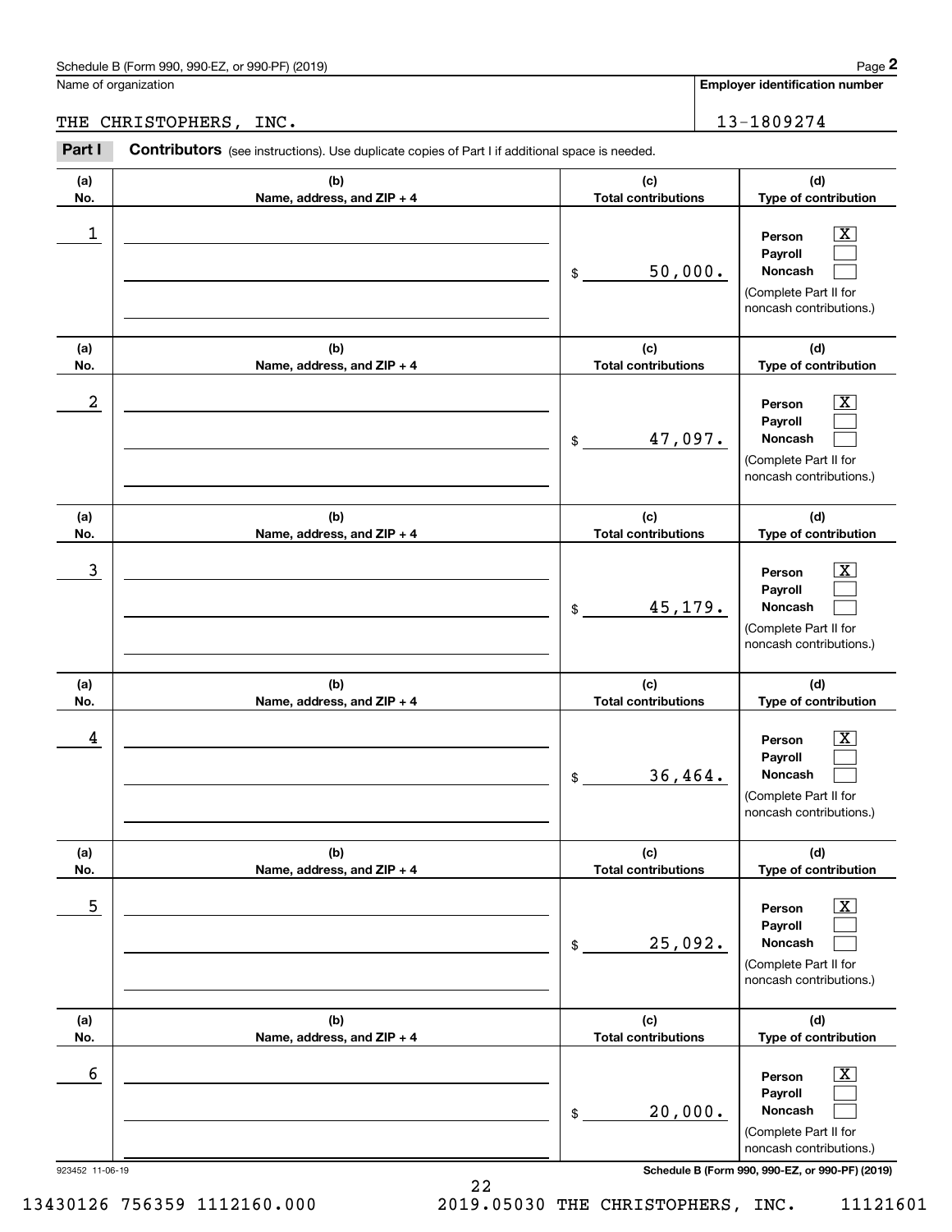Schedule B (Form 990, 990-EZ, or 990-PF) (2019) Page **2**

Name of organization: THE CHRISTOPHERS, INC.

**Employer identification number:** 13-1809274

**Part I** **Contributors** (see instructions). Use duplicate copies of Part I if additional space is needed.

| (a) No. | (b) Name, address, and ZIP + 4 | (c) Total contributions | (d) Type of contribution |
|---|---|---|---|
| 1 | | $ 50,000. | Person [X] Payroll [ ] Noncash [ ] (Complete Part II for noncash contributions.) |
| 2 | | $ 47,097. | Person [X] Payroll [ ] Noncash [ ] (Complete Part II for noncash contributions.) |
| 3 | | $ 45,179. | Person [X] Payroll [ ] Noncash [ ] (Complete Part II for noncash contributions.) |
| 4 | | $ 36,464. | Person [X] Payroll [ ] Noncash [ ] (Complete Part II for noncash contributions.) |
| 5 | | $ 25,092. | Person [X] Payroll [ ] Noncash [ ] (Complete Part II for noncash contributions.) |
| 6 | | $ 20,000. | Person [X] Payroll [ ] Noncash [ ] (Complete Part II for noncash contributions.) |

923452 11-06-19

13430126 756359 1112160.000 2019.05030 THE CHRISTOPHERS, INC. 11121601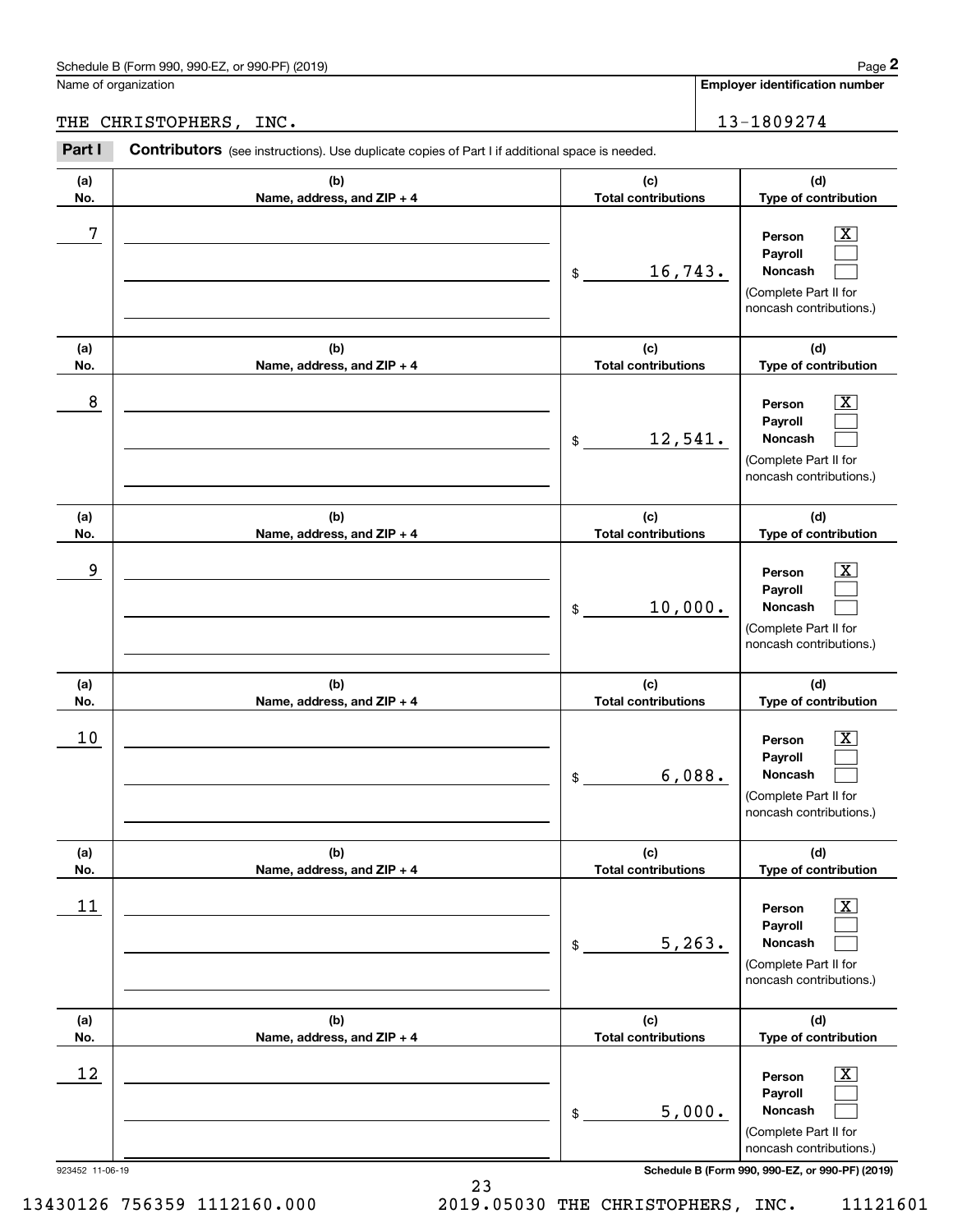Schedule B (Form 990, 990-EZ, or 990-PF) (2019)

Name of organization: THE CHRISTOPHERS, INC.

Employer identification number: 13-1809274

**Part I** **Contributors** (see instructions). Use duplicate copies of Part I if additional space is needed.

| (a) No. | (b) Name, address, and ZIP + 4 | (c) Total contributions | (d) Type of contribution |
|---|---|---|---|
| 7 | | $ 16,743. | Person [X] Payroll [ ] Noncash [ ] (Complete Part II for noncash contributions.) |
| 8 | | $ 12,541. | Person [X] Payroll [ ] Noncash [ ] (Complete Part II for noncash contributions.) |
| 9 | | $ 10,000. | Person [X] Payroll [ ] Noncash [ ] (Complete Part II for noncash contributions.) |
| 10 | | $ 6,088. | Person [X] Payroll [ ] Noncash [ ] (Complete Part II for noncash contributions.) |
| 11 | | $ 5,263. | Person [X] Payroll [ ] Noncash [ ] (Complete Part II for noncash contributions.) |
| 12 | | $ 5,000. | Person [X] Payroll [ ] Noncash [ ] (Complete Part II for noncash contributions.) |

923452 11-06-19

13430126 756359 1112160.000 2019.05030 THE CHRISTOPHERS, INC. 11121601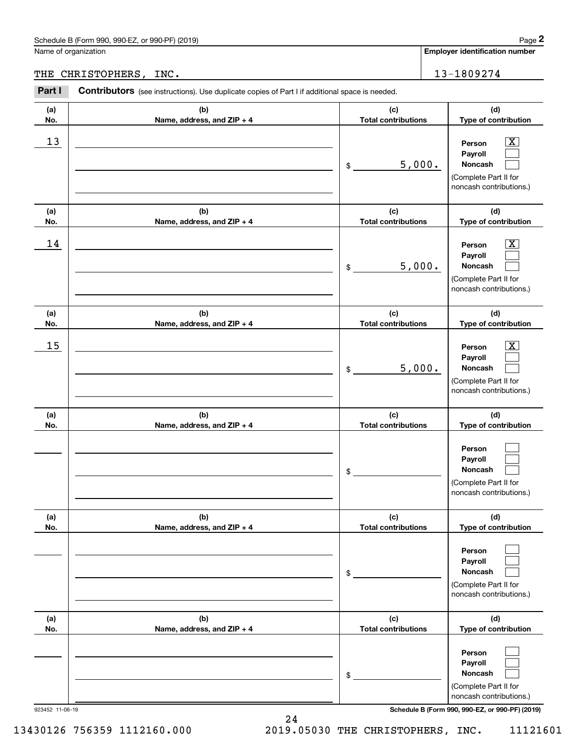Name of organization

**Employer identification number**

THE CHRISTOPHERS, INC. 13-1809274

**Part I** **Contributors** (see instructions). Use duplicate copies of Part I if additional space is needed.

| (a) No. | (b) Name, address, and ZIP + 4 | (c) Total contributions | (d) Type of contribution |
|---|---|---|---|
| 13 | | $ 5,000. | Person [X] Payroll [ ] Noncash [ ] (Complete Part II for noncash contributions.) |
| 14 | | $ 5,000. | Person [X] Payroll [ ] Noncash [ ] (Complete Part II for noncash contributions.) |
| 15 | | $ 5,000. | Person [X] Payroll [ ] Noncash [ ] (Complete Part II for noncash contributions.) |
| | | $ | Person [ ] Payroll [ ] Noncash [ ] (Complete Part II for noncash contributions.) |
| | | $ | Person [ ] Payroll [ ] Noncash [ ] (Complete Part II for noncash contributions.) |
| | | $ | Person [ ] Payroll [ ] Noncash [ ] (Complete Part II for noncash contributions.) |

923452 11-06-19

13430126 756359 1112160.000 2019.05030 THE CHRISTOPHERS, INC. 11121601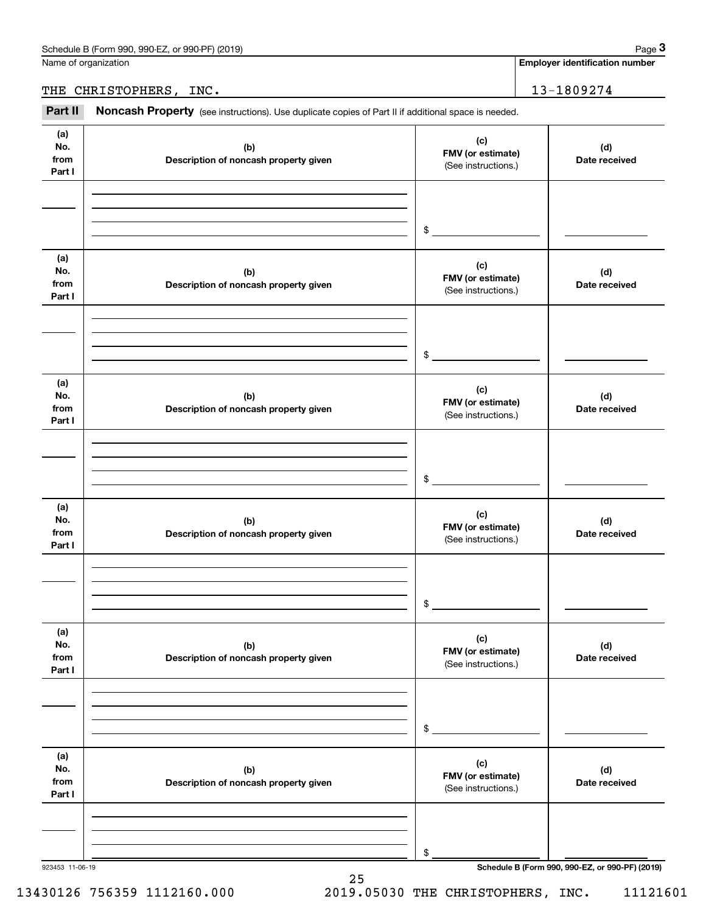Name of organization: THE CHRISTOPHERS, INC.

Employer identification number: 13-1809274

**Part II** **Noncash Property** (see instructions). Use duplicate copies of Part II if additional space is needed.

| (a) No. from Part I | (b) Description of noncash property given | (c) FMV (or estimate) (See instructions.) | (d) Date received |
|---|---|---|---|
| | | $ | |

| (a) No. from Part I | (b) Description of noncash property given | (c) FMV (or estimate) (See instructions.) | (d) Date received |
|---|---|---|---|
| | | $ | |

| (a) No. from Part I | (b) Description of noncash property given | (c) FMV (or estimate) (See instructions.) | (d) Date received |
|---|---|---|---|
| | | $ | |

| (a) No. from Part I | (b) Description of noncash property given | (c) FMV (or estimate) (See instructions.) | (d) Date received |
|---|---|---|---|
| | | $ | |

| (a) No. from Part I | (b) Description of noncash property given | (c) FMV (or estimate) (See instructions.) | (d) Date received |
|---|---|---|---|
| | | $ | |

| (a) No. from Part I | (b) Description of noncash property given | (c) FMV (or estimate) (See instructions.) | (d) Date received |
|---|---|---|---|
| | | $ | |

923453 11-06-19

13430126 756359 1112160.000 2019.05030 THE CHRISTOPHERS, INC. 11121601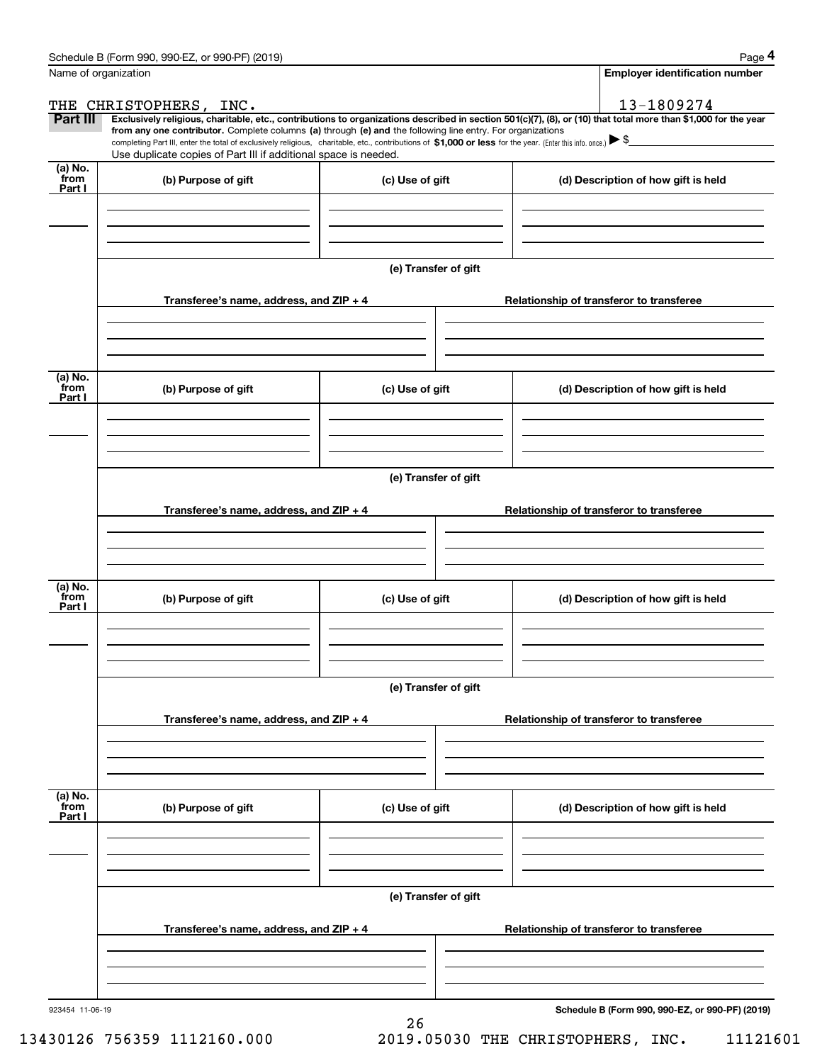Schedule B (Form 990, 990-EZ, or 990-PF) (2019)

Name of organization: THE CHRISTOPHERS, INC.

Employer identification number: 13-1809274

**Part III** **Exclusively religious, charitable, etc., contributions to organizations described in section 501(c)(7), (8), or (10) that total more than $1,000 for the year from any one contributor.** Complete columns **(a)** through **(e) and** the following line entry. For organizations completing Part III, enter the total of exclusively religious, charitable, etc., contributions of **$1,000 or less** for the year. (Enter this info. once.) ▶ $

Use duplicate copies of Part III if additional space is needed.

| (a) No. from Part I | (b) Purpose of gift | (c) Use of gift | (d) Description of how gift is held |
|---|---|---|---|
| | | | |

(e) Transfer of gift

| Transferee's name, address, and ZIP + 4 | Relationship of transferor to transferee |
|---|---|
| | |

| (a) No. from Part I | (b) Purpose of gift | (c) Use of gift | (d) Description of how gift is held |
|---|---|---|---|
| | | | |

(e) Transfer of gift

| Transferee's name, address, and ZIP + 4 | Relationship of transferor to transferee |
|---|---|
| | |

| (a) No. from Part I | (b) Purpose of gift | (c) Use of gift | (d) Description of how gift is held |
|---|---|---|---|
| | | | |

(e) Transfer of gift

| Transferee's name, address, and ZIP + 4 | Relationship of transferor to transferee |
|---|---|
| | |

| (a) No. from Part I | (b) Purpose of gift | (c) Use of gift | (d) Description of how gift is held |
|---|---|---|---|
| | | | |

(e) Transfer of gift

| Transferee's name, address, and ZIP + 4 | Relationship of transferor to transferee |
|---|---|
| | |

923454 11-06-19

**Schedule B (Form 990, 990-EZ, or 990-PF) (2019)**

13430126 756359 1112160.000    2019.05030 THE CHRISTOPHERS, INC.    11121601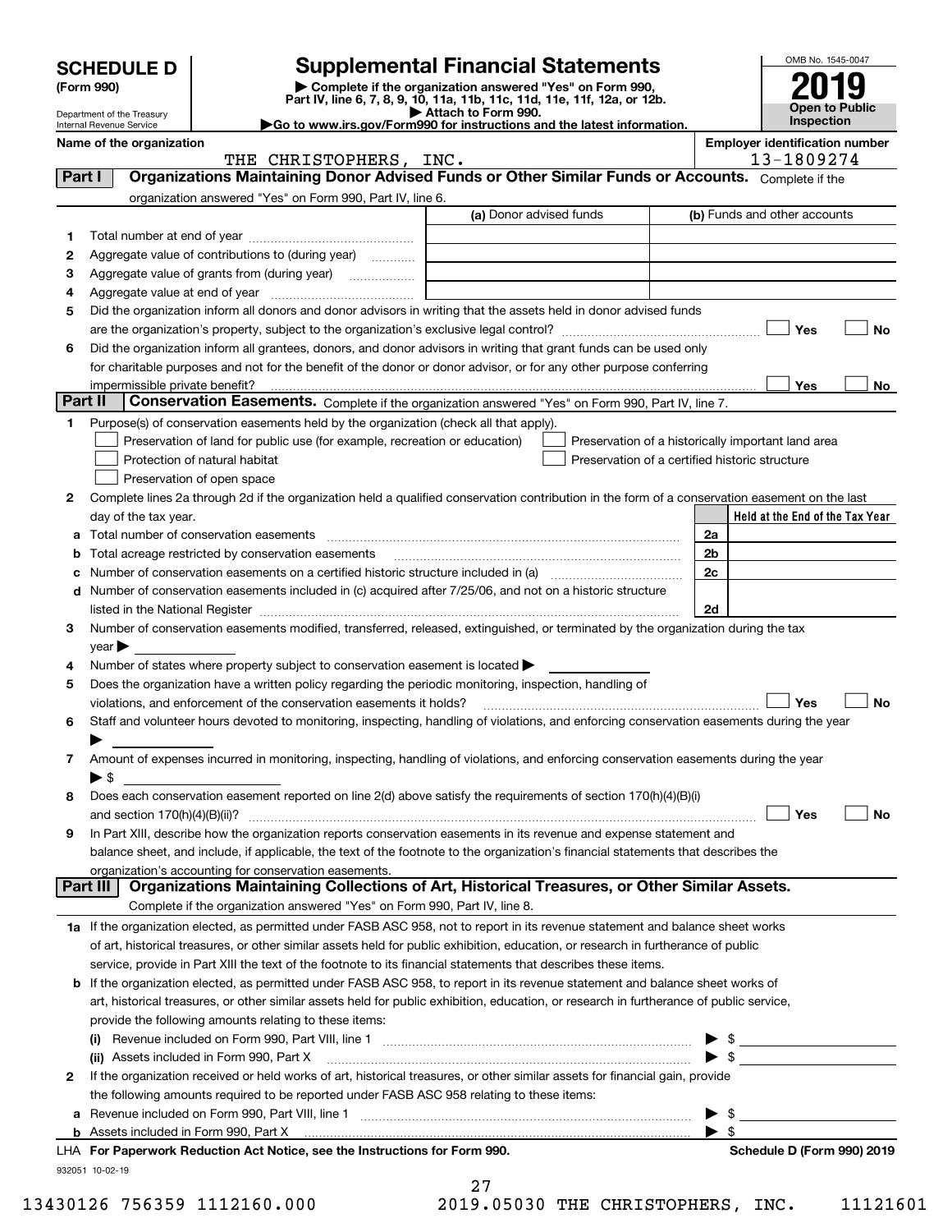# SCHEDULE D (Form 990)

Department of the Treasury
Internal Revenue Service

## Supplemental Financial Statements

▶ Complete if the organization answered "Yes" on Form 990, Part IV, line 6, 7, 8, 9, 10, 11a, 11b, 11c, 11d, 11e, 11f, 12a, or 12b.
▶ Attach to Form 990.
▶Go to www.irs.gov/Form990 for instructions and the latest information.

OMB No. 1545-0047
**2019**
**Open to Public Inspection**

**Name of the organization:** THE CHRISTOPHERS, INC.
**Employer identification number:** 13-1809274

### Part I — Organizations Maintaining Donor Advised Funds or Other Similar Funds or Accounts.
Complete if the organization answered "Yes" on Form 990, Part IV, line 6.

| | | (a) Donor advised funds | (b) Funds and other accounts |
|---|---|---|---|
| 1 | Total number at end of year | | |
| 2 | Aggregate value of contributions to (during year) | | |
| 3 | Aggregate value of grants from (during year) | | |
| 4 | Aggregate value at end of year | | |

5 Did the organization inform all donors and donor advisors in writing that the assets held in donor advised funds are the organization's property, subject to the organization's exclusive legal control? ☐ Yes ☐ No

6 Did the organization inform all grantees, donors, and donor advisors in writing that grant funds can be used only for charitable purposes and not for the benefit of the donor or donor advisor, or for any other purpose conferring impermissible private benefit? ☐ Yes ☐ No

### Part II — Conservation Easements.
Complete if the organization answered "Yes" on Form 990, Part IV, line 7.

1 Purpose(s) of conservation easements held by the organization (check all that apply).
- ☐ Preservation of land for public use (for example, recreation or education)
- ☐ Protection of natural habitat
- ☐ Preservation of open space
- ☐ Preservation of a historically important land area
- ☐ Preservation of a certified historic structure

2 Complete lines 2a through 2d if the organization held a qualified conservation contribution in the form of a conservation easement on the last day of the tax year.

| | | | Held at the End of the Tax Year |
|---|---|---|---|
| a | Total number of conservation easements | 2a | |
| b | Total acreage restricted by conservation easements | 2b | |
| c | Number of conservation easements on a certified historic structure included in (a) | 2c | |
| d | Number of conservation easements included in (c) acquired after 7/25/06, and not on a historic structure listed in the National Register | 2d | |

3 Number of conservation easements modified, transferred, released, extinguished, or terminated by the organization during the tax year ▶

4 Number of states where property subject to conservation easement is located ▶

5 Does the organization have a written policy regarding the periodic monitoring, inspection, handling of violations, and enforcement of the conservation easements it holds? ☐ Yes ☐ No

6 Staff and volunteer hours devoted to monitoring, inspecting, handling of violations, and enforcing conservation easements during the year ▶

7 Amount of expenses incurred in monitoring, inspecting, handling of violations, and enforcing conservation easements during the year ▶ $

8 Does each conservation easement reported on line 2(d) above satisfy the requirements of section 170(h)(4)(B)(i) and section 170(h)(4)(B)(ii)? ☐ Yes ☐ No

9 In Part XIII, describe how the organization reports conservation easements in its revenue and expense statement and balance sheet, and include, if applicable, the text of the footnote to the organization's financial statements that describes the organization's accounting for conservation easements.

### Part III — Organizations Maintaining Collections of Art, Historical Treasures, or Other Similar Assets.
Complete if the organization answered "Yes" on Form 990, Part IV, line 8.

1a If the organization elected, as permitted under FASB ASC 958, not to report in its revenue statement and balance sheet works of art, historical treasures, or other similar assets held for public exhibition, education, or research in furtherance of public service, provide in Part XIII the text of the footnote to its financial statements that describes these items.

b If the organization elected, as permitted under FASB ASC 958, to report in its revenue statement and balance sheet works of art, historical treasures, or other similar assets held for public exhibition, education, or research in furtherance of public service, provide the following amounts relating to these items:

(i) Revenue included on Form 990, Part VIII, line 1 ▶ $

(ii) Assets included in Form 990, Part X ▶ $

2 If the organization received or held works of art, historical treasures, or other similar assets for financial gain, provide the following amounts required to be reported under FASB ASC 958 relating to these items:

a Revenue included on Form 990, Part VIII, line 1 ▶ $

b Assets included in Form 990, Part X ▶ $

LHA For Paperwork Reduction Act Notice, see the Instructions for Form 990. Schedule D (Form 990) 2019

932051 10-02-19

13430126 756359 1112160.000 2019.05030 THE CHRISTOPHERS, INC. 11121601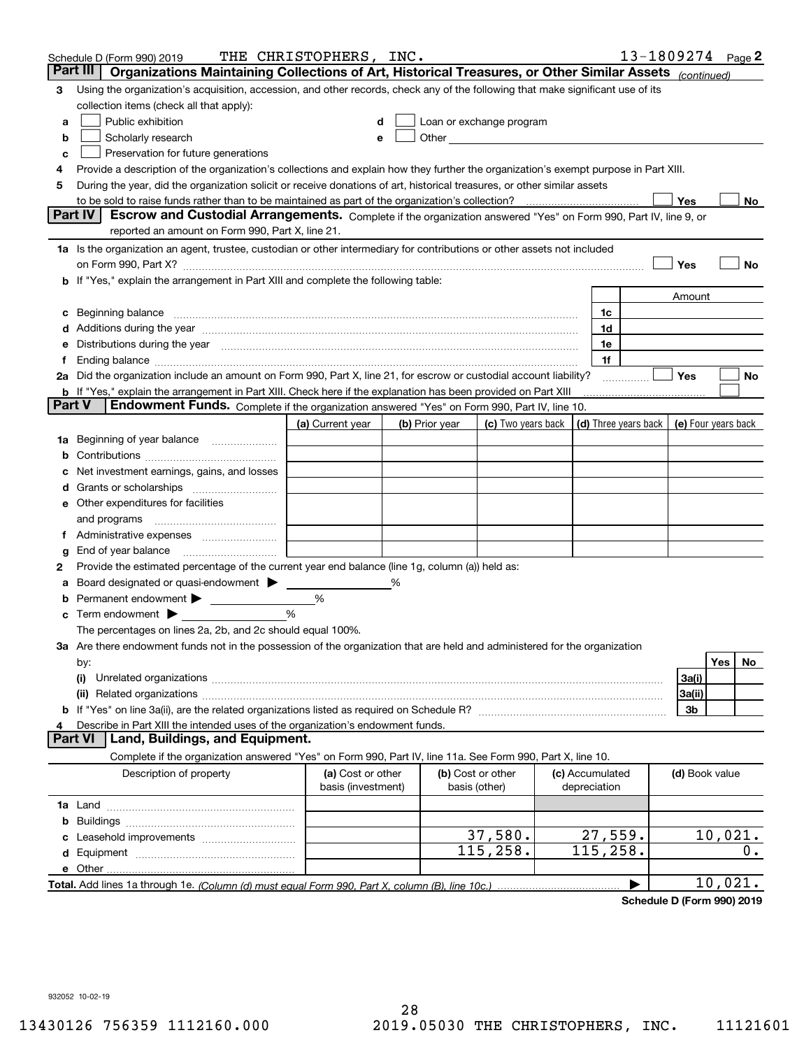Schedule D (Form 990) 2019 THE CHRISTOPHERS, INC. 13-1809274 Page 2

## Part III Organizations Maintaining Collections of Art, Historical Treasures, or Other Similar Assets *(continued)*

3 Using the organization's acquisition, accession, and other records, check any of the following that make significant use of its collection items (check all that apply):

- a ☐ Public exhibition
- b ☐ Scholarly research
- c ☐ Preservation for future generations
- d ☐ Loan or exchange program
- e ☐ Other

4 Provide a description of the organization's collections and explain how they further the organization's exempt purpose in Part XIII.

5 During the year, did the organization solicit or receive donations of art, historical treasures, or other similar assets to be sold to raise funds rather than to be maintained as part of the organization's collection? ☐ Yes ☐ No

## Part IV Escrow and Custodial Arrangements.

Complete if the organization answered "Yes" on Form 990, Part IV, line 9, or reported an amount on Form 990, Part X, line 21.

1a Is the organization an agent, trustee, custodian or other intermediary for contributions or other assets not included on Form 990, Part X? ☐ Yes ☐ No

b If "Yes," explain the arrangement in Part XIII and complete the following table:

| | | Amount |
|---|---|---|
| c Beginning balance | 1c | |
| d Additions during the year | 1d | |
| e Distributions during the year | 1e | |
| f Ending balance | 1f | |

2a Did the organization include an amount on Form 990, Part X, line 21, for escrow or custodial account liability? ☐ Yes ☐ No

b If "Yes," explain the arrangement in Part XIII. Check here if the explanation has been provided on Part XIII ☐

## Part V Endowment Funds.

Complete if the organization answered "Yes" on Form 990, Part IV, line 10.

| | (a) Current year | (b) Prior year | (c) Two years back | (d) Three years back | (e) Four years back |
|---|---|---|---|---|---|
| 1a Beginning of year balance | | | | | |
| b Contributions | | | | | |
| c Net investment earnings, gains, and losses | | | | | |
| d Grants or scholarships | | | | | |
| e Other expenditures for facilities and programs | | | | | |
| f Administrative expenses | | | | | |
| g End of year balance | | | | | |

2 Provide the estimated percentage of the current year end balance (line 1g, column (a)) held as:

- a Board designated or quasi-endowment ▶ ______ %
- b Permanent endowment ▶ ______ %
- c Term endowment ▶ ______ %

The percentages on lines 2a, 2b, and 2c should equal 100%.

3a Are there endowment funds not in the possession of the organization that are held and administered for the organization by:

| | | Yes | No |
|---|---|---|---|
| (i) Unrelated organizations | 3a(i) | | |
| (ii) Related organizations | 3a(ii) | | |
| b If "Yes" on line 3a(ii), are the related organizations listed as required on Schedule R? | 3b | | |

4 Describe in Part XIII the intended uses of the organization's endowment funds.

## Part VI Land, Buildings, and Equipment.

Complete if the organization answered "Yes" on Form 990, Part IV, line 11a. See Form 990, Part X, line 10.

| Description of property | (a) Cost or other basis (investment) | (b) Cost or other basis (other) | (c) Accumulated depreciation | (d) Book value |
|---|---|---|---|---|
| 1a Land | | | | |
| b Buildings | | | | |
| c Leasehold improvements | | 37,580. | 27,559. | 10,021. |
| d Equipment | | 115,258. | 115,258. | 0. |
| e Other | | | | |
| **Total.** Add lines 1a through 1e. *(Column (d) must equal Form 990, Part X, column (B), line 10c.)* | | | ▶ | 10,021. |

**Schedule D (Form 990) 2019**

932052 10-02-19

13430126 756359 1112160.000 2019.05030 THE CHRISTOPHERS, INC. 11121601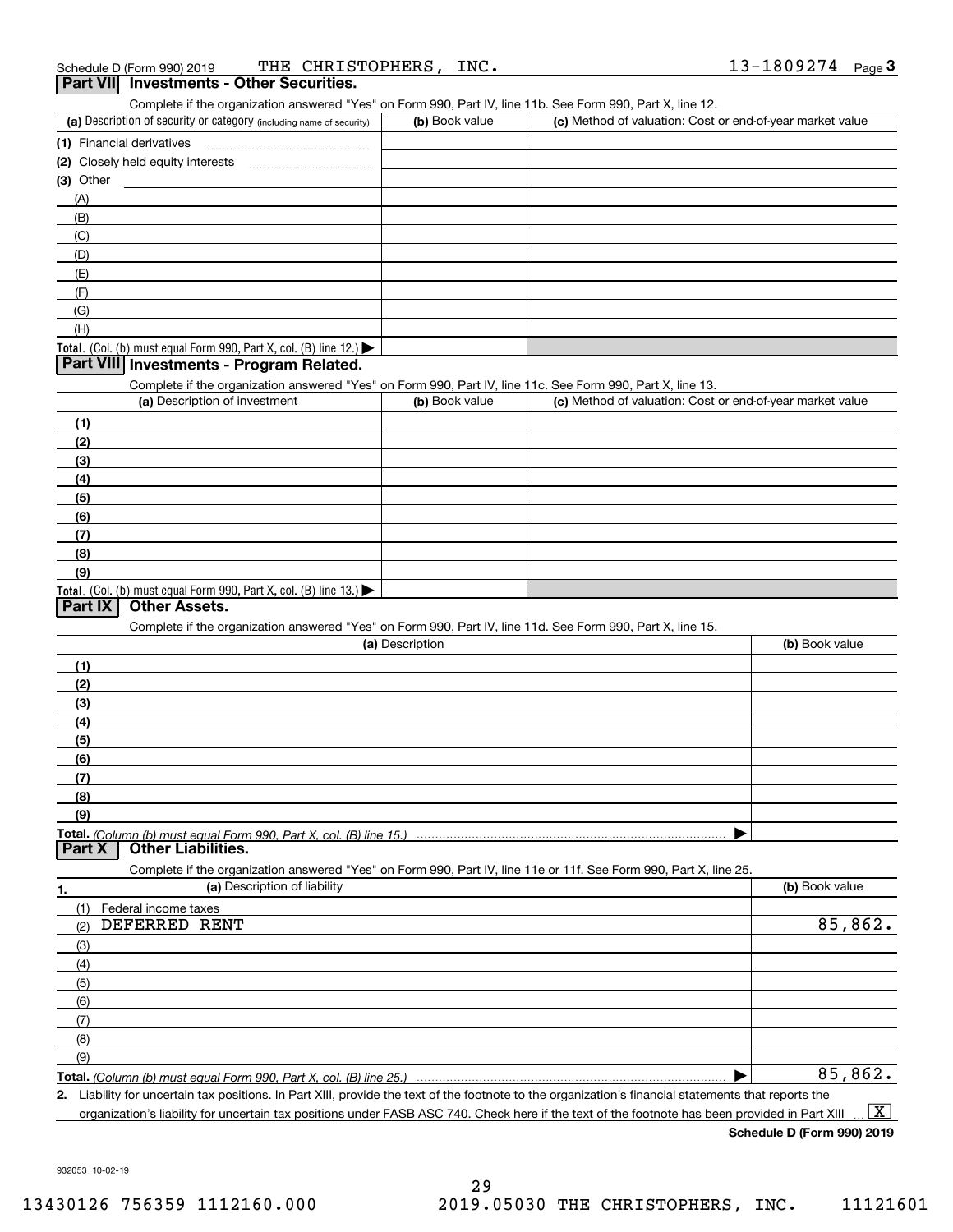Schedule D (Form 990) 2019 THE CHRISTOPHERS, INC. 13-1809274 Page 3

## Part VII Investments - Other Securities.

Complete if the organization answered "Yes" on Form 990, Part IV, line 11b. See Form 990, Part X, line 12.

| (a) Description of security or category (including name of security) | (b) Book value | (c) Method of valuation: Cost or end-of-year market value |
|---|---|---|
| (1) Financial derivatives | | |
| (2) Closely held equity interests | | |
| (3) Other | | |
| (A) | | |
| (B) | | |
| (C) | | |
| (D) | | |
| (E) | | |
| (F) | | |
| (G) | | |
| (H) | | |
| **Total.** (Col. (b) must equal Form 990, Part X, col. (B) line 12.) ▶ | | |

## Part VIII Investments - Program Related.

Complete if the organization answered "Yes" on Form 990, Part IV, line 11c. See Form 990, Part X, line 13.

| (a) Description of investment | (b) Book value | (c) Method of valuation: Cost or end-of-year market value |
|---|---|---|
| (1) | | |
| (2) | | |
| (3) | | |
| (4) | | |
| (5) | | |
| (6) | | |
| (7) | | |
| (8) | | |
| (9) | | |
| **Total.** (Col. (b) must equal Form 990, Part X, col. (B) line 13.) ▶ | | |

## Part IX Other Assets.

Complete if the organization answered "Yes" on Form 990, Part IV, line 11d. See Form 990, Part X, line 15.

| (a) Description | (b) Book value |
|---|---|
| (1) | |
| (2) | |
| (3) | |
| (4) | |
| (5) | |
| (6) | |
| (7) | |
| (8) | |
| (9) | |
| **Total.** *(Column (b) must equal Form 990, Part X, col. (B) line 15.)* ▶ | |

## Part X Other Liabilities.

Complete if the organization answered "Yes" on Form 990, Part IV, line 11e or 11f. See Form 990, Part X, line 25.

| 1. (a) Description of liability | (b) Book value |
|---|---|
| (1) Federal income taxes | |
| (2) DEFERRED RENT | 85,862. |
| (3) | |
| (4) | |
| (5) | |
| (6) | |
| (7) | |
| (8) | |
| (9) | |
| **Total.** *(Column (b) must equal Form 990, Part X, col. (B) line 25.)* ▶ | 85,862. |

2. Liability for uncertain tax positions. In Part XIII, provide the text of the footnote to the organization's financial statements that reports the organization's liability for uncertain tax positions under FASB ASC 740. Check here if the text of the footnote has been provided in Part XIII ... [X]

**Schedule D (Form 990) 2019**

932053 10-02-19

13430126 756359 1112160.000 2019.05030 THE CHRISTOPHERS, INC. 11121601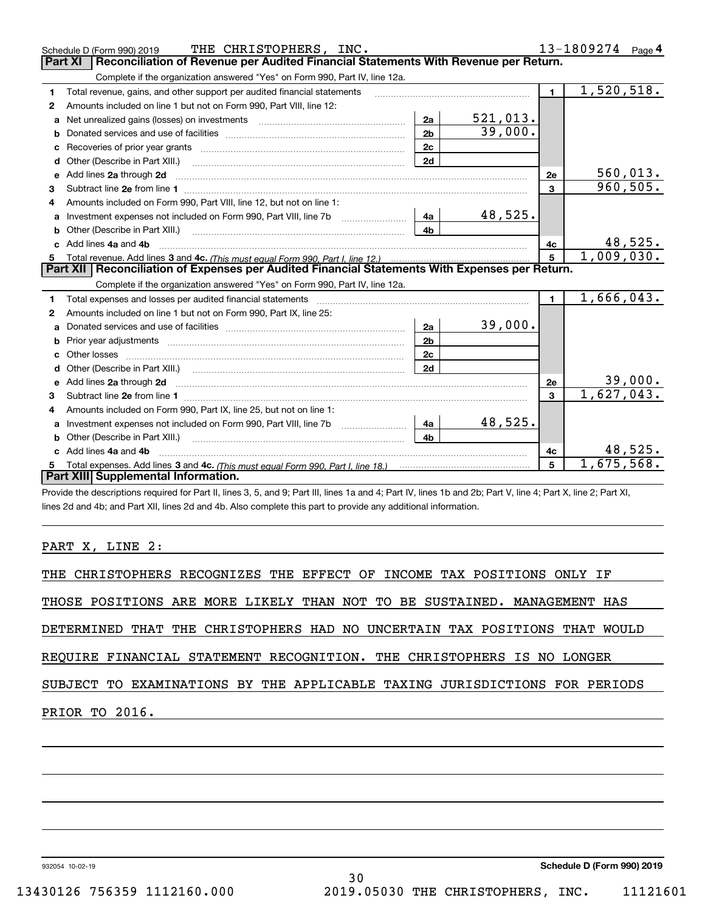Schedule D (Form 990) 2019 THE CHRISTOPHERS, INC. 13-1809274 Page 4

## Part XI Reconciliation of Revenue per Audited Financial Statements With Revenue per Return.

Complete if the organization answered "Yes" on Form 990, Part IV, line 12a.

| | | | | | |
|---|---|---|---|---|---|
| 1 | Total revenue, gains, and other support per audited financial statements | | | 1 | 1,520,518. |
| 2 | Amounts included on line 1 but not on Form 990, Part VIII, line 12: | | | | |
| a | Net unrealized gains (losses) on investments | 2a | 521,013. | | |
| b | Donated services and use of facilities | 2b | 39,000. | | |
| c | Recoveries of prior year grants | 2c | | | |
| d | Other (Describe in Part XIII.) | 2d | | | |
| e | Add lines 2a through 2d | | | 2e | 560,013. |
| 3 | Subtract line 2e from line 1 | | | 3 | 960,505. |
| 4 | Amounts included on Form 990, Part VIII, line 12, but not on line 1: | | | | |
| a | Investment expenses not included on Form 990, Part VIII, line 7b | 4a | 48,525. | | |
| b | Other (Describe in Part XIII.) | 4b | | | |
| c | Add lines 4a and 4b | | | 4c | 48,525. |
| 5 | Total revenue. Add lines 3 and 4c. *(This must equal Form 990, Part I, line 12.)* | | | 5 | 1,009,030. |

## Part XII Reconciliation of Expenses per Audited Financial Statements With Expenses per Return.

Complete if the organization answered "Yes" on Form 990, Part IV, line 12a.

| | | | | | |
|---|---|---|---|---|---|
| 1 | Total expenses and losses per audited financial statements | | | 1 | 1,666,043. |
| 2 | Amounts included on line 1 but not on Form 990, Part IX, line 25: | | | | |
| a | Donated services and use of facilities | 2a | 39,000. | | |
| b | Prior year adjustments | 2b | | | |
| c | Other losses | 2c | | | |
| d | Other (Describe in Part XIII.) | 2d | | | |
| e | Add lines 2a through 2d | | | 2e | 39,000. |
| 3 | Subtract line 2e from line 1 | | | 3 | 1,627,043. |
| 4 | Amounts included on Form 990, Part IX, line 25, but not on line 1: | | | | |
| a | Investment expenses not included on Form 990, Part VIII, line 7b | 4a | 48,525. | | |
| b | Other (Describe in Part XIII.) | 4b | | | |
| c | Add lines 4a and 4b | | | 4c | 48,525. |
| 5 | Total expenses. Add lines 3 and 4c. *(This must equal Form 990, Part I, line 18.)* | | | 5 | 1,675,568. |

## Part XIII Supplemental Information.

Provide the descriptions required for Part II, lines 3, 5, and 9; Part III, lines 1a and 4; Part IV, lines 1b and 2b; Part V, line 4; Part X, line 2; Part XI, lines 2d and 4b; and Part XII, lines 2d and 4b. Also complete this part to provide any additional information.

PART X, LINE 2:

THE CHRISTOPHERS RECOGNIZES THE EFFECT OF INCOME TAX POSITIONS ONLY IF THOSE POSITIONS ARE MORE LIKELY THAN NOT TO BE SUSTAINED. MANAGEMENT HAS DETERMINED THAT THE CHRISTOPHERS HAD NO UNCERTAIN TAX POSITIONS THAT WOULD REQUIRE FINANCIAL STATEMENT RECOGNITION. THE CHRISTOPHERS IS NO LONGER SUBJECT TO EXAMINATIONS BY THE APPLICABLE TAXING JURISDICTIONS FOR PERIODS PRIOR TO 2016.

932054 10-02-19 Schedule D (Form 990) 2019

13430126 756359 1112160.000 2019.05030 THE CHRISTOPHERS, INC. 11121601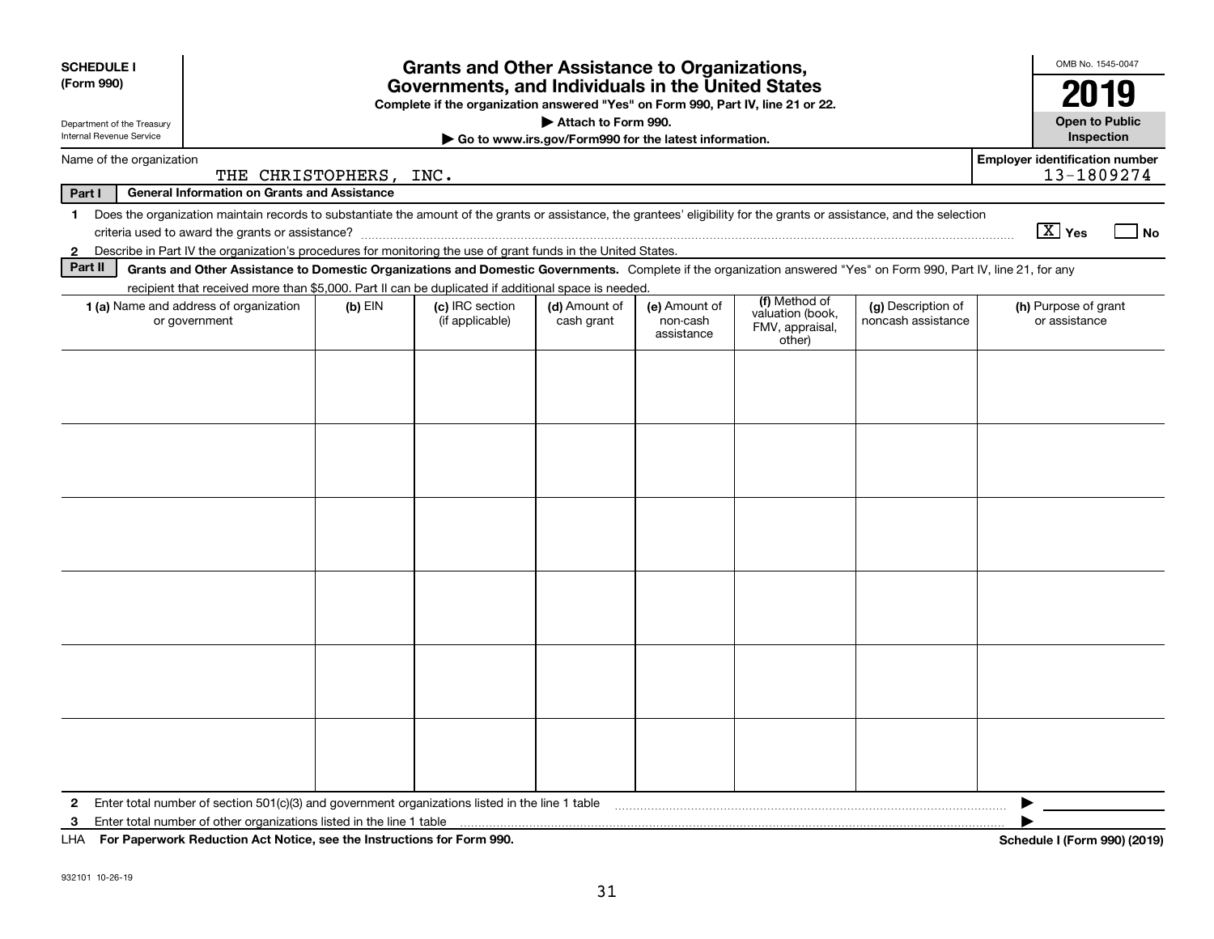**SCHEDULE I (Form 990)**

Department of the Treasury
Internal Revenue Service

# Grants and Other Assistance to Organizations, Governments, and Individuals in the United States

**Complete if the organization answered "Yes" on Form 990, Part IV, line 21 or 22.**

**▶ Attach to Form 990.**

**▶ Go to www.irs.gov/Form990 for the latest information.**

OMB No. 1545-0047

**2019**

**Open to Public Inspection**

Name of the organization: THE CHRISTOPHERS, INC.

Employer identification number: 13-1809274

**Part I — General Information on Grants and Assistance**

1 Does the organization maintain records to substantiate the amount of the grants or assistance, the grantees' eligibility for the grants or assistance, and the selection criteria used to award the grants or assistance? [X] Yes [ ] No

2 Describe in Part IV the organization's procedures for monitoring the use of grant funds in the United States.

**Part II — Grants and Other Assistance to Domestic Organizations and Domestic Governments.** Complete if the organization answered "Yes" on Form 990, Part IV, line 21, for any recipient that received more than $5,000. Part II can be duplicated if additional space is needed.

| 1 (a) Name and address of organization or government | (b) EIN | (c) IRC section (if applicable) | (d) Amount of cash grant | (e) Amount of non-cash assistance | (f) Method of valuation (book, FMV, appraisal, other) | (g) Description of noncash assistance | (h) Purpose of grant or assistance |
|---|---|---|---|---|---|---|---|
| | | | | | | | |
| | | | | | | | |
| | | | | | | | |
| | | | | | | | |
| | | | | | | | |
| | | | | | | | |

2 Enter total number of section 501(c)(3) and government organizations listed in the line 1 table ▶

3 Enter total number of other organizations listed in the line 1 table ▶

LHA **For Paperwork Reduction Act Notice, see the Instructions for Form 990.** **Schedule I (Form 990) (2019)**

932101 10-26-19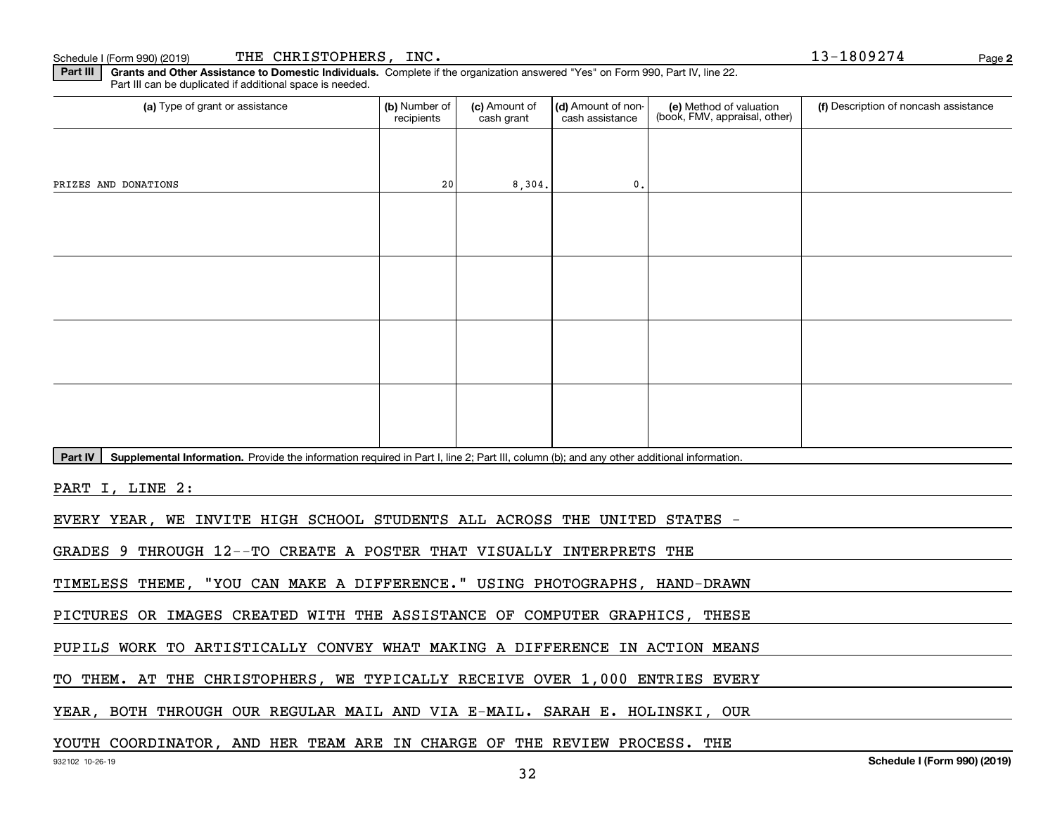Schedule I (Form 990) (2019) THE CHRISTOPHERS, INC. 13-1809274 Page **2**

**Part III** **Grants and Other Assistance to Domestic Individuals.** Complete if the organization answered "Yes" on Form 990, Part IV, line 22. Part III can be duplicated if additional space is needed.

| (a) Type of grant or assistance | (b) Number of recipients | (c) Amount of cash grant | (d) Amount of non-cash assistance | (e) Method of valuation (book, FMV, appraisal, other) | (f) Description of noncash assistance |
|---|---|---|---|---|---|
| PRIZES AND DONATIONS | 20 | 8,304. | 0. | | |
| | | | | | |
| | | | | | |
| | | | | | |
| | | | | | |

**Part IV** **Supplemental Information.** Provide the information required in Part I, line 2; Part III, column (b); and any other additional information.

PART I, LINE 2:

EVERY YEAR, WE INVITE HIGH SCHOOL STUDENTS ALL ACROSS THE UNITED STATES - GRADES 9 THROUGH 12--TO CREATE A POSTER THAT VISUALLY INTERPRETS THE TIMELESS THEME, "YOU CAN MAKE A DIFFERENCE." USING PHOTOGRAPHS, HAND-DRAWN PICTURES OR IMAGES CREATED WITH THE ASSISTANCE OF COMPUTER GRAPHICS, THESE PUPILS WORK TO ARTISTICALLY CONVEY WHAT MAKING A DIFFERENCE IN ACTION MEANS TO THEM. AT THE CHRISTOPHERS, WE TYPICALLY RECEIVE OVER 1,000 ENTRIES EVERY YEAR, BOTH THROUGH OUR REGULAR MAIL AND VIA E-MAIL. SARAH E. HOLINSKI, OUR YOUTH COORDINATOR, AND HER TEAM ARE IN CHARGE OF THE REVIEW PROCESS. THE

932102 10-26-19 **Schedule I (Form 990) (2019)**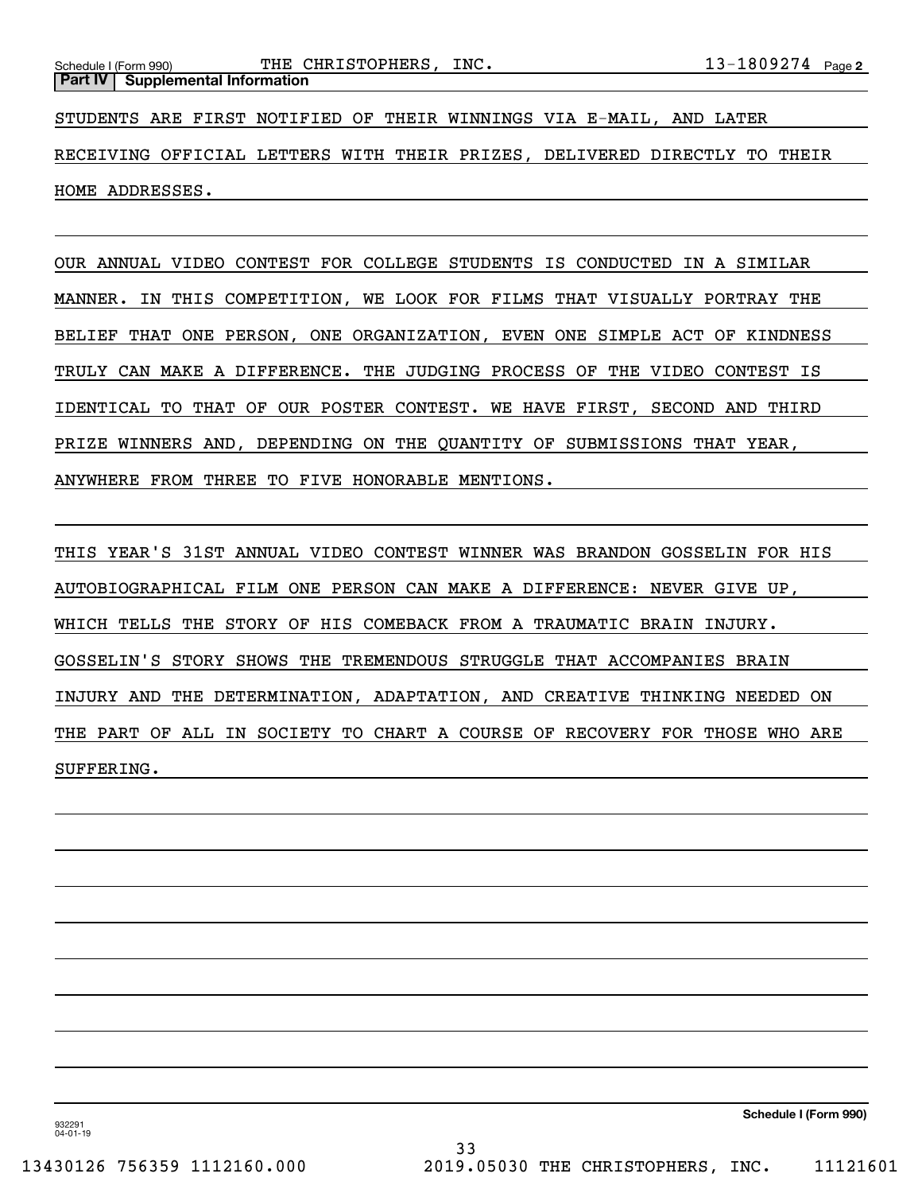Schedule I (Form 990) THE CHRISTOPHERS, INC. 13-1809274 Page 2

**Part IV | Supplemental Information**

STUDENTS ARE FIRST NOTIFIED OF THEIR WINNINGS VIA E-MAIL, AND LATER RECEIVING OFFICIAL LETTERS WITH THEIR PRIZES, DELIVERED DIRECTLY TO THEIR HOME ADDRESSES.

OUR ANNUAL VIDEO CONTEST FOR COLLEGE STUDENTS IS CONDUCTED IN A SIMILAR MANNER. IN THIS COMPETITION, WE LOOK FOR FILMS THAT VISUALLY PORTRAY THE BELIEF THAT ONE PERSON, ONE ORGANIZATION, EVEN ONE SIMPLE ACT OF KINDNESS TRULY CAN MAKE A DIFFERENCE. THE JUDGING PROCESS OF THE VIDEO CONTEST IS IDENTICAL TO THAT OF OUR POSTER CONTEST. WE HAVE FIRST, SECOND AND THIRD PRIZE WINNERS AND, DEPENDING ON THE QUANTITY OF SUBMISSIONS THAT YEAR, ANYWHERE FROM THREE TO FIVE HONORABLE MENTIONS.

THIS YEAR'S 31ST ANNUAL VIDEO CONTEST WINNER WAS BRANDON GOSSELIN FOR HIS AUTOBIOGRAPHICAL FILM ONE PERSON CAN MAKE A DIFFERENCE: NEVER GIVE UP, WHICH TELLS THE STORY OF HIS COMEBACK FROM A TRAUMATIC BRAIN INJURY. GOSSELIN'S STORY SHOWS THE TREMENDOUS STRUGGLE THAT ACCOMPANIES BRAIN INJURY AND THE DETERMINATION, ADAPTATION, AND CREATIVE THINKING NEEDED ON THE PART OF ALL IN SOCIETY TO CHART A COURSE OF RECOVERY FOR THOSE WHO ARE SUFFERING.

932291 04-01-19

**Schedule I (Form 990)**

13430126 756359 1112160.000 2019.05030 THE CHRISTOPHERS, INC. 11121601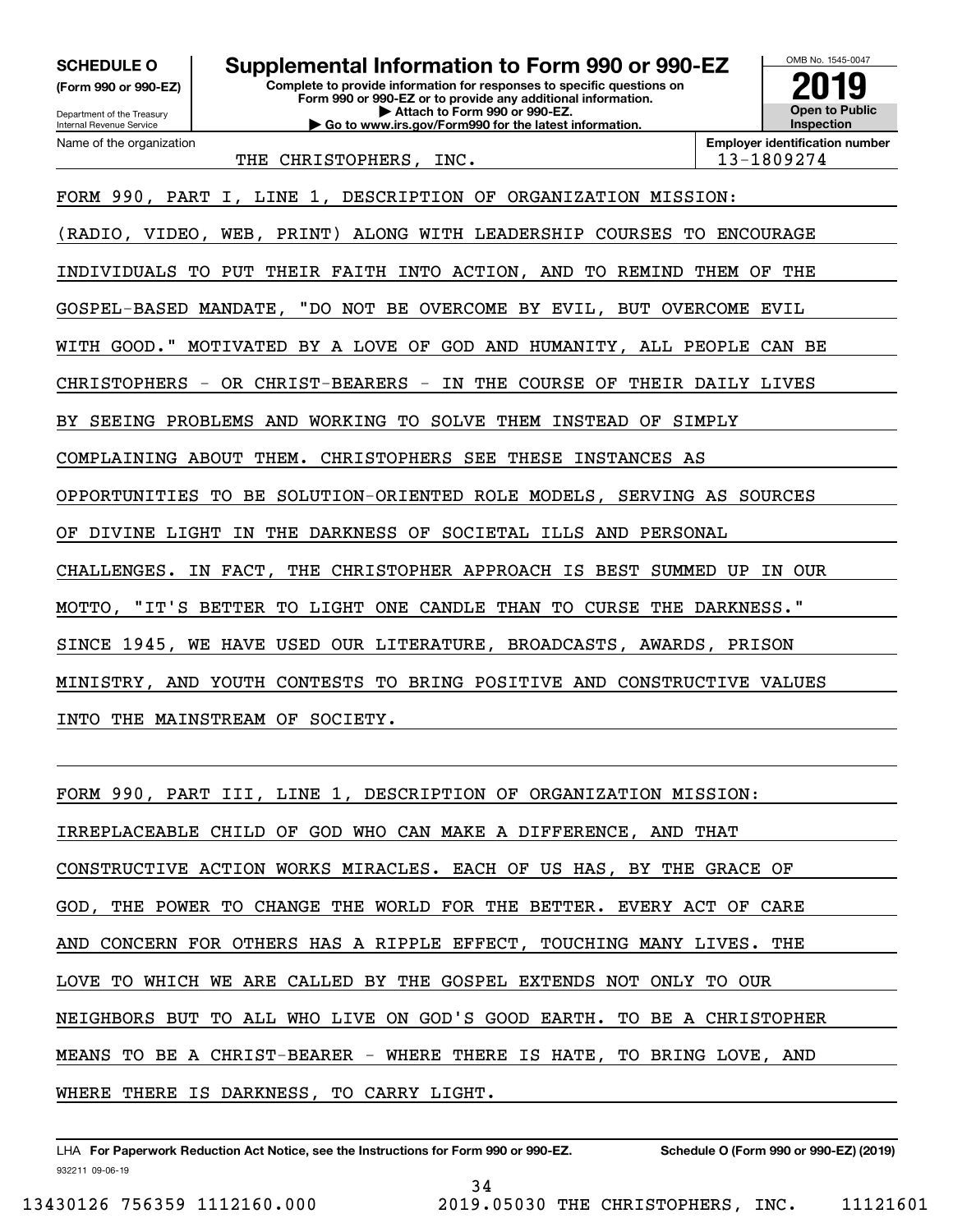**SCHEDULE O (Form 990 or 990-EZ)**

Department of the Treasury
Internal Revenue Service

# Supplemental Information to Form 990 or 990-EZ

**Complete to provide information for responses to specific questions on Form 990 or 990-EZ or to provide any additional information.**
**▶ Attach to Form 990 or 990-EZ.**
**▶ Go to www.irs.gov/Form990 for the latest information.**

OMB No. 1545-0047

**2019**

**Open to Public Inspection**

Name of the organization: THE CHRISTOPHERS, INC.

**Employer identification number:** 13-1809274

FORM 990, PART I, LINE 1, DESCRIPTION OF ORGANIZATION MISSION:

(RADIO, VIDEO, WEB, PRINT) ALONG WITH LEADERSHIP COURSES TO ENCOURAGE INDIVIDUALS TO PUT THEIR FAITH INTO ACTION, AND TO REMIND THEM OF THE GOSPEL-BASED MANDATE, "DO NOT BE OVERCOME BY EVIL, BUT OVERCOME EVIL WITH GOOD." MOTIVATED BY A LOVE OF GOD AND HUMANITY, ALL PEOPLE CAN BE CHRISTOPHERS - OR CHRIST-BEARERS - IN THE COURSE OF THEIR DAILY LIVES BY SEEING PROBLEMS AND WORKING TO SOLVE THEM INSTEAD OF SIMPLY COMPLAINING ABOUT THEM. CHRISTOPHERS SEE THESE INSTANCES AS OPPORTUNITIES TO BE SOLUTION-ORIENTED ROLE MODELS, SERVING AS SOURCES OF DIVINE LIGHT IN THE DARKNESS OF SOCIETAL ILLS AND PERSONAL CHALLENGES. IN FACT, THE CHRISTOPHER APPROACH IS BEST SUMMED UP IN OUR MOTTO, "IT'S BETTER TO LIGHT ONE CANDLE THAN TO CURSE THE DARKNESS." SINCE 1945, WE HAVE USED OUR LITERATURE, BROADCASTS, AWARDS, PRISON MINISTRY, AND YOUTH CONTESTS TO BRING POSITIVE AND CONSTRUCTIVE VALUES INTO THE MAINSTREAM OF SOCIETY.

FORM 990, PART III, LINE 1, DESCRIPTION OF ORGANIZATION MISSION:

IRREPLACEABLE CHILD OF GOD WHO CAN MAKE A DIFFERENCE, AND THAT CONSTRUCTIVE ACTION WORKS MIRACLES. EACH OF US HAS, BY THE GRACE OF GOD, THE POWER TO CHANGE THE WORLD FOR THE BETTER. EVERY ACT OF CARE AND CONCERN FOR OTHERS HAS A RIPPLE EFFECT, TOUCHING MANY LIVES. THE LOVE TO WHICH WE ARE CALLED BY THE GOSPEL EXTENDS NOT ONLY TO OUR NEIGHBORS BUT TO ALL WHO LIVE ON GOD'S GOOD EARTH. TO BE A CHRISTOPHER MEANS TO BE A CHRIST-BEARER - WHERE THERE IS HATE, TO BRING LOVE, AND WHERE THERE IS DARKNESS, TO CARRY LIGHT.

LHA **For Paperwork Reduction Act Notice, see the Instructions for Form 990 or 990-EZ.** **Schedule O (Form 990 or 990-EZ) (2019)**
932211 09-06-19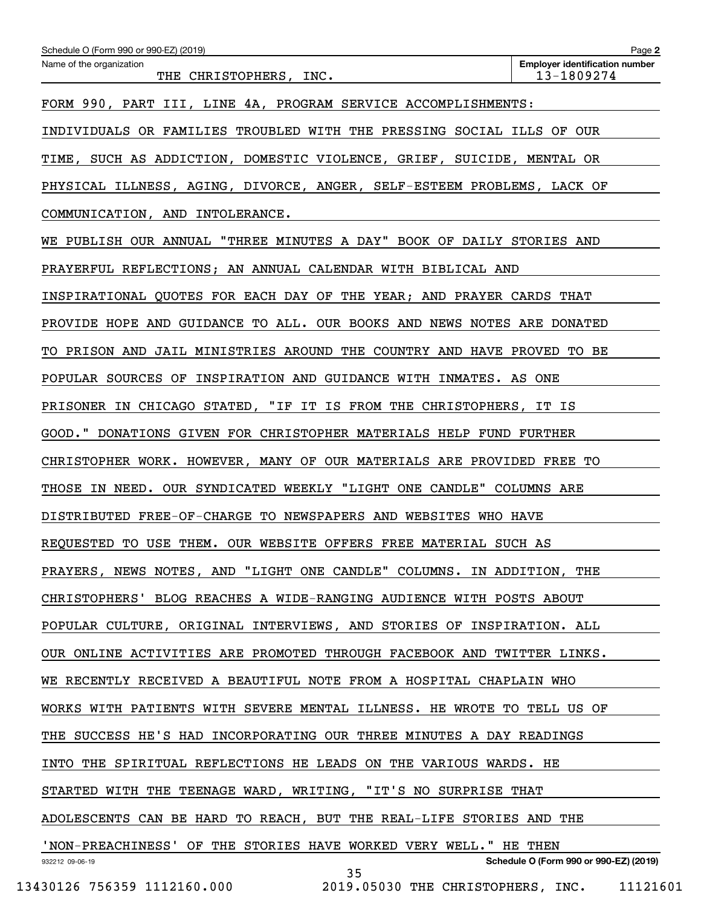Schedule O (Form 990 or 990-EZ) (2019)

Name of the organization: THE CHRISTOPHERS, INC.

**Employer identification number** 13-1809274

FORM 990, PART III, LINE 4A, PROGRAM SERVICE ACCOMPLISHMENTS:

INDIVIDUALS OR FAMILIES TROUBLED WITH THE PRESSING SOCIAL ILLS OF OUR TIME, SUCH AS ADDICTION, DOMESTIC VIOLENCE, GRIEF, SUICIDE, MENTAL OR PHYSICAL ILLNESS, AGING, DIVORCE, ANGER, SELF-ESTEEM PROBLEMS, LACK OF COMMUNICATION, AND INTOLERANCE.

WE PUBLISH OUR ANNUAL "THREE MINUTES A DAY" BOOK OF DAILY STORIES AND PRAYERFUL REFLECTIONS; AN ANNUAL CALENDAR WITH BIBLICAL AND INSPIRATIONAL QUOTES FOR EACH DAY OF THE YEAR; AND PRAYER CARDS THAT PROVIDE HOPE AND GUIDANCE TO ALL. OUR BOOKS AND NEWS NOTES ARE DONATED TO PRISON AND JAIL MINISTRIES AROUND THE COUNTRY AND HAVE PROVED TO BE POPULAR SOURCES OF INSPIRATION AND GUIDANCE WITH INMATES. AS ONE PRISONER IN CHICAGO STATED, "IF IT IS FROM THE CHRISTOPHERS, IT IS GOOD." DONATIONS GIVEN FOR CHRISTOPHER MATERIALS HELP FUND FURTHER CHRISTOPHER WORK. HOWEVER, MANY OF OUR MATERIALS ARE PROVIDED FREE TO THOSE IN NEED. OUR SYNDICATED WEEKLY "LIGHT ONE CANDLE" COLUMNS ARE DISTRIBUTED FREE-OF-CHARGE TO NEWSPAPERS AND WEBSITES WHO HAVE REQUESTED TO USE THEM. OUR WEBSITE OFFERS FREE MATERIAL SUCH AS PRAYERS, NEWS NOTES, AND "LIGHT ONE CANDLE" COLUMNS. IN ADDITION, THE CHRISTOPHERS' BLOG REACHES A WIDE-RANGING AUDIENCE WITH POSTS ABOUT POPULAR CULTURE, ORIGINAL INTERVIEWS, AND STORIES OF INSPIRATION. ALL OUR ONLINE ACTIVITIES ARE PROMOTED THROUGH FACEBOOK AND TWITTER LINKS.

WE RECENTLY RECEIVED A BEAUTIFUL NOTE FROM A HOSPITAL CHAPLAIN WHO WORKS WITH PATIENTS WITH SEVERE MENTAL ILLNESS. HE WROTE TO TELL US OF THE SUCCESS HE'S HAD INCORPORATING OUR THREE MINUTES A DAY READINGS INTO THE SPIRITUAL REFLECTIONS HE LEADS ON THE VARIOUS WARDS. HE STARTED WITH THE TEENAGE WARD, WRITING, "IT'S NO SURPRISE THAT ADOLESCENTS CAN BE HARD TO REACH, BUT THE REAL-LIFE STORIES AND THE 'NON-PREACHINESS' OF THE STORIES HAVE WORKED VERY WELL." HE THEN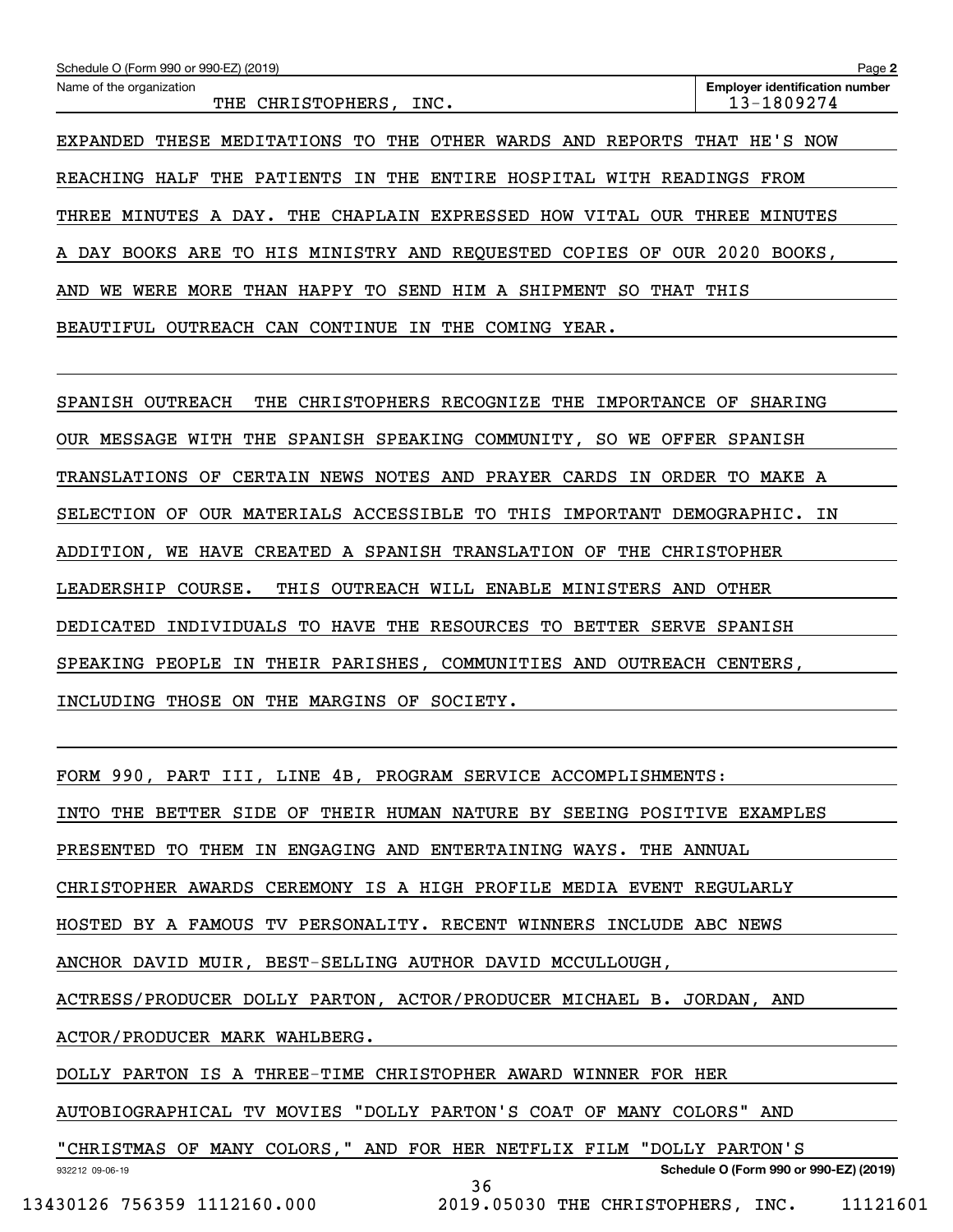Schedule O (Form 990 or 990-EZ) (2019)

Name of the organization: THE CHRISTOPHERS, INC.

Employer identification number: 13-1809274

EXPANDED THESE MEDITATIONS TO THE OTHER WARDS AND REPORTS THAT HE'S NOW REACHING HALF THE PATIENTS IN THE ENTIRE HOSPITAL WITH READINGS FROM THREE MINUTES A DAY. THE CHAPLAIN EXPRESSED HOW VITAL OUR THREE MINUTES A DAY BOOKS ARE TO HIS MINISTRY AND REQUESTED COPIES OF OUR 2020 BOOKS, AND WE WERE MORE THAN HAPPY TO SEND HIM A SHIPMENT SO THAT THIS BEAUTIFUL OUTREACH CAN CONTINUE IN THE COMING YEAR.

SPANISH OUTREACH THE CHRISTOPHERS RECOGNIZE THE IMPORTANCE OF SHARING OUR MESSAGE WITH THE SPANISH SPEAKING COMMUNITY, SO WE OFFER SPANISH TRANSLATIONS OF CERTAIN NEWS NOTES AND PRAYER CARDS IN ORDER TO MAKE A SELECTION OF OUR MATERIALS ACCESSIBLE TO THIS IMPORTANT DEMOGRAPHIC. IN ADDITION, WE HAVE CREATED A SPANISH TRANSLATION OF THE CHRISTOPHER LEADERSHIP COURSE. THIS OUTREACH WILL ENABLE MINISTERS AND OTHER DEDICATED INDIVIDUALS TO HAVE THE RESOURCES TO BETTER SERVE SPANISH SPEAKING PEOPLE IN THEIR PARISHES, COMMUNITIES AND OUTREACH CENTERS, INCLUDING THOSE ON THE MARGINS OF SOCIETY.

FORM 990, PART III, LINE 4B, PROGRAM SERVICE ACCOMPLISHMENTS:

INTO THE BETTER SIDE OF THEIR HUMAN NATURE BY SEEING POSITIVE EXAMPLES PRESENTED TO THEM IN ENGAGING AND ENTERTAINING WAYS. THE ANNUAL CHRISTOPHER AWARDS CEREMONY IS A HIGH PROFILE MEDIA EVENT REGULARLY HOSTED BY A FAMOUS TV PERSONALITY. RECENT WINNERS INCLUDE ABC NEWS ANCHOR DAVID MUIR, BEST-SELLING AUTHOR DAVID MCCULLOUGH, ACTRESS/PRODUCER DOLLY PARTON, ACTOR/PRODUCER MICHAEL B. JORDAN, AND ACTOR/PRODUCER MARK WAHLBERG.

DOLLY PARTON IS A THREE-TIME CHRISTOPHER AWARD WINNER FOR HER AUTOBIOGRAPHICAL TV MOVIES "DOLLY PARTON'S COAT OF MANY COLORS" AND "CHRISTMAS OF MANY COLORS," AND FOR HER NETFLIX FILM "DOLLY PARTON'S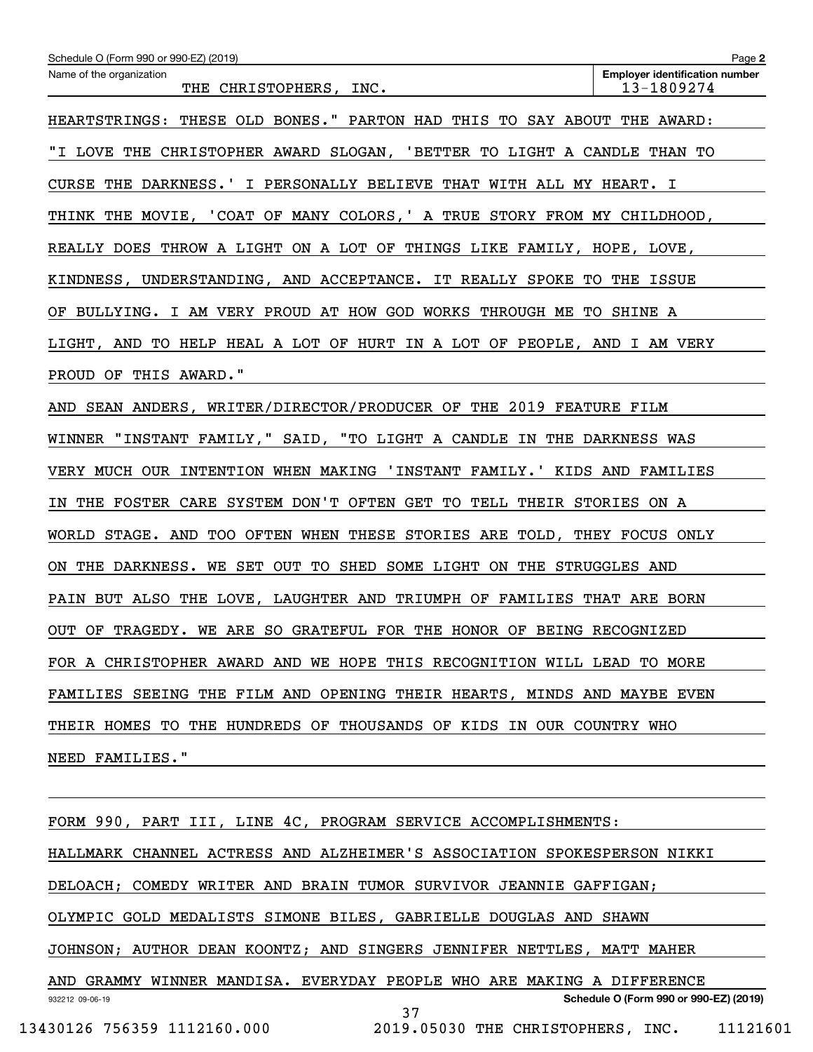Schedule O (Form 990 or 990-EZ) (2019)

Name of the organization: THE CHRISTOPHERS, INC.

Employer identification number: 13-1809274

HEARTSTRINGS: THESE OLD BONES." PARTON HAD THIS TO SAY ABOUT THE AWARD: "I LOVE THE CHRISTOPHER AWARD SLOGAN, 'BETTER TO LIGHT A CANDLE THAN TO CURSE THE DARKNESS.' I PERSONALLY BELIEVE THAT WITH ALL MY HEART. I THINK THE MOVIE, 'COAT OF MANY COLORS,' A TRUE STORY FROM MY CHILDHOOD, REALLY DOES THROW A LIGHT ON A LOT OF THINGS LIKE FAMILY, HOPE, LOVE, KINDNESS, UNDERSTANDING, AND ACCEPTANCE. IT REALLY SPOKE TO THE ISSUE OF BULLYING. I AM VERY PROUD AT HOW GOD WORKS THROUGH ME TO SHINE A LIGHT, AND TO HELP HEAL A LOT OF HURT IN A LOT OF PEOPLE, AND I AM VERY PROUD OF THIS AWARD."

AND SEAN ANDERS, WRITER/DIRECTOR/PRODUCER OF THE 2019 FEATURE FILM WINNER "INSTANT FAMILY," SAID, "TO LIGHT A CANDLE IN THE DARKNESS WAS VERY MUCH OUR INTENTION WHEN MAKING 'INSTANT FAMILY.' KIDS AND FAMILIES IN THE FOSTER CARE SYSTEM DON'T OFTEN GET TO TELL THEIR STORIES ON A WORLD STAGE. AND TOO OFTEN WHEN THESE STORIES ARE TOLD, THEY FOCUS ONLY ON THE DARKNESS. WE SET OUT TO SHED SOME LIGHT ON THE STRUGGLES AND PAIN BUT ALSO THE LOVE, LAUGHTER AND TRIUMPH OF FAMILIES THAT ARE BORN OUT OF TRAGEDY. WE ARE SO GRATEFUL FOR THE HONOR OF BEING RECOGNIZED FOR A CHRISTOPHER AWARD AND WE HOPE THIS RECOGNITION WILL LEAD TO MORE FAMILIES SEEING THE FILM AND OPENING THEIR HEARTS, MINDS AND MAYBE EVEN THEIR HOMES TO THE HUNDREDS OF THOUSANDS OF KIDS IN OUR COUNTRY WHO NEED FAMILIES."

FORM 990, PART III, LINE 4C, PROGRAM SERVICE ACCOMPLISHMENTS:

HALLMARK CHANNEL ACTRESS AND ALZHEIMER'S ASSOCIATION SPOKESPERSON NIKKI DELOACH; COMEDY WRITER AND BRAIN TUMOR SURVIVOR JEANNIE GAFFIGAN; OLYMPIC GOLD MEDALISTS SIMONE BILES, GABRIELLE DOUGLAS AND SHAWN JOHNSON; AUTHOR DEAN KOONTZ; AND SINGERS JENNIFER NETTLES, MATT MAHER AND GRAMMY WINNER MANDISA. EVERYDAY PEOPLE WHO ARE MAKING A DIFFERENCE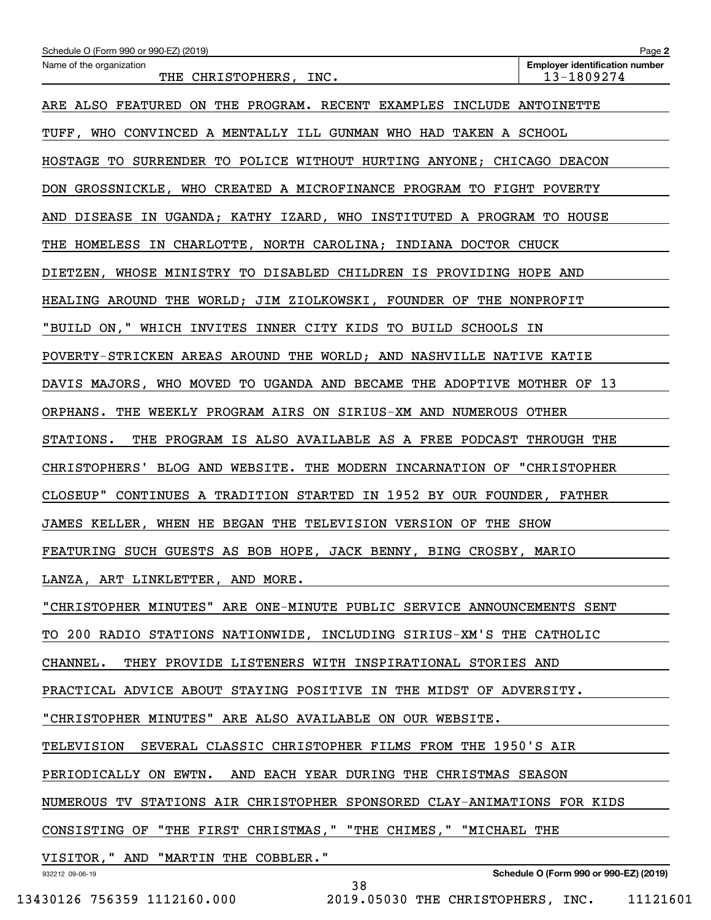Schedule O (Form 990 or 990-EZ) (2019)

Name of the organization: THE CHRISTOPHERS, INC.

Employer identification number: 13-1809274

ARE ALSO FEATURED ON THE PROGRAM. RECENT EXAMPLES INCLUDE ANTOINETTE TUFF, WHO CONVINCED A MENTALLY ILL GUNMAN WHO HAD TAKEN A SCHOOL HOSTAGE TO SURRENDER TO POLICE WITHOUT HURTING ANYONE; CHICAGO DEACON DON GROSSNICKLE, WHO CREATED A MICROFINANCE PROGRAM TO FIGHT POVERTY AND DISEASE IN UGANDA; KATHY IZARD, WHO INSTITUTED A PROGRAM TO HOUSE THE HOMELESS IN CHARLOTTE, NORTH CAROLINA; INDIANA DOCTOR CHUCK DIETZEN, WHOSE MINISTRY TO DISABLED CHILDREN IS PROVIDING HOPE AND HEALING AROUND THE WORLD; JIM ZIOLKOWSKI, FOUNDER OF THE NONPROFIT "BUILD ON," WHICH INVITES INNER CITY KIDS TO BUILD SCHOOLS IN POVERTY-STRICKEN AREAS AROUND THE WORLD; AND NASHVILLE NATIVE KATIE DAVIS MAJORS, WHO MOVED TO UGANDA AND BECAME THE ADOPTIVE MOTHER OF 13 ORPHANS. THE WEEKLY PROGRAM AIRS ON SIRIUS-XM AND NUMEROUS OTHER STATIONS. THE PROGRAM IS ALSO AVAILABLE AS A FREE PODCAST THROUGH THE CHRISTOPHERS' BLOG AND WEBSITE. THE MODERN INCARNATION OF "CHRISTOPHER CLOSEUP" CONTINUES A TRADITION STARTED IN 1952 BY OUR FOUNDER, FATHER JAMES KELLER, WHEN HE BEGAN THE TELEVISION VERSION OF THE SHOW FEATURING SUCH GUESTS AS BOB HOPE, JACK BENNY, BING CROSBY, MARIO LANZA, ART LINKLETTER, AND MORE.

"CHRISTOPHER MINUTES" ARE ONE-MINUTE PUBLIC SERVICE ANNOUNCEMENTS SENT TO 200 RADIO STATIONS NATIONWIDE, INCLUDING SIRIUS-XM'S THE CATHOLIC CHANNEL. THEY PROVIDE LISTENERS WITH INSPIRATIONAL STORIES AND PRACTICAL ADVICE ABOUT STAYING POSITIVE IN THE MIDST OF ADVERSITY. "CHRISTOPHER MINUTES" ARE ALSO AVAILABLE ON OUR WEBSITE.

TELEVISION SEVERAL CLASSIC CHRISTOPHER FILMS FROM THE 1950'S AIR PERIODICALLY ON EWTN. AND EACH YEAR DURING THE CHRISTMAS SEASON NUMEROUS TV STATIONS AIR CHRISTOPHER SPONSORED CLAY-ANIMATIONS FOR KIDS CONSISTING OF "THE FIRST CHRISTMAS," "THE CHIMES," "MICHAEL THE VISITOR," AND "MARTIN THE COBBLER."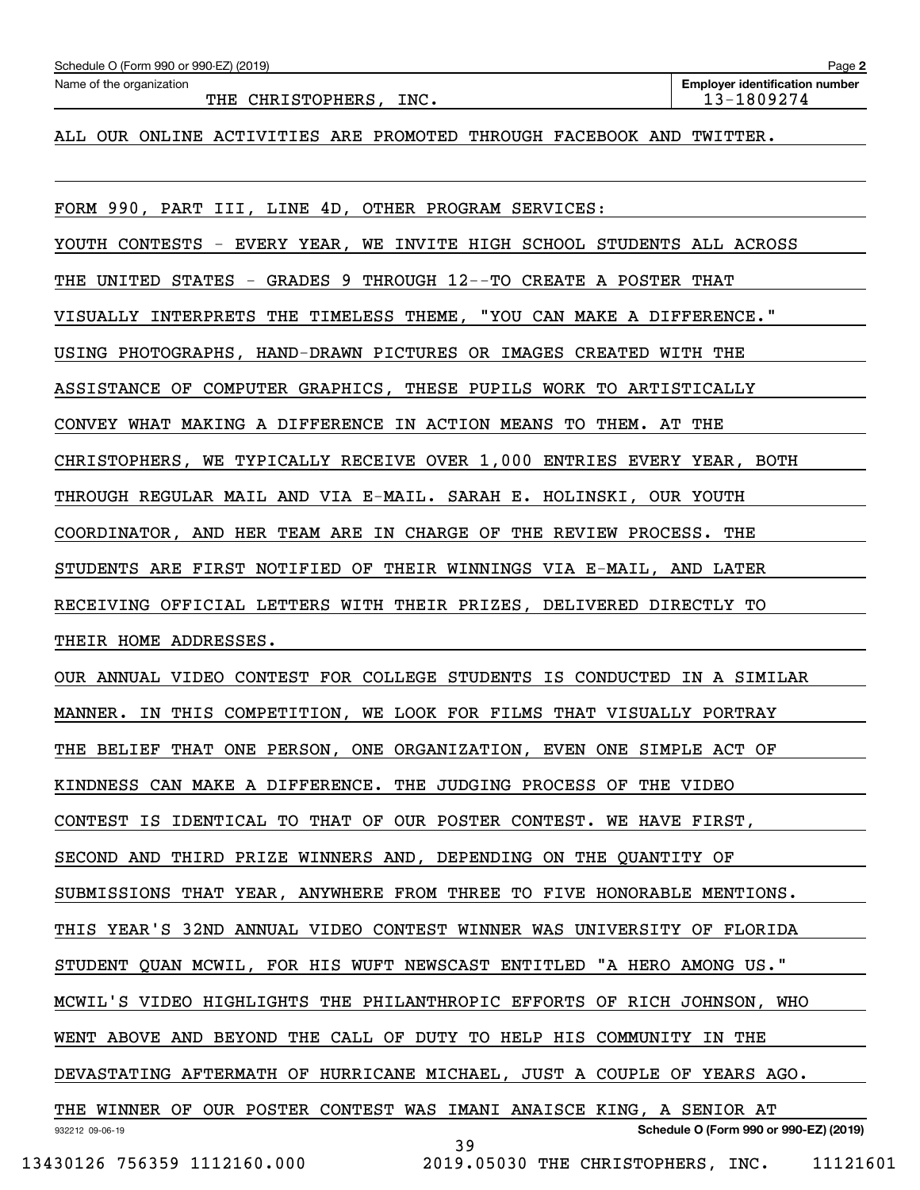ALL OUR ONLINE ACTIVITIES ARE PROMOTED THROUGH FACEBOOK AND TWITTER.

FORM 990, PART III, LINE 4D, OTHER PROGRAM SERVICES:

YOUTH CONTESTS - EVERY YEAR, WE INVITE HIGH SCHOOL STUDENTS ALL ACROSS THE UNITED STATES - GRADES 9 THROUGH 12--TO CREATE A POSTER THAT VISUALLY INTERPRETS THE TIMELESS THEME, "YOU CAN MAKE A DIFFERENCE." USING PHOTOGRAPHS, HAND-DRAWN PICTURES OR IMAGES CREATED WITH THE ASSISTANCE OF COMPUTER GRAPHICS, THESE PUPILS WORK TO ARTISTICALLY CONVEY WHAT MAKING A DIFFERENCE IN ACTION MEANS TO THEM. AT THE CHRISTOPHERS, WE TYPICALLY RECEIVE OVER 1,000 ENTRIES EVERY YEAR, BOTH THROUGH REGULAR MAIL AND VIA E-MAIL. SARAH E. HOLINSKI, OUR YOUTH COORDINATOR, AND HER TEAM ARE IN CHARGE OF THE REVIEW PROCESS. THE STUDENTS ARE FIRST NOTIFIED OF THEIR WINNINGS VIA E-MAIL, AND LATER RECEIVING OFFICIAL LETTERS WITH THEIR PRIZES, DELIVERED DIRECTLY TO THEIR HOME ADDRESSES.

OUR ANNUAL VIDEO CONTEST FOR COLLEGE STUDENTS IS CONDUCTED IN A SIMILAR MANNER. IN THIS COMPETITION, WE LOOK FOR FILMS THAT VISUALLY PORTRAY THE BELIEF THAT ONE PERSON, ONE ORGANIZATION, EVEN ONE SIMPLE ACT OF KINDNESS CAN MAKE A DIFFERENCE. THE JUDGING PROCESS OF THE VIDEO CONTEST IS IDENTICAL TO THAT OF OUR POSTER CONTEST. WE HAVE FIRST, SECOND AND THIRD PRIZE WINNERS AND, DEPENDING ON THE QUANTITY OF SUBMISSIONS THAT YEAR, ANYWHERE FROM THREE TO FIVE HONORABLE MENTIONS. THIS YEAR'S 32ND ANNUAL VIDEO CONTEST WINNER WAS UNIVERSITY OF FLORIDA STUDENT QUAN MCWIL, FOR HIS WUFT NEWSCAST ENTITLED "A HERO AMONG US." MCWIL'S VIDEO HIGHLIGHTS THE PHILANTHROPIC EFFORTS OF RICH JOHNSON, WHO WENT ABOVE AND BEYOND THE CALL OF DUTY TO HELP HIS COMMUNITY IN THE DEVASTATING AFTERMATH OF HURRICANE MICHAEL, JUST A COUPLE OF YEARS AGO. THE WINNER OF OUR POSTER CONTEST WAS IMANI ANAISCE KING, A SENIOR AT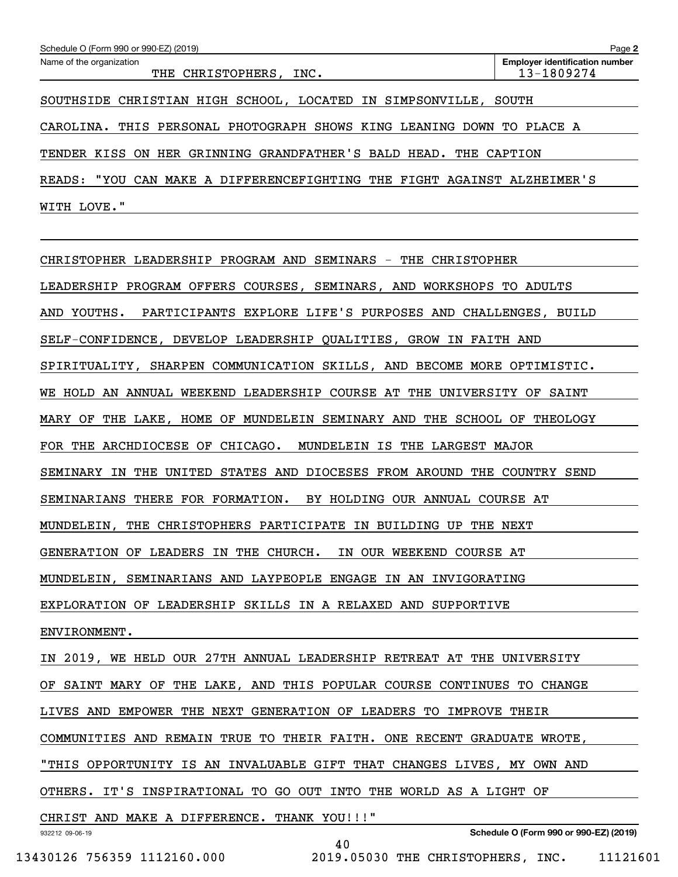Schedule O (Form 990 or 990-EZ) (2019)

Name of the organization: THE CHRISTOPHERS, INC.

Employer identification number: 13-1809274

SOUTHSIDE CHRISTIAN HIGH SCHOOL, LOCATED IN SIMPSONVILLE, SOUTH CAROLINA. THIS PERSONAL PHOTOGRAPH SHOWS KING LEANING DOWN TO PLACE A TENDER KISS ON HER GRINNING GRANDFATHER'S BALD HEAD. THE CAPTION READS: "YOU CAN MAKE A DIFFERENCEFIGHTING THE FIGHT AGAINST ALZHEIMER'S WITH LOVE."

CHRISTOPHER LEADERSHIP PROGRAM AND SEMINARS - THE CHRISTOPHER LEADERSHIP PROGRAM OFFERS COURSES, SEMINARS, AND WORKSHOPS TO ADULTS AND YOUTHS. PARTICIPANTS EXPLORE LIFE'S PURPOSES AND CHALLENGES, BUILD SELF-CONFIDENCE, DEVELOP LEADERSHIP QUALITIES, GROW IN FAITH AND SPIRITUALITY, SHARPEN COMMUNICATION SKILLS, AND BECOME MORE OPTIMISTIC. WE HOLD AN ANNUAL WEEKEND LEADERSHIP COURSE AT THE UNIVERSITY OF SAINT MARY OF THE LAKE, HOME OF MUNDELEIN SEMINARY AND THE SCHOOL OF THEOLOGY FOR THE ARCHDIOCESE OF CHICAGO. MUNDELEIN IS THE LARGEST MAJOR SEMINARY IN THE UNITED STATES AND DIOCESES FROM AROUND THE COUNTRY SEND SEMINARIANS THERE FOR FORMATION. BY HOLDING OUR ANNUAL COURSE AT MUNDELEIN, THE CHRISTOPHERS PARTICIPATE IN BUILDING UP THE NEXT GENERATION OF LEADERS IN THE CHURCH. IN OUR WEEKEND COURSE AT MUNDELEIN, SEMINARIANS AND LAYPEOPLE ENGAGE IN AN INVIGORATING EXPLORATION OF LEADERSHIP SKILLS IN A RELAXED AND SUPPORTIVE ENVIRONMENT.

IN 2019, WE HELD OUR 27TH ANNUAL LEADERSHIP RETREAT AT THE UNIVERSITY OF SAINT MARY OF THE LAKE, AND THIS POPULAR COURSE CONTINUES TO CHANGE LIVES AND EMPOWER THE NEXT GENERATION OF LEADERS TO IMPROVE THEIR COMMUNITIES AND REMAIN TRUE TO THEIR FAITH. ONE RECENT GRADUATE WROTE, "THIS OPPORTUNITY IS AN INVALUABLE GIFT THAT CHANGES LIVES, MY OWN AND OTHERS. IT'S INSPIRATIONAL TO GO OUT INTO THE WORLD AS A LIGHT OF CHRIST AND MAKE A DIFFERENCE. THANK YOU!!!"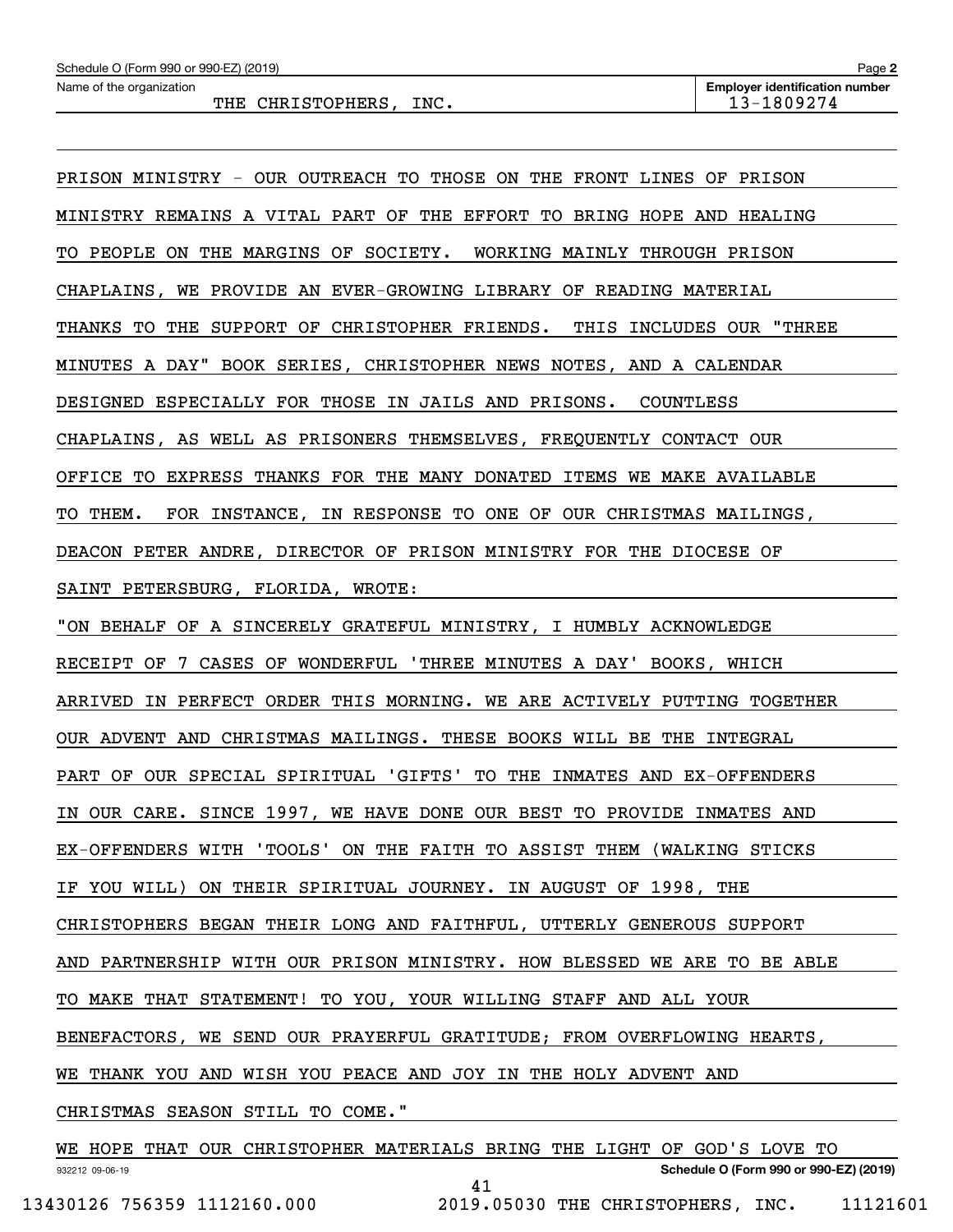Name of the organization: THE CHRISTOPHERS, INC.

Employer identification number: 13-1809274

PRISON MINISTRY - OUR OUTREACH TO THOSE ON THE FRONT LINES OF PRISON MINISTRY REMAINS A VITAL PART OF THE EFFORT TO BRING HOPE AND HEALING TO PEOPLE ON THE MARGINS OF SOCIETY. WORKING MAINLY THROUGH PRISON CHAPLAINS, WE PROVIDE AN EVER-GROWING LIBRARY OF READING MATERIAL THANKS TO THE SUPPORT OF CHRISTOPHER FRIENDS. THIS INCLUDES OUR "THREE MINUTES A DAY" BOOK SERIES, CHRISTOPHER NEWS NOTES, AND A CALENDAR DESIGNED ESPECIALLY FOR THOSE IN JAILS AND PRISONS. COUNTLESS CHAPLAINS, AS WELL AS PRISONERS THEMSELVES, FREQUENTLY CONTACT OUR OFFICE TO EXPRESS THANKS FOR THE MANY DONATED ITEMS WE MAKE AVAILABLE TO THEM. FOR INSTANCE, IN RESPONSE TO ONE OF OUR CHRISTMAS MAILINGS, DEACON PETER ANDRE, DIRECTOR OF PRISON MINISTRY FOR THE DIOCESE OF SAINT PETERSBURG, FLORIDA, WROTE:

"ON BEHALF OF A SINCERELY GRATEFUL MINISTRY, I HUMBLY ACKNOWLEDGE RECEIPT OF 7 CASES OF WONDERFUL 'THREE MINUTES A DAY' BOOKS, WHICH ARRIVED IN PERFECT ORDER THIS MORNING. WE ARE ACTIVELY PUTTING TOGETHER OUR ADVENT AND CHRISTMAS MAILINGS. THESE BOOKS WILL BE THE INTEGRAL PART OF OUR SPECIAL SPIRITUAL 'GIFTS' TO THE INMATES AND EX-OFFENDERS IN OUR CARE. SINCE 1997, WE HAVE DONE OUR BEST TO PROVIDE INMATES AND EX-OFFENDERS WITH 'TOOLS' ON THE FAITH TO ASSIST THEM (WALKING STICKS IF YOU WILL) ON THEIR SPIRITUAL JOURNEY. IN AUGUST OF 1998, THE CHRISTOPHERS BEGAN THEIR LONG AND FAITHFUL, UTTERLY GENEROUS SUPPORT AND PARTNERSHIP WITH OUR PRISON MINISTRY. HOW BLESSED WE ARE TO BE ABLE TO MAKE THAT STATEMENT! TO YOU, YOUR WILLING STAFF AND ALL YOUR BENEFACTORS, WE SEND OUR PRAYERFUL GRATITUDE; FROM OVERFLOWING HEARTS, WE THANK YOU AND WISH YOU PEACE AND JOY IN THE HOLY ADVENT AND CHRISTMAS SEASON STILL TO COME."

WE HOPE THAT OUR CHRISTOPHER MATERIALS BRING THE LIGHT OF GOD'S LOVE TO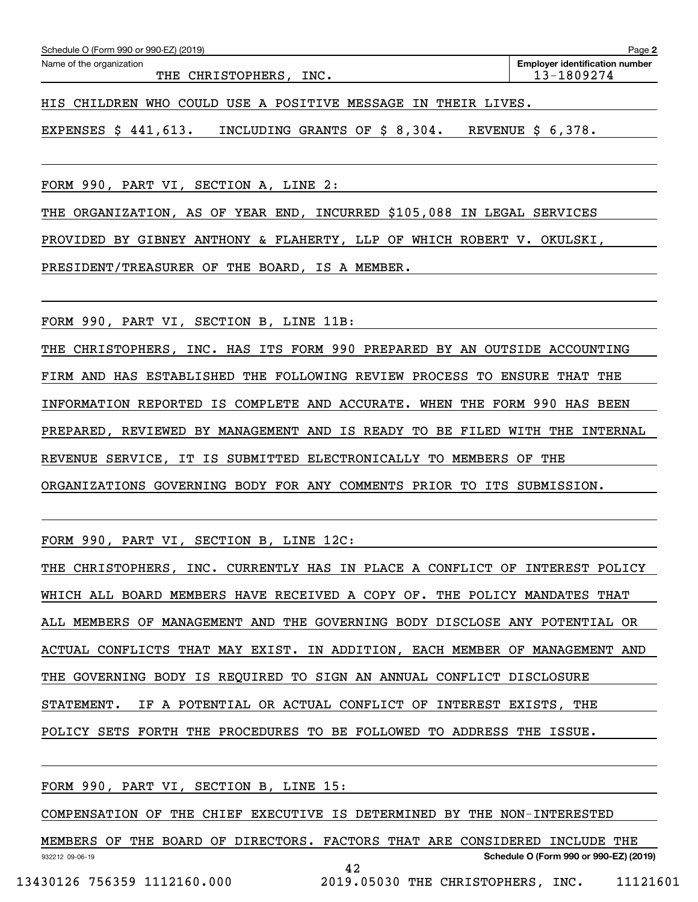HIS CHILDREN WHO COULD USE A POSITIVE MESSAGE IN THEIR LIVES.

EXPENSES $ 441,613. INCLUDING GRANTS OF $ 8,304. REVENUE $ 6,378.

FORM 990, PART VI, SECTION A, LINE 2:

THE ORGANIZATION, AS OF YEAR END, INCURRED $105,088 IN LEGAL SERVICES PROVIDED BY GIBNEY ANTHONY & FLAHERTY, LLP OF WHICH ROBERT V. OKULSKI, PRESIDENT/TREASURER OF THE BOARD, IS A MEMBER.

FORM 990, PART VI, SECTION B, LINE 11B:

THE CHRISTOPHERS, INC. HAS ITS FORM 990 PREPARED BY AN OUTSIDE ACCOUNTING FIRM AND HAS ESTABLISHED THE FOLLOWING REVIEW PROCESS TO ENSURE THAT THE INFORMATION REPORTED IS COMPLETE AND ACCURATE. WHEN THE FORM 990 HAS BEEN PREPARED, REVIEWED BY MANAGEMENT AND IS READY TO BE FILED WITH THE INTERNAL REVENUE SERVICE, IT IS SUBMITTED ELECTRONICALLY TO MEMBERS OF THE ORGANIZATIONS GOVERNING BODY FOR ANY COMMENTS PRIOR TO ITS SUBMISSION.

FORM 990, PART VI, SECTION B, LINE 12C:

THE CHRISTOPHERS, INC. CURRENTLY HAS IN PLACE A CONFLICT OF INTEREST POLICY WHICH ALL BOARD MEMBERS HAVE RECEIVED A COPY OF. THE POLICY MANDATES THAT ALL MEMBERS OF MANAGEMENT AND THE GOVERNING BODY DISCLOSE ANY POTENTIAL OR ACTUAL CONFLICTS THAT MAY EXIST. IN ADDITION, EACH MEMBER OF MANAGEMENT AND THE GOVERNING BODY IS REQUIRED TO SIGN AN ANNUAL CONFLICT DISCLOSURE STATEMENT. IF A POTENTIAL OR ACTUAL CONFLICT OF INTEREST EXISTS, THE POLICY SETS FORTH THE PROCEDURES TO BE FOLLOWED TO ADDRESS THE ISSUE.

FORM 990, PART VI, SECTION B, LINE 15:

COMPENSATION OF THE CHIEF EXECUTIVE IS DETERMINED BY THE NON-INTERESTED MEMBERS OF THE BOARD OF DIRECTORS. FACTORS THAT ARE CONSIDERED INCLUDE THE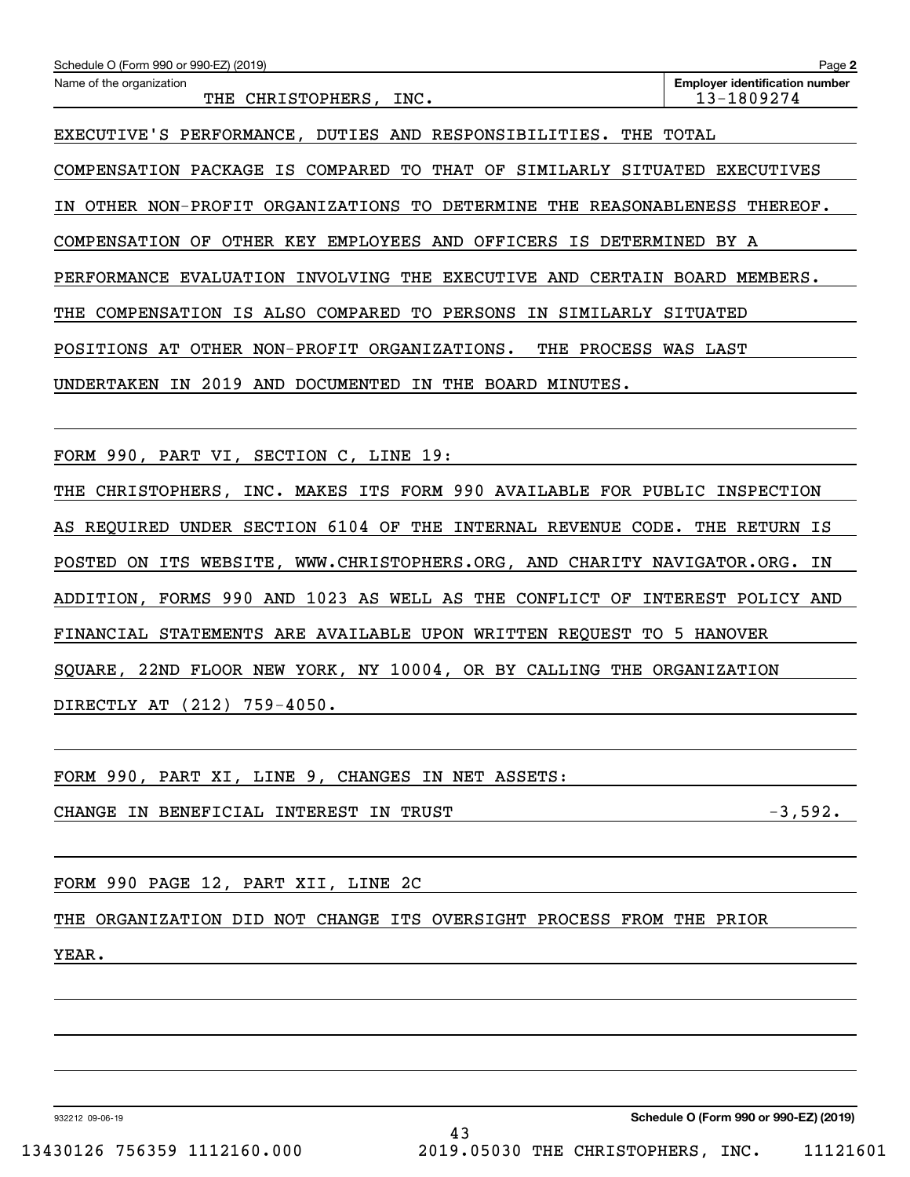Schedule O (Form 990 or 990-EZ) (2019) Page **2**

Name of the organization: THE CHRISTOPHERS, INC.

**Employer identification number:** 13-1809274

EXECUTIVE'S PERFORMANCE, DUTIES AND RESPONSIBILITIES. THE TOTAL COMPENSATION PACKAGE IS COMPARED TO THAT OF SIMILARLY SITUATED EXECUTIVES IN OTHER NON-PROFIT ORGANIZATIONS TO DETERMINE THE REASONABLENESS THEREOF. COMPENSATION OF OTHER KEY EMPLOYEES AND OFFICERS IS DETERMINED BY A PERFORMANCE EVALUATION INVOLVING THE EXECUTIVE AND CERTAIN BOARD MEMBERS. THE COMPENSATION IS ALSO COMPARED TO PERSONS IN SIMILARLY SITUATED POSITIONS AT OTHER NON-PROFIT ORGANIZATIONS. THE PROCESS WAS LAST UNDERTAKEN IN 2019 AND DOCUMENTED IN THE BOARD MINUTES.

FORM 990, PART VI, SECTION C, LINE 19:

THE CHRISTOPHERS, INC. MAKES ITS FORM 990 AVAILABLE FOR PUBLIC INSPECTION AS REQUIRED UNDER SECTION 6104 OF THE INTERNAL REVENUE CODE. THE RETURN IS POSTED ON ITS WEBSITE, WWW.CHRISTOPHERS.ORG, AND CHARITY NAVIGATOR.ORG. IN ADDITION, FORMS 990 AND 1023 AS WELL AS THE CONFLICT OF INTEREST POLICY AND FINANCIAL STATEMENTS ARE AVAILABLE UPON WRITTEN REQUEST TO 5 HANOVER SQUARE, 22ND FLOOR NEW YORK, NY 10004, OR BY CALLING THE ORGANIZATION DIRECTLY AT (212) 759-4050.

FORM 990, PART XI, LINE 9, CHANGES IN NET ASSETS:

| | |
|---|---|
| CHANGE IN BENEFICIAL INTEREST IN TRUST | -3,592. |

FORM 990 PAGE 12, PART XII, LINE 2C

THE ORGANIZATION DID NOT CHANGE ITS OVERSIGHT PROCESS FROM THE PRIOR YEAR.

932212 09-06-19 **Schedule O (Form 990 or 990-EZ) (2019)**

13430126 756359 1112160.000 2019.05030 THE CHRISTOPHERS, INC. 11121601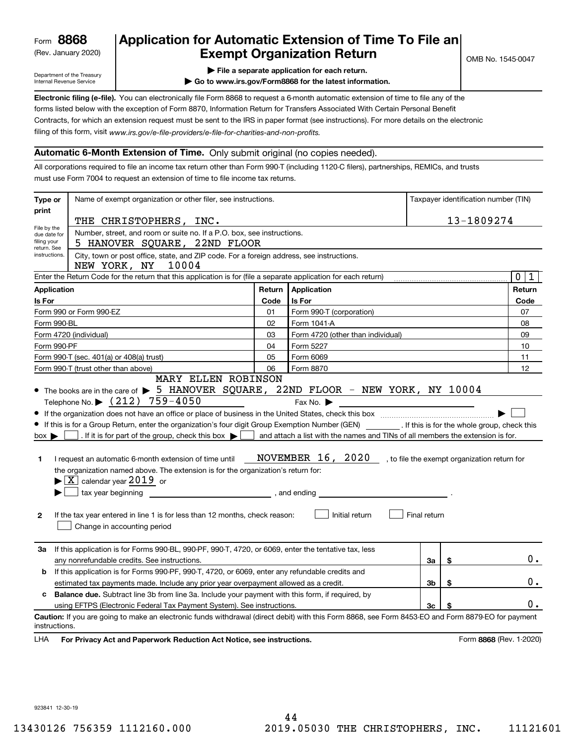Form **8868**
(Rev. January 2020)
Department of the Treasury
Internal Revenue Service

# Application for Automatic Extension of Time To File an Exempt Organization Return

OMB No. 1545-0047

▶ File a separate application for each return.
▶ Go to www.irs.gov/Form8868 for the latest information.

**Electronic filing (e-file).** You can electronically file Form 8868 to request a 6-month automatic extension of time to file any of the forms listed below with the exception of Form 8870, Information Return for Transfers Associated With Certain Personal Benefit Contracts, for which an extension request must be sent to the IRS in paper format (see instructions). For more details on the electronic filing of this form, visit *www.irs.gov/e-file-providers/e-file-for-charities-and-non-profits.*

**Automatic 6-Month Extension of Time.** Only submit original (no copies needed).

All corporations required to file an income tax return other than Form 990-T (including 1120-C filers), partnerships, REMICs, and trusts must use Form 7004 to request an extension of time to file income tax returns.

| Type or print | | |
|---|---|---|
| File by the due date for filing your return. See instructions. | Name of exempt organization or other filer, see instructions. THE CHRISTOPHERS, INC. | Taxpayer identification number (TIN) 13-1809274 |
| | Number, street, and room or suite no. If a P.O. box, see instructions. 5 HANOVER SQUARE, 22ND FLOOR | |
| | City, town or post office, state, and ZIP code. For a foreign address, see instructions. NEW YORK, NY 10004 | |

Enter the Return Code for the return that this application is for (file a separate application for each return) ..... 0 1

| Application Is For | Return Code | Application Is For | Return Code |
|---|---|---|---|
| Form 990 or Form 990-EZ | 01 | Form 990-T (corporation) | 07 |
| Form 990-BL | 02 | Form 1041-A | 08 |
| Form 4720 (individual) | 03 | Form 4720 (other than individual) | 09 |
| Form 990-PF | 04 | Form 5227 | 10 |
| Form 990-T (sec. 401(a) or 408(a) trust) | 05 | Form 6069 | 11 |
| Form 990-T (trust other than above) | 06 | Form 8870 | 12 |

- The books are in the care of ▶ MARY ELLEN ROBINSON 5 HANOVER SQUARE, 22ND FLOOR - NEW YORK, NY 10004
  Telephone No. ▶ (212) 759-4050 Fax No. ▶
- If the organization does not have an office or place of business in the United States, check this box ..... ▶ ☐
- If this is for a Group Return, enter the organization's four digit Group Exemption Number (GEN) ______ . If this is for the whole group, check this box ▶ ☐ . If it is for part of the group, check this box ▶ ☐ and attach a list with the names and TINs of all members the extension is for.

**1** I request an automatic 6-month extension of time until NOVEMBER 16, 2020, to file the exempt organization return for the organization named above. The extension is for the organization's return for:
▶ ☒ calendar year 2019 or
▶ ☐ tax year beginning ______, and ending ______.

**2** If the tax year entered in line 1 is for less than 12 months, check reason: ☐ Initial return ☐ Final return
☐ Change in accounting period

| | | | |
|---|---|---|---|
| **3a** | If this application is for Forms 990-BL, 990-PF, 990-T, 4720, or 6069, enter the tentative tax, less any nonrefundable credits. See instructions. | 3a | $ 0. |
| **b** | If this application is for Forms 990-PF, 990-T, 4720, or 6069, enter any refundable credits and estimated tax payments made. Include any prior year overpayment allowed as a credit. | 3b | $ 0. |
| **c** | **Balance due.** Subtract line 3b from line 3a. Include your payment with this form, if required, by using EFTPS (Electronic Federal Tax Payment System). See instructions. | 3c | $ 0. |

**Caution:** If you are going to make an electronic funds withdrawal (direct debit) with this Form 8868, see Form 8453-EO and Form 8879-EO for payment instructions.

LHA **For Privacy Act and Paperwork Reduction Act Notice, see instructions.** Form **8868** (Rev. 1-2020)

923841 12-30-19

13430126 756359 1112160.000 2019.05030 THE CHRISTOPHERS, INC. 11121601